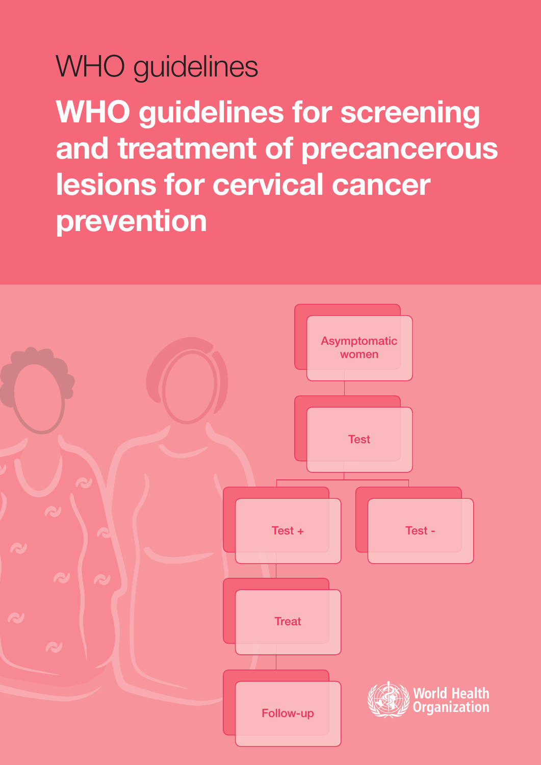WHO guidelines

# WHO guidelines for screening and treatment of precancerous lesions for cervical cancer prevention

Asymptomatic women

Test

Test +

Test -

Treat

Follow-up

World Health Organization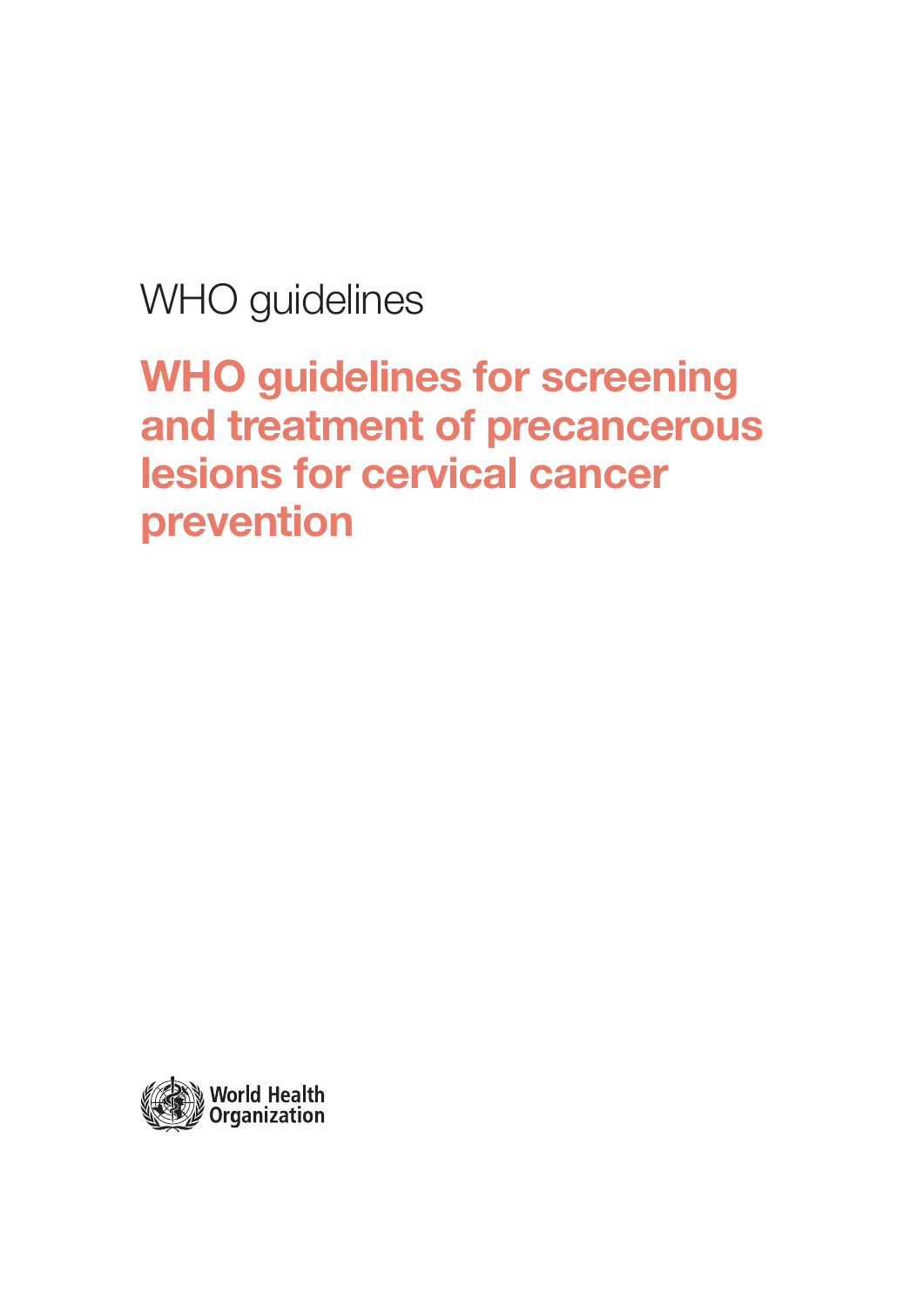WHO guidelines

# WHO guidelines for screening and treatment of precancerous lesions for cervical cancer prevention

World Health Organization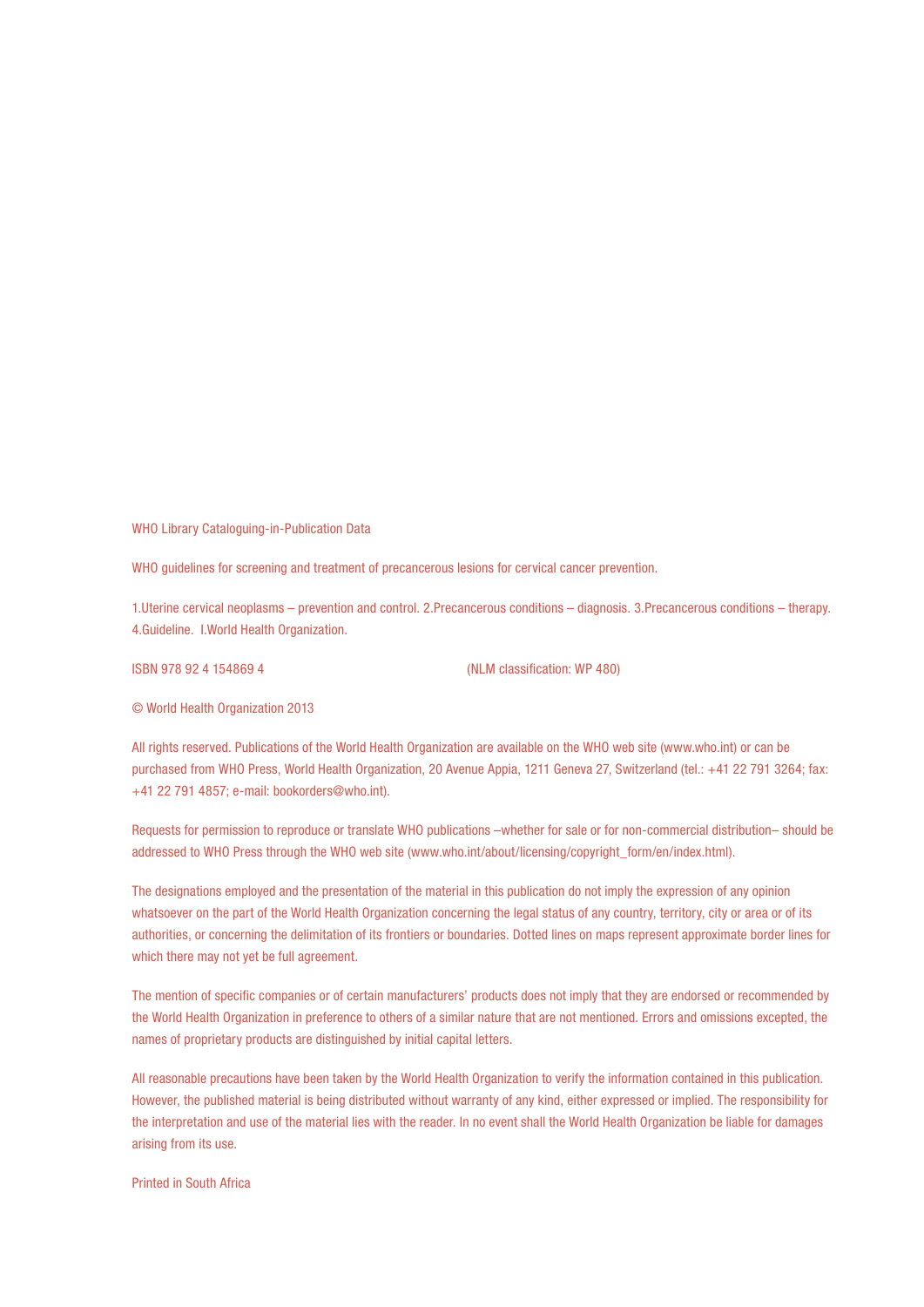WHO Library Cataloguing-in-Publication Data

WHO guidelines for screening and treatment of precancerous lesions for cervical cancer prevention.

1.Uterine cervical neoplasms – prevention and control. 2.Precancerous conditions – diagnosis. 3.Precancerous conditions – therapy. 4.Guideline. I.World Health Organization.

ISBN 978 92 4 154869 4 (NLM classification: WP 480)

© World Health Organization 2013

All rights reserved. Publications of the World Health Organization are available on the WHO web site (www.who.int) or can be purchased from WHO Press, World Health Organization, 20 Avenue Appia, 1211 Geneva 27, Switzerland (tel.: +41 22 791 3264; fax: +41 22 791 4857; e-mail: bookorders@who.int).

Requests for permission to reproduce or translate WHO publications –whether for sale or for non-commercial distribution– should be addressed to WHO Press through the WHO web site (www.who.int/about/licensing/copyright_form/en/index.html).

The designations employed and the presentation of the material in this publication do not imply the expression of any opinion whatsoever on the part of the World Health Organization concerning the legal status of any country, territory, city or area or of its authorities, or concerning the delimitation of its frontiers or boundaries. Dotted lines on maps represent approximate border lines for which there may not yet be full agreement.

The mention of specific companies or of certain manufacturers' products does not imply that they are endorsed or recommended by the World Health Organization in preference to others of a similar nature that are not mentioned. Errors and omissions excepted, the names of proprietary products are distinguished by initial capital letters.

All reasonable precautions have been taken by the World Health Organization to verify the information contained in this publication. However, the published material is being distributed without warranty of any kind, either expressed or implied. The responsibility for the interpretation and use of the material lies with the reader. In no event shall the World Health Organization be liable for damages arising from its use.

Printed in South Africa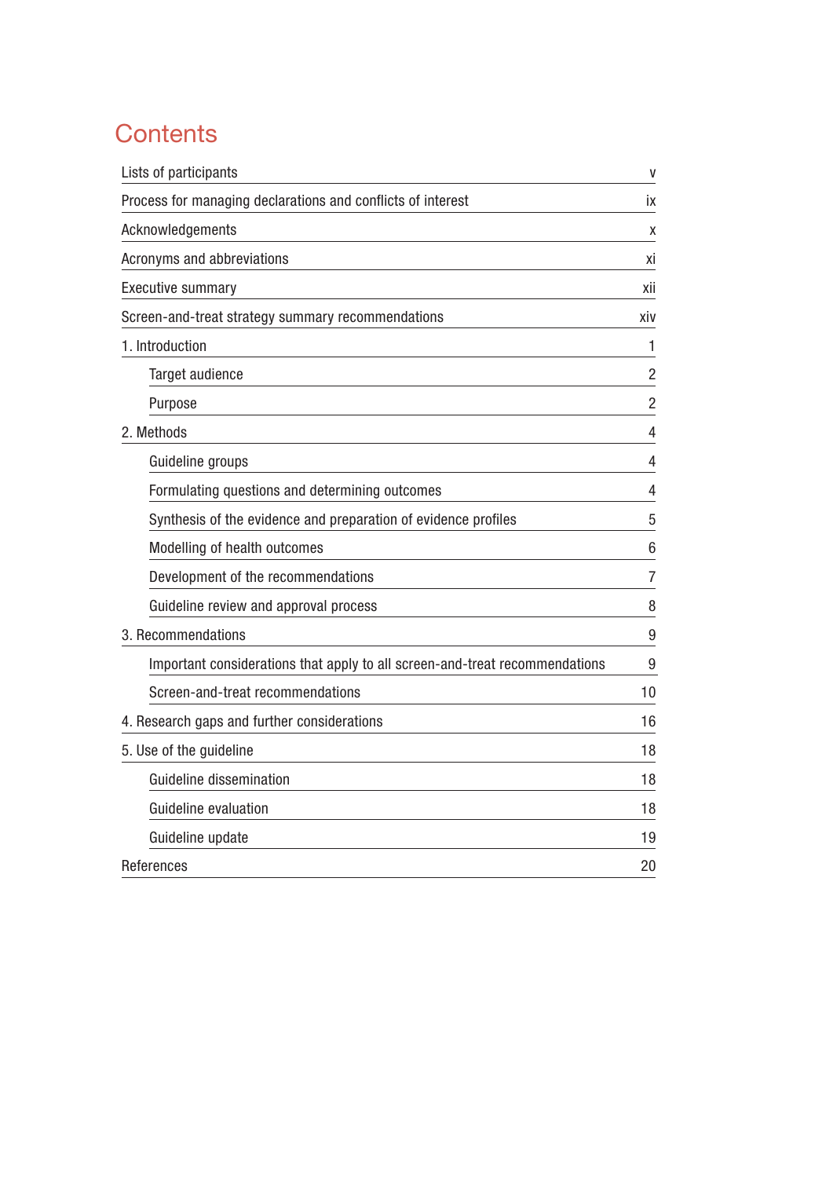# Contents

| | |
|---|---|
| Lists of participants | v |
| Process for managing declarations and conflicts of interest | ix |
| Acknowledgements | x |
| Acronyms and abbreviations | xi |
| Executive summary | xii |
| Screen-and-treat strategy summary recommendations | xiv |
| 1. Introduction | 1 |
| Target audience | 2 |
| Purpose | 2 |
| 2. Methods | 4 |
| Guideline groups | 4 |
| Formulating questions and determining outcomes | 4 |
| Synthesis of the evidence and preparation of evidence profiles | 5 |
| Modelling of health outcomes | 6 |
| Development of the recommendations | 7 |
| Guideline review and approval process | 8 |
| 3. Recommendations | 9 |
| Important considerations that apply to all screen-and-treat recommendations | 9 |
| Screen-and-treat recommendations | 10 |
| 4. Research gaps and further considerations | 16 |
| 5. Use of the guideline | 18 |
| Guideline dissemination | 18 |
| Guideline evaluation | 18 |
| Guideline update | 19 |
| References | 20 |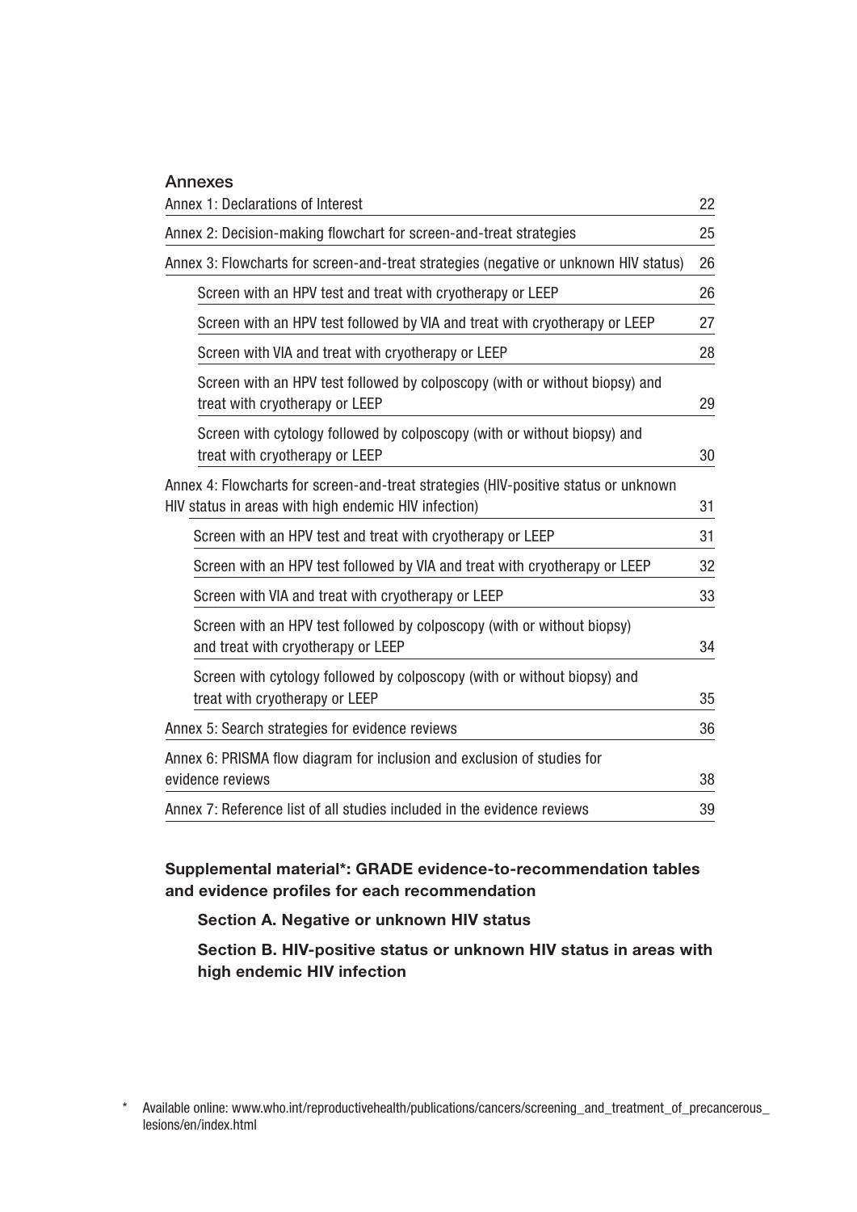## Annexes

| | |
|---|---|
| Annex 1: Declarations of Interest | 22 |
| Annex 2: Decision-making flowchart for screen-and-treat strategies | 25 |
| Annex 3: Flowcharts for screen-and-treat strategies (negative or unknown HIV status) | 26 |
| Screen with an HPV test and treat with cryotherapy or LEEP | 26 |
| Screen with an HPV test followed by VIA and treat with cryotherapy or LEEP | 27 |
| Screen with VIA and treat with cryotherapy or LEEP | 28 |
| Screen with an HPV test followed by colposcopy (with or without biopsy) and treat with cryotherapy or LEEP | 29 |
| Screen with cytology followed by colposcopy (with or without biopsy) and treat with cryotherapy or LEEP | 30 |
| Annex 4: Flowcharts for screen-and-treat strategies (HIV-positive status or unknown HIV status in areas with high endemic HIV infection) | 31 |
| Screen with an HPV test and treat with cryotherapy or LEEP | 31 |
| Screen with an HPV test followed by VIA and treat with cryotherapy or LEEP | 32 |
| Screen with VIA and treat with cryotherapy or LEEP | 33 |
| Screen with an HPV test followed by colposcopy (with or without biopsy) and treat with cryotherapy or LEEP | 34 |
| Screen with cytology followed by colposcopy (with or without biopsy) and treat with cryotherapy or LEEP | 35 |
| Annex 5: Search strategies for evidence reviews | 36 |
| Annex 6: PRISMA flow diagram for inclusion and exclusion of studies for evidence reviews | 38 |
| Annex 7: Reference list of all studies included in the evidence reviews | 39 |

**Supplemental material\*: GRADE evidence-to-recommendation tables and evidence profiles for each recommendation**

**Section A. Negative or unknown HIV status**

**Section B. HIV-positive status or unknown HIV status in areas with high endemic HIV infection**

\* Available online: www.who.int/reproductivehealth/publications/cancers/screening_and_treatment_of_precancerous_lesions/en/index.html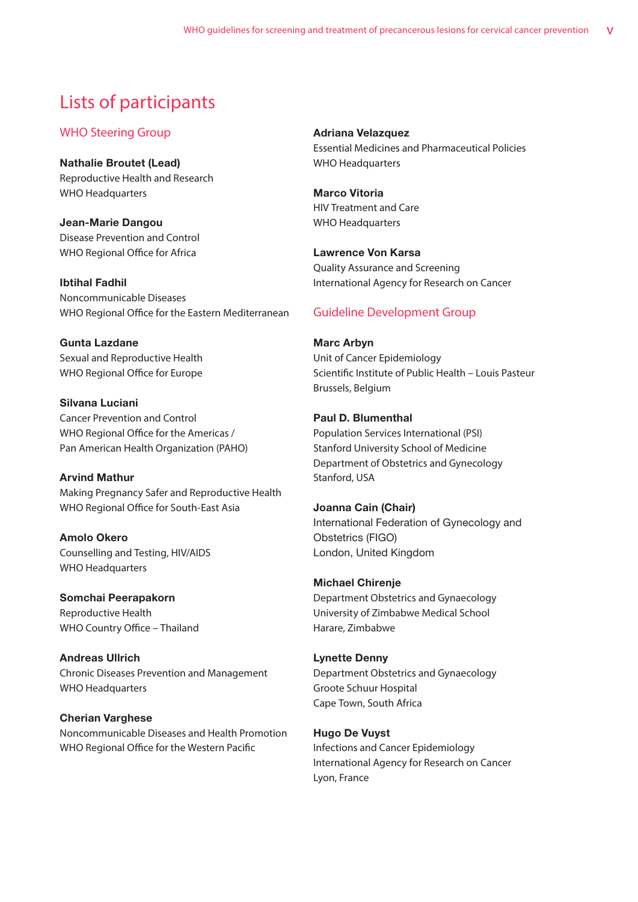# Lists of participants

## WHO Steering Group

**Nathalie Broutet (Lead)**
Reproductive Health and Research
WHO Headquarters

**Jean-Marie Dangou**
Disease Prevention and Control
WHO Regional Office for Africa

**Ibtihal Fadhil**
Noncommunicable Diseases
WHO Regional Office for the Eastern Mediterranean

**Gunta Lazdane**
Sexual and Reproductive Health
WHO Regional Office for Europe

**Silvana Luciani**
Cancer Prevention and Control
WHO Regional Office for the Americas /
Pan American Health Organization (PAHO)

**Arvind Mathur**
Making Pregnancy Safer and Reproductive Health
WHO Regional Office for South-East Asia

**Amolo Okero**
Counselling and Testing, HIV/AIDS
WHO Headquarters

**Somchai Peerapakorn**
Reproductive Health
WHO Country Office – Thailand

**Andreas Ullrich**
Chronic Diseases Prevention and Management
WHO Headquarters

**Cherian Varghese**
Noncommunicable Diseases and Health Promotion
WHO Regional Office for the Western Pacific

**Adriana Velazquez**
Essential Medicines and Pharmaceutical Policies
WHO Headquarters

**Marco Vitoria**
HIV Treatment and Care
WHO Headquarters

**Lawrence Von Karsa**
Quality Assurance and Screening
International Agency for Research on Cancer

## Guideline Development Group

**Marc Arbyn**
Unit of Cancer Epidemiology
Scientific Institute of Public Health – Louis Pasteur
Brussels, Belgium

**Paul D. Blumenthal**
Population Services International (PSI)
Stanford University School of Medicine
Department of Obstetrics and Gynecology
Stanford, USA

**Joanna Cain (Chair)**
International Federation of Gynecology and Obstetrics (FIGO)
London, United Kingdom

**Michael Chirenje**
Department Obstetrics and Gynaecology
University of Zimbabwe Medical School
Harare, Zimbabwe

**Lynette Denny**
Department Obstetrics and Gynaecology
Groote Schuur Hospital
Cape Town, South Africa

**Hugo De Vuyst**
Infections and Cancer Epidemiology
International Agency for Research on Cancer
Lyon, France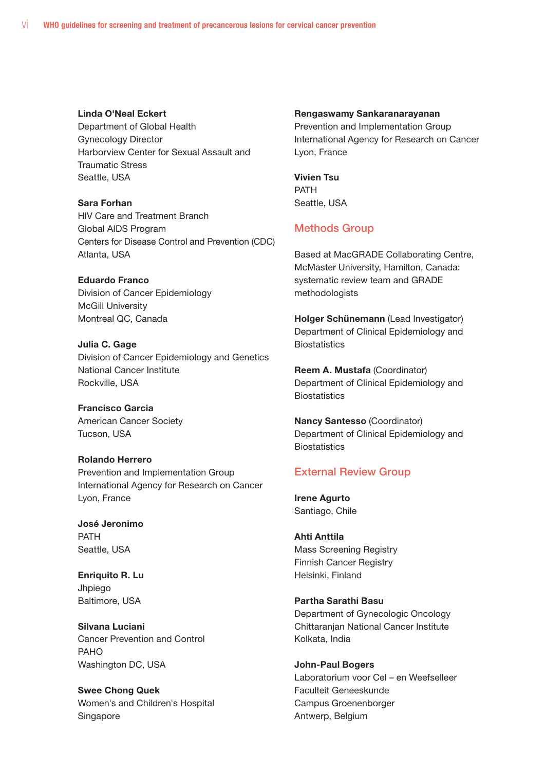**Linda O'Neal Eckert**
Department of Global Health
Gynecology Director
Harborview Center for Sexual Assault and Traumatic Stress
Seattle, USA

**Sara Forhan**
HIV Care and Treatment Branch
Global AIDS Program
Centers for Disease Control and Prevention (CDC)
Atlanta, USA

**Eduardo Franco**
Division of Cancer Epidemiology
McGill University
Montreal QC, Canada

**Julia C. Gage**
Division of Cancer Epidemiology and Genetics
National Cancer Institute
Rockville, USA

**Francisco Garcia**
American Cancer Society
Tucson, USA

**Rolando Herrero**
Prevention and Implementation Group
International Agency for Research on Cancer
Lyon, France

**José Jeronimo**
PATH
Seattle, USA

**Enriquito R. Lu**
Jhpiego
Baltimore, USA

**Silvana Luciani**
Cancer Prevention and Control
PAHO
Washington DC, USA

**Swee Chong Quek**
Women's and Children's Hospital
Singapore

**Rengaswamy Sankaranarayanan**
Prevention and Implementation Group
International Agency for Research on Cancer
Lyon, France

**Vivien Tsu**
PATH
Seattle, USA

## Methods Group

Based at MacGRADE Collaborating Centre, McMaster University, Hamilton, Canada: systematic review team and GRADE methodologists

**Holger Schünemann** (Lead Investigator)
Department of Clinical Epidemiology and Biostatistics

**Reem A. Mustafa** (Coordinator)
Department of Clinical Epidemiology and Biostatistics

**Nancy Santesso** (Coordinator)
Department of Clinical Epidemiology and Biostatistics

## External Review Group

**Irene Agurto**
Santiago, Chile

**Ahti Anttila**
Mass Screening Registry
Finnish Cancer Registry
Helsinki, Finland

**Partha Sarathi Basu**
Department of Gynecologic Oncology
Chittaranjan National Cancer Institute
Kolkata, India

**John-Paul Bogers**
Laboratorium voor Cel – en Weefselleer
Faculteit Geneeskunde
Campus Groenenborger
Antwerp, Belgium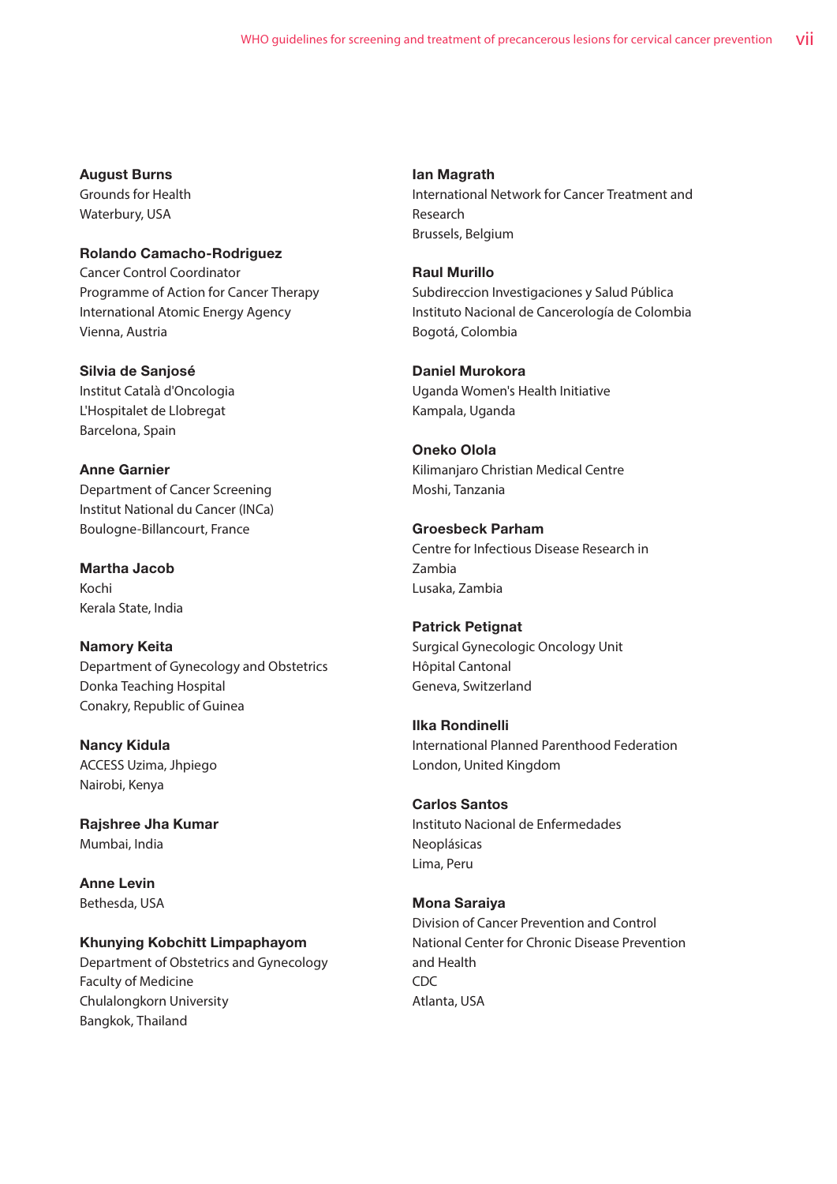**August Burns**
Grounds for Health
Waterbury, USA

**Rolando Camacho-Rodriguez**
Cancer Control Coordinator
Programme of Action for Cancer Therapy
International Atomic Energy Agency
Vienna, Austria

**Silvia de Sanjosé**
Institut Català d'Oncologia
L'Hospitalet de Llobregat
Barcelona, Spain

**Anne Garnier**
Department of Cancer Screening
Institut National du Cancer (INCa)
Boulogne-Billancourt, France

**Martha Jacob**
Kochi
Kerala State, India

**Namory Keita**
Department of Gynecology and Obstetrics
Donka Teaching Hospital
Conakry, Republic of Guinea

**Nancy Kidula**
ACCESS Uzima, Jhpiego
Nairobi, Kenya

**Rajshree Jha Kumar**
Mumbai, India

**Anne Levin**
Bethesda, USA

**Khunying Kobchitt Limpaphayom**
Department of Obstetrics and Gynecology
Faculty of Medicine
Chulalongkorn University
Bangkok, Thailand

**Ian Magrath**
International Network for Cancer Treatment and Research
Brussels, Belgium

**Raul Murillo**
Subdireccion Investigaciones y Salud Pública
Instituto Nacional de Cancerología de Colombia
Bogotá, Colombia

**Daniel Murokora**
Uganda Women's Health Initiative
Kampala, Uganda

**Oneko Olola**
Kilimanjaro Christian Medical Centre
Moshi, Tanzania

**Groesbeck Parham**
Centre for Infectious Disease Research in Zambia
Lusaka, Zambia

**Patrick Petignat**
Surgical Gynecologic Oncology Unit
Hôpital Cantonal
Geneva, Switzerland

**Ilka Rondinelli**
International Planned Parenthood Federation
London, United Kingdom

**Carlos Santos**
Instituto Nacional de Enfermedades Neoplásicas
Lima, Peru

**Mona Saraiya**
Division of Cancer Prevention and Control
National Center for Chronic Disease Prevention and Health
CDC
Atlanta, USA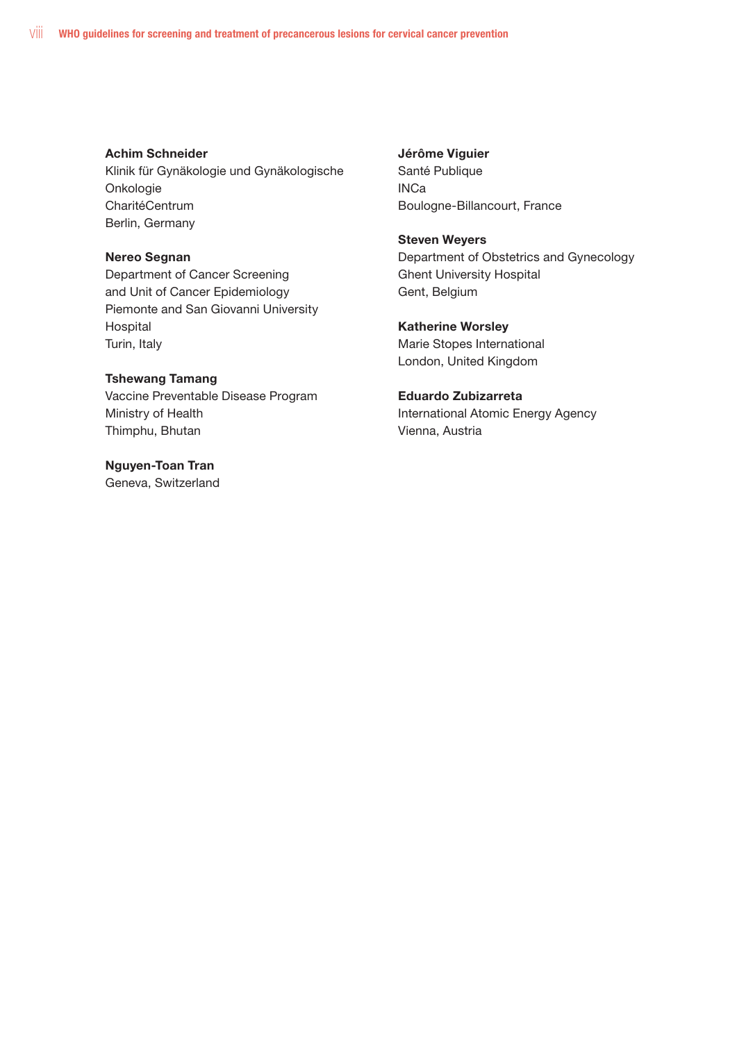**Achim Schneider**
Klinik für Gynäkologie und Gynäkologische Onkologie
CharitéCentrum
Berlin, Germany

**Nereo Segnan**
Department of Cancer Screening and Unit of Cancer Epidemiology
Piemonte and San Giovanni University Hospital
Turin, Italy

**Tshewang Tamang**
Vaccine Preventable Disease Program
Ministry of Health
Thimphu, Bhutan

**Nguyen-Toan Tran**
Geneva, Switzerland

**Jérôme Viguier**
Santé Publique
INCa
Boulogne-Billancourt, France

**Steven Weyers**
Department of Obstetrics and Gynecology
Ghent University Hospital
Gent, Belgium

**Katherine Worsley**
Marie Stopes International
London, United Kingdom

**Eduardo Zubizarreta**
International Atomic Energy Agency
Vienna, Austria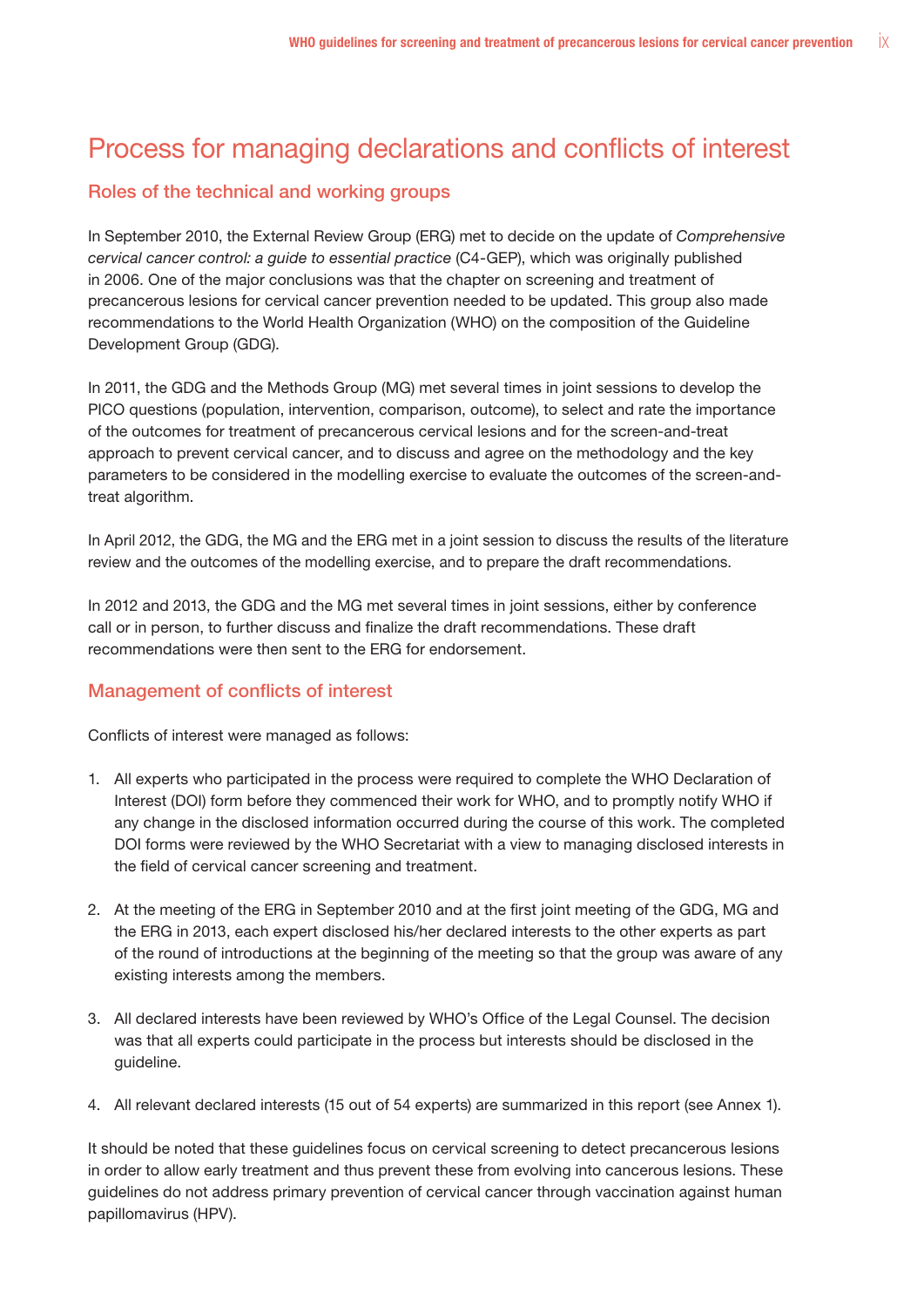# Process for managing declarations and conflicts of interest

## Roles of the technical and working groups

In September 2010, the External Review Group (ERG) met to decide on the update of *Comprehensive cervical cancer control: a guide to essential practice* (C4-GEP), which was originally published in 2006. One of the major conclusions was that the chapter on screening and treatment of precancerous lesions for cervical cancer prevention needed to be updated. This group also made recommendations to the World Health Organization (WHO) on the composition of the Guideline Development Group (GDG).

In 2011, the GDG and the Methods Group (MG) met several times in joint sessions to develop the PICO questions (population, intervention, comparison, outcome), to select and rate the importance of the outcomes for treatment of precancerous cervical lesions and for the screen-and-treat approach to prevent cervical cancer, and to discuss and agree on the methodology and the key parameters to be considered in the modelling exercise to evaluate the outcomes of the screen-and-treat algorithm.

In April 2012, the GDG, the MG and the ERG met in a joint session to discuss the results of the literature review and the outcomes of the modelling exercise, and to prepare the draft recommendations.

In 2012 and 2013, the GDG and the MG met several times in joint sessions, either by conference call or in person, to further discuss and finalize the draft recommendations. These draft recommendations were then sent to the ERG for endorsement.

## Management of conflicts of interest

Conflicts of interest were managed as follows:

1. All experts who participated in the process were required to complete the WHO Declaration of Interest (DOI) form before they commenced their work for WHO, and to promptly notify WHO if any change in the disclosed information occurred during the course of this work. The completed DOI forms were reviewed by the WHO Secretariat with a view to managing disclosed interests in the field of cervical cancer screening and treatment.

2. At the meeting of the ERG in September 2010 and at the first joint meeting of the GDG, MG and the ERG in 2013, each expert disclosed his/her declared interests to the other experts as part of the round of introductions at the beginning of the meeting so that the group was aware of any existing interests among the members.

3. All declared interests have been reviewed by WHO's Office of the Legal Counsel. The decision was that all experts could participate in the process but interests should be disclosed in the guideline.

4. All relevant declared interests (15 out of 54 experts) are summarized in this report (see Annex 1).

It should be noted that these guidelines focus on cervical screening to detect precancerous lesions in order to allow early treatment and thus prevent these from evolving into cancerous lesions. These guidelines do not address primary prevention of cervical cancer through vaccination against human papillomavirus (HPV).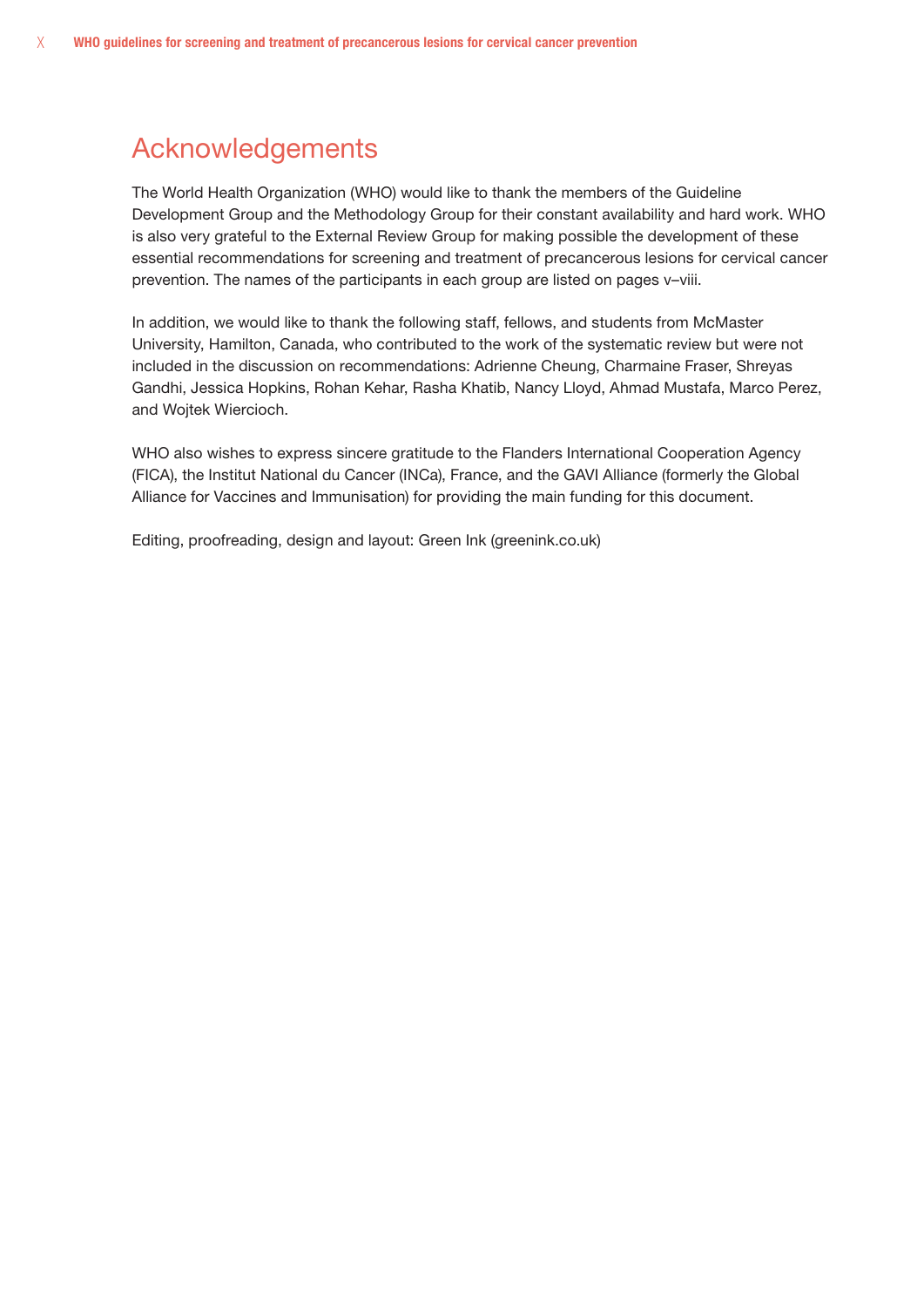# Acknowledgements

The World Health Organization (WHO) would like to thank the members of the Guideline Development Group and the Methodology Group for their constant availability and hard work. WHO is also very grateful to the External Review Group for making possible the development of these essential recommendations for screening and treatment of precancerous lesions for cervical cancer prevention. The names of the participants in each group are listed on pages v–viii.

In addition, we would like to thank the following staff, fellows, and students from McMaster University, Hamilton, Canada, who contributed to the work of the systematic review but were not included in the discussion on recommendations: Adrienne Cheung, Charmaine Fraser, Shreyas Gandhi, Jessica Hopkins, Rohan Kehar, Rasha Khatib, Nancy Lloyd, Ahmad Mustafa, Marco Perez, and Wojtek Wiercioch.

WHO also wishes to express sincere gratitude to the Flanders International Cooperation Agency (FICA), the Institut National du Cancer (INCa), France, and the GAVI Alliance (formerly the Global Alliance for Vaccines and Immunisation) for providing the main funding for this document.

Editing, proofreading, design and layout: Green Ink (greenink.co.uk)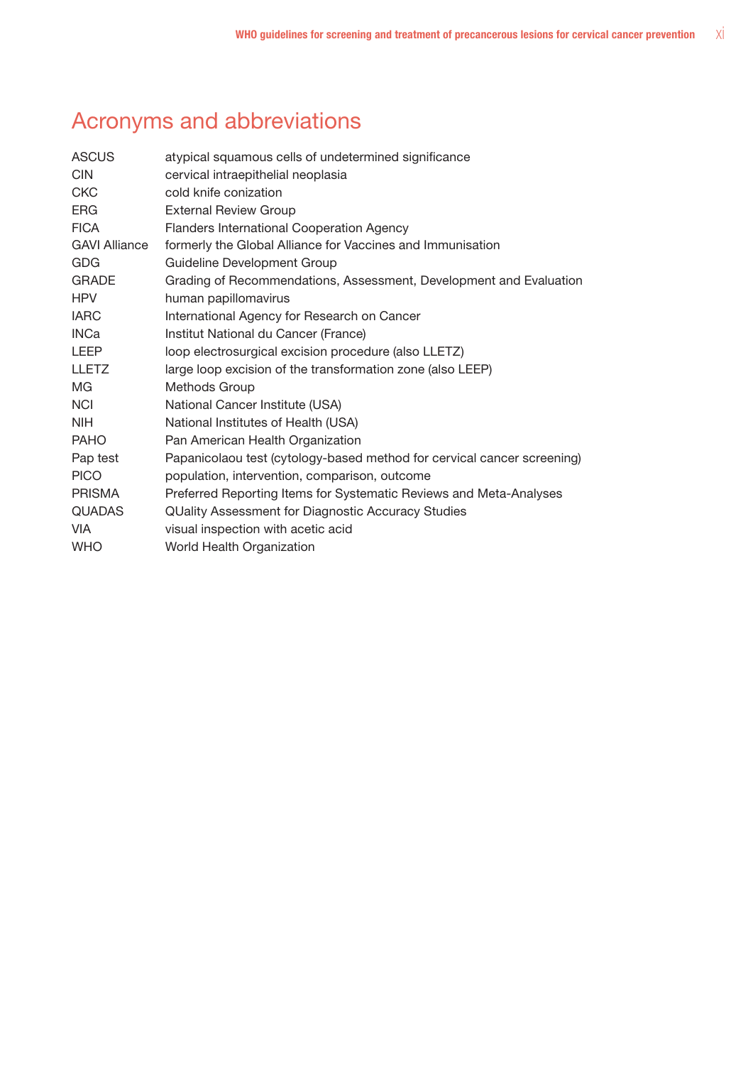# Acronyms and abbreviations

| | |
|---|---|
| ASCUS | atypical squamous cells of undetermined significance |
| CIN | cervical intraepithelial neoplasia |
| CKC | cold knife conization |
| ERG | External Review Group |
| FICA | Flanders International Cooperation Agency |
| GAVI Alliance | formerly the Global Alliance for Vaccines and Immunisation |
| GDG | Guideline Development Group |
| GRADE | Grading of Recommendations, Assessment, Development and Evaluation |
| HPV | human papillomavirus |
| IARC | International Agency for Research on Cancer |
| INCa | Institut National du Cancer (France) |
| LEEP | loop electrosurgical excision procedure (also LLETZ) |
| LLETZ | large loop excision of the transformation zone (also LEEP) |
| MG | Methods Group |
| NCI | National Cancer Institute (USA) |
| NIH | National Institutes of Health (USA) |
| PAHO | Pan American Health Organization |
| Pap test | Papanicolaou test (cytology-based method for cervical cancer screening) |
| PICO | population, intervention, comparison, outcome |
| PRISMA | Preferred Reporting Items for Systematic Reviews and Meta-Analyses |
| QUADAS | QUality Assessment for Diagnostic Accuracy Studies |
| VIA | visual inspection with acetic acid |
| WHO | World Health Organization |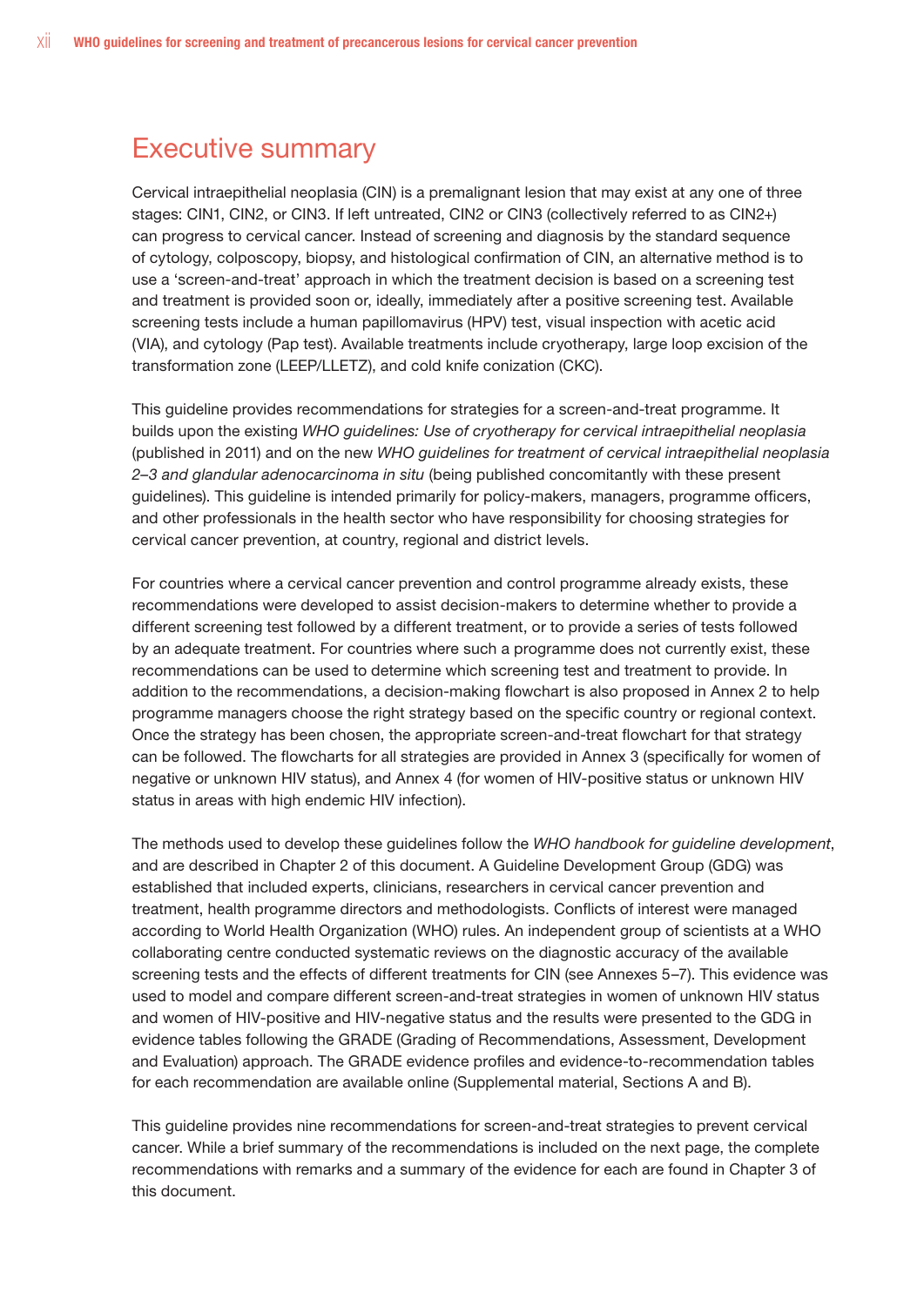# Executive summary

Cervical intraepithelial neoplasia (CIN) is a premalignant lesion that may exist at any one of three stages: CIN1, CIN2, or CIN3. If left untreated, CIN2 or CIN3 (collectively referred to as CIN2+) can progress to cervical cancer. Instead of screening and diagnosis by the standard sequence of cytology, colposcopy, biopsy, and histological confirmation of CIN, an alternative method is to use a 'screen-and-treat' approach in which the treatment decision is based on a screening test and treatment is provided soon or, ideally, immediately after a positive screening test. Available screening tests include a human papillomavirus (HPV) test, visual inspection with acetic acid (VIA), and cytology (Pap test). Available treatments include cryotherapy, large loop excision of the transformation zone (LEEP/LLETZ), and cold knife conization (CKC).

This guideline provides recommendations for strategies for a screen-and-treat programme. It builds upon the existing *WHO guidelines: Use of cryotherapy for cervical intraepithelial neoplasia* (published in 2011) and on the new *WHO guidelines for treatment of cervical intraepithelial neoplasia 2–3 and glandular adenocarcinoma in situ* (being published concomitantly with these present guidelines). This guideline is intended primarily for policy-makers, managers, programme officers, and other professionals in the health sector who have responsibility for choosing strategies for cervical cancer prevention, at country, regional and district levels.

For countries where a cervical cancer prevention and control programme already exists, these recommendations were developed to assist decision-makers to determine whether to provide a different screening test followed by a different treatment, or to provide a series of tests followed by an adequate treatment. For countries where such a programme does not currently exist, these recommendations can be used to determine which screening test and treatment to provide. In addition to the recommendations, a decision-making flowchart is also proposed in Annex 2 to help programme managers choose the right strategy based on the specific country or regional context. Once the strategy has been chosen, the appropriate screen-and-treat flowchart for that strategy can be followed. The flowcharts for all strategies are provided in Annex 3 (specifically for women of negative or unknown HIV status), and Annex 4 (for women of HIV-positive status or unknown HIV status in areas with high endemic HIV infection).

The methods used to develop these guidelines follow the *WHO handbook for guideline development*, and are described in Chapter 2 of this document. A Guideline Development Group (GDG) was established that included experts, clinicians, researchers in cervical cancer prevention and treatment, health programme directors and methodologists. Conflicts of interest were managed according to World Health Organization (WHO) rules. An independent group of scientists at a WHO collaborating centre conducted systematic reviews on the diagnostic accuracy of the available screening tests and the effects of different treatments for CIN (see Annexes 5–7). This evidence was used to model and compare different screen-and-treat strategies in women of unknown HIV status and women of HIV-positive and HIV-negative status and the results were presented to the GDG in evidence tables following the GRADE (Grading of Recommendations, Assessment, Development and Evaluation) approach. The GRADE evidence profiles and evidence-to-recommendation tables for each recommendation are available online (Supplemental material, Sections A and B).

This guideline provides nine recommendations for screen-and-treat strategies to prevent cervical cancer. While a brief summary of the recommendations is included on the next page, the complete recommendations with remarks and a summary of the evidence for each are found in Chapter 3 of this document.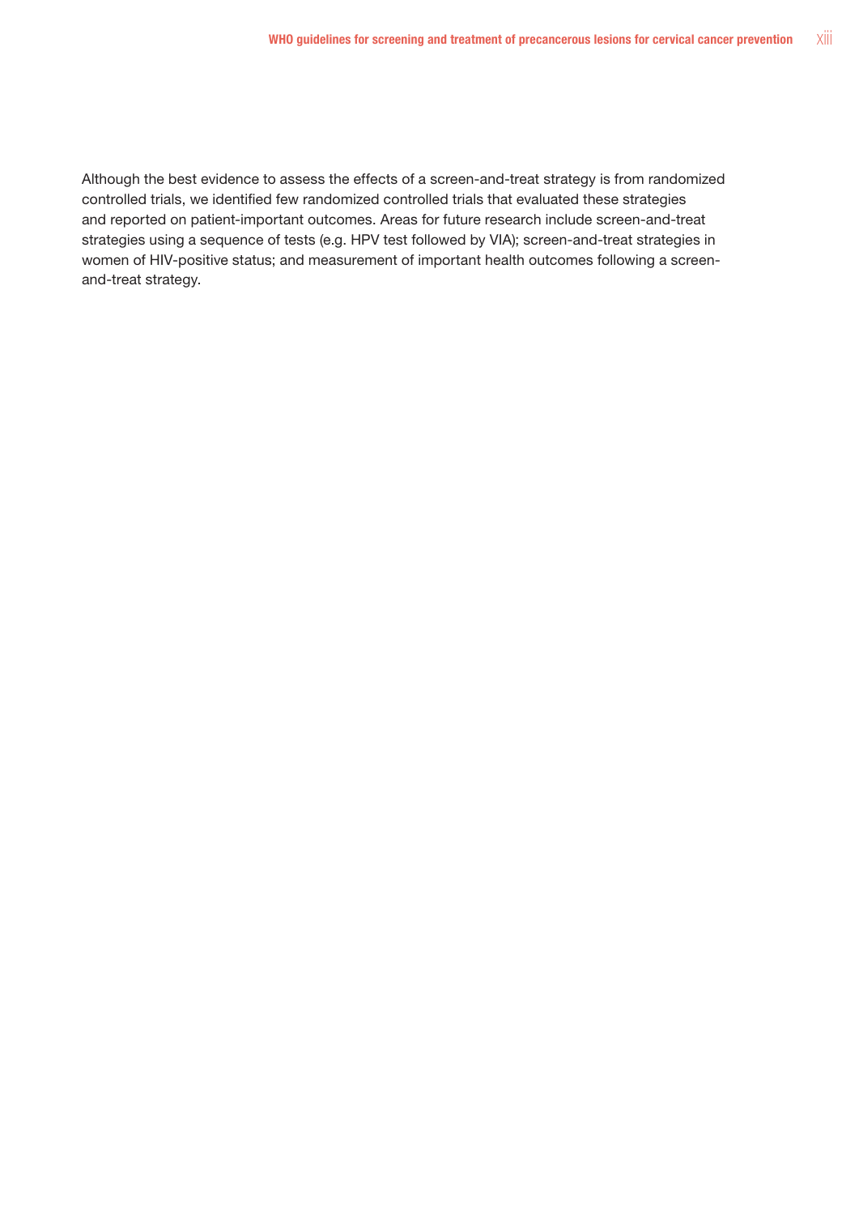Although the best evidence to assess the effects of a screen-and-treat strategy is from randomized controlled trials, we identified few randomized controlled trials that evaluated these strategies and reported on patient-important outcomes. Areas for future research include screen-and-treat strategies using a sequence of tests (e.g. HPV test followed by VIA); screen-and-treat strategies in women of HIV-positive status; and measurement of important health outcomes following a screen-and-treat strategy.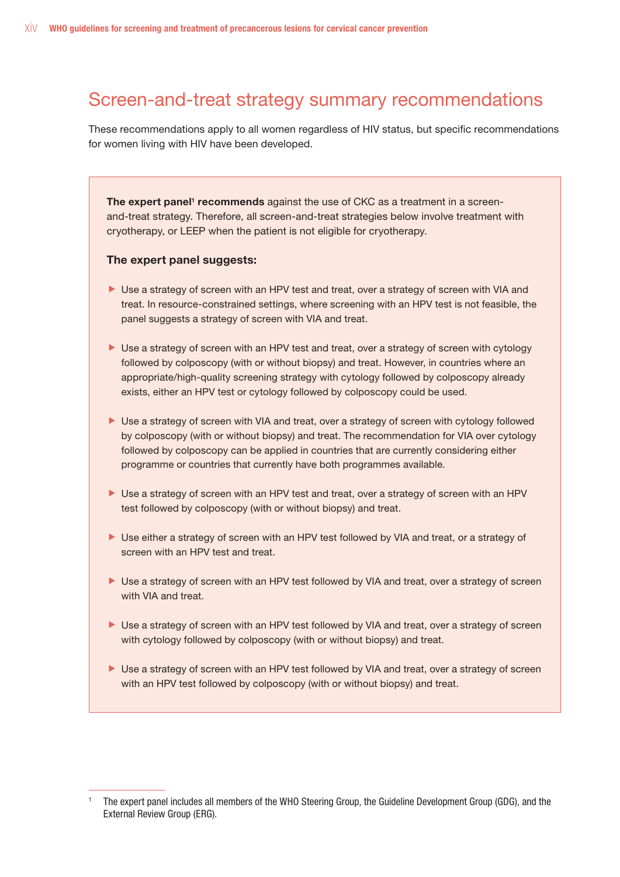# Screen-and-treat strategy summary recommendations

These recommendations apply to all women regardless of HIV status, but specific recommendations for women living with HIV have been developed.

**The expert panel[1] recommends** against the use of CKC as a treatment in a screen-and-treat strategy. Therefore, all screen-and-treat strategies below involve treatment with cryotherapy, or LEEP when the patient is not eligible for cryotherapy.

**The expert panel suggests:**

- Use a strategy of screen with an HPV test and treat, over a strategy of screen with VIA and treat. In resource-constrained settings, where screening with an HPV test is not feasible, the panel suggests a strategy of screen with VIA and treat.
- Use a strategy of screen with an HPV test and treat, over a strategy of screen with cytology followed by colposcopy (with or without biopsy) and treat. However, in countries where an appropriate/high-quality screening strategy with cytology followed by colposcopy already exists, either an HPV test or cytology followed by colposcopy could be used.
- Use a strategy of screen with VIA and treat, over a strategy of screen with cytology followed by colposcopy (with or without biopsy) and treat. The recommendation for VIA over cytology followed by colposcopy can be applied in countries that are currently considering either programme or countries that currently have both programmes available.
- Use a strategy of screen with an HPV test and treat, over a strategy of screen with an HPV test followed by colposcopy (with or without biopsy) and treat.
- Use either a strategy of screen with an HPV test followed by VIA and treat, or a strategy of screen with an HPV test and treat.
- Use a strategy of screen with an HPV test followed by VIA and treat, over a strategy of screen with VIA and treat.
- Use a strategy of screen with an HPV test followed by VIA and treat, over a strategy of screen with cytology followed by colposcopy (with or without biopsy) and treat.
- Use a strategy of screen with an HPV test followed by VIA and treat, over a strategy of screen with an HPV test followed by colposcopy (with or without biopsy) and treat.

[1] The expert panel includes all members of the WHO Steering Group, the Guideline Development Group (GDG), and the External Review Group (ERG).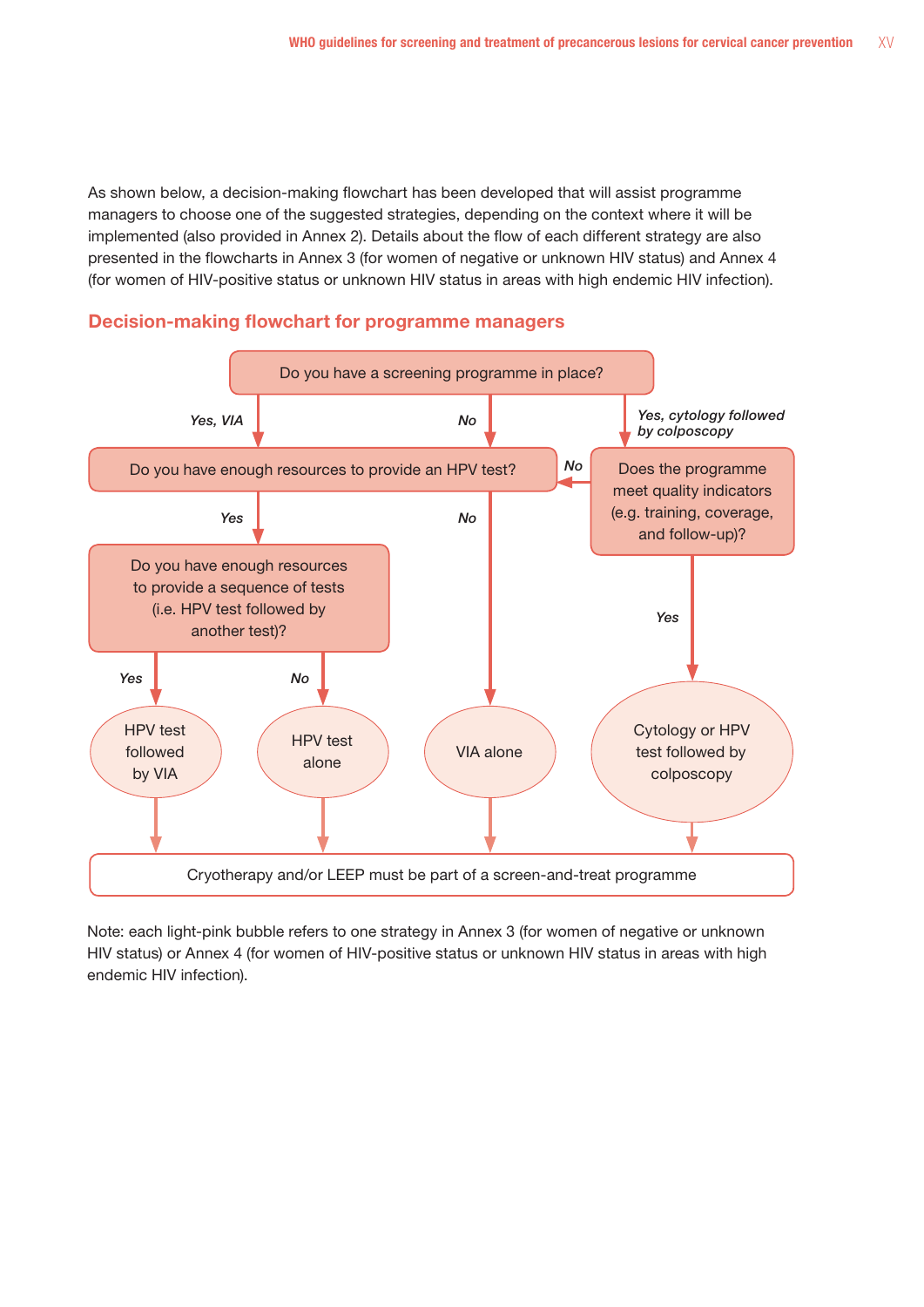As shown below, a decision-making flowchart has been developed that will assist programme managers to choose one of the suggested strategies, depending on the context where it will be implemented (also provided in Annex 2). Details about the flow of each different strategy are also presented in the flowcharts in Annex 3 (for women of negative or unknown HIV status) and Annex 4 (for women of HIV-positive status or unknown HIV status in areas with high endemic HIV infection).

## Decision-making flowchart for programme managers

Do you have a screening programme in place?

- *Yes, VIA* → Do you have enough resources to provide an HPV test?
- *No* → Do you have enough resources to provide an HPV test?
- *Yes, cytology followed by colposcopy* → Does the programme meet quality indicators (e.g. training, coverage, and follow-up)?

Do you have enough resources to provide an HPV test?

- *Yes* → Do you have enough resources to provide a sequence of tests (i.e. HPV test followed by another test)?
- *No* → VIA alone

Does the programme meet quality indicators (e.g. training, coverage, and follow-up)?

- *No* → Do you have enough resources to provide an HPV test?
- *Yes* → Cytology or HPV test followed by colposcopy

Do you have enough resources to provide a sequence of tests (i.e. HPV test followed by another test)?

- *Yes* → HPV test followed by VIA
- *No* → HPV test alone

HPV test followed by VIA / HPV test alone / VIA alone / Cytology or HPV test followed by colposcopy → Cryotherapy and/or LEEP must be part of a screen-and-treat programme

Note: each light-pink bubble refers to one strategy in Annex 3 (for women of negative or unknown HIV status) or Annex 4 (for women of HIV-positive status or unknown HIV status in areas with high endemic HIV infection).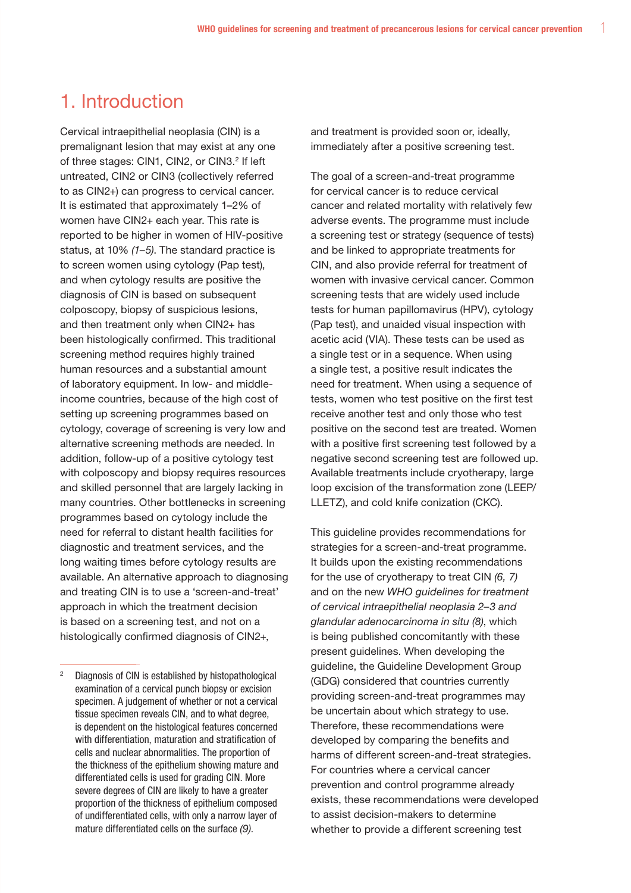# 1. Introduction

Cervical intraepithelial neoplasia (CIN) is a premalignant lesion that may exist at any one of three stages: CIN1, CIN2, or CIN3.[2] If left untreated, CIN2 or CIN3 (collectively referred to as CIN2+) can progress to cervical cancer. It is estimated that approximately 1–2% of women have CIN2+ each year. This rate is reported to be higher in women of HIV-positive status, at 10% *(1–5)*. The standard practice is to screen women using cytology (Pap test), and when cytology results are positive the diagnosis of CIN is based on subsequent colposcopy, biopsy of suspicious lesions, and then treatment only when CIN2+ has been histologically confirmed. This traditional screening method requires highly trained human resources and a substantial amount of laboratory equipment. In low- and middle-income countries, because of the high cost of setting up screening programmes based on cytology, coverage of screening is very low and alternative screening methods are needed. In addition, follow-up of a positive cytology test with colposcopy and biopsy requires resources and skilled personnel that are largely lacking in many countries. Other bottlenecks in screening programmes based on cytology include the need for referral to distant health facilities for diagnostic and treatment services, and the long waiting times before cytology results are available. An alternative approach to diagnosing and treating CIN is to use a 'screen-and-treat' approach in which the treatment decision is based on a screening test, and not on a histologically confirmed diagnosis of CIN2+, and treatment is provided soon or, ideally, immediately after a positive screening test.

The goal of a screen-and-treat programme for cervical cancer is to reduce cervical cancer and related mortality with relatively few adverse events. The programme must include a screening test or strategy (sequence of tests) and be linked to appropriate treatments for CIN, and also provide referral for treatment of women with invasive cervical cancer. Common screening tests that are widely used include tests for human papillomavirus (HPV), cytology (Pap test), and unaided visual inspection with acetic acid (VIA). These tests can be used as a single test or in a sequence. When using a single test, a positive result indicates the need for treatment. When using a sequence of tests, women who test positive on the first test receive another test and only those who test positive on the second test are treated. Women with a positive first screening test followed by a negative second screening test are followed up. Available treatments include cryotherapy, large loop excision of the transformation zone (LEEP/LLETZ), and cold knife conization (CKC).

This guideline provides recommendations for strategies for a screen-and-treat programme. It builds upon the existing recommendations for the use of cryotherapy to treat CIN *(6, 7)* and on the new *WHO guidelines for treatment of cervical intraepithelial neoplasia 2–3 and glandular adenocarcinoma in situ (8)*, which is being published concomitantly with these present guidelines. When developing the guideline, the Guideline Development Group (GDG) considered that countries currently providing screen-and-treat programmes may be uncertain about which strategy to use. Therefore, these recommendations were developed by comparing the benefits and harms of different screen-and-treat strategies. For countries where a cervical cancer prevention and control programme already exists, these recommendations were developed to assist decision-makers to determine whether to provide a different screening test

---

[2] Diagnosis of CIN is established by histopathological examination of a cervical punch biopsy or excision specimen. A judgement of whether or not a cervical tissue specimen reveals CIN, and to what degree, is dependent on the histological features concerned with differentiation, maturation and stratification of cells and nuclear abnormalities. The proportion of the thickness of the epithelium showing mature and differentiated cells is used for grading CIN. More severe degrees of CIN are likely to have a greater proportion of the thickness of epithelium composed of undifferentiated cells, with only a narrow layer of mature differentiated cells on the surface *(9)*.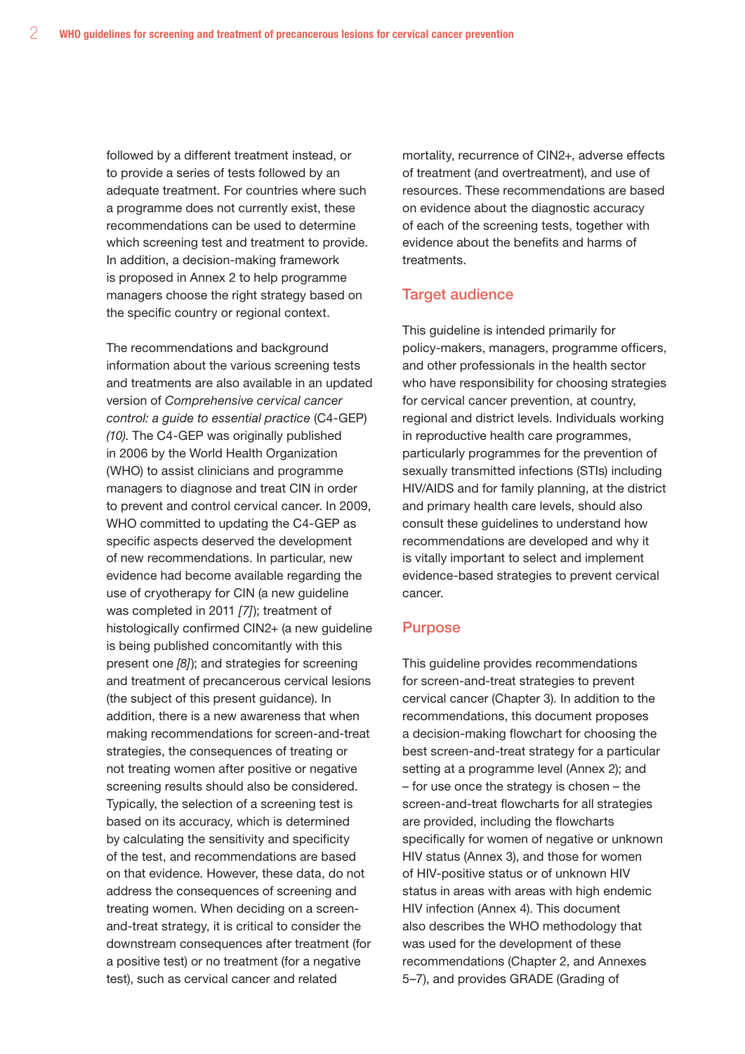followed by a different treatment instead, or to provide a series of tests followed by an adequate treatment. For countries where such a programme does not currently exist, these recommendations can be used to determine which screening test and treatment to provide. In addition, a decision-making framework is proposed in Annex 2 to help programme managers choose the right strategy based on the specific country or regional context.

The recommendations and background information about the various screening tests and treatments are also available in an updated version of *Comprehensive cervical cancer control: a guide to essential practice* (C4-GEP) *(10)*. The C4-GEP was originally published in 2006 by the World Health Organization (WHO) to assist clinicians and programme managers to diagnose and treat CIN in order to prevent and control cervical cancer. In 2009, WHO committed to updating the C4-GEP as specific aspects deserved the development of new recommendations. In particular, new evidence had become available regarding the use of cryotherapy for CIN (a new guideline was completed in 2011 *[7]*); treatment of histologically confirmed CIN2+ (a new guideline is being published concomitantly with this present one *[8]*); and strategies for screening and treatment of precancerous cervical lesions (the subject of this present guidance). In addition, there is a new awareness that when making recommendations for screen-and-treat strategies, the consequences of treating or not treating women after positive or negative screening results should also be considered. Typically, the selection of a screening test is based on its accuracy, which is determined by calculating the sensitivity and specificity of the test, and recommendations are based on that evidence. However, these data, do not address the consequences of screening and treating women. When deciding on a screen-and-treat strategy, it is critical to consider the downstream consequences after treatment (for a positive test) or no treatment (for a negative test), such as cervical cancer and related mortality, recurrence of CIN2+, adverse effects of treatment (and overtreatment), and use of resources. These recommendations are based on evidence about the diagnostic accuracy of each of the screening tests, together with evidence about the benefits and harms of treatments.

## Target audience

This guideline is intended primarily for policy-makers, managers, programme officers, and other professionals in the health sector who have responsibility for choosing strategies for cervical cancer prevention, at country, regional and district levels. Individuals working in reproductive health care programmes, particularly programmes for the prevention of sexually transmitted infections (STIs) including HIV/AIDS and for family planning, at the district and primary health care levels, should also consult these guidelines to understand how recommendations are developed and why it is vitally important to select and implement evidence-based strategies to prevent cervical cancer.

## Purpose

This guideline provides recommendations for screen-and-treat strategies to prevent cervical cancer (Chapter 3). In addition to the recommendations, this document proposes a decision-making flowchart for choosing the best screen-and-treat strategy for a particular setting at a programme level (Annex 2); and – for use once the strategy is chosen – the screen-and-treat flowcharts for all strategies are provided, including the flowcharts specifically for women of negative or unknown HIV status (Annex 3), and those for women of HIV-positive status or of unknown HIV status in areas with areas with high endemic HIV infection (Annex 4). This document also describes the WHO methodology that was used for the development of these recommendations (Chapter 2, and Annexes 5–7), and provides GRADE (Grading of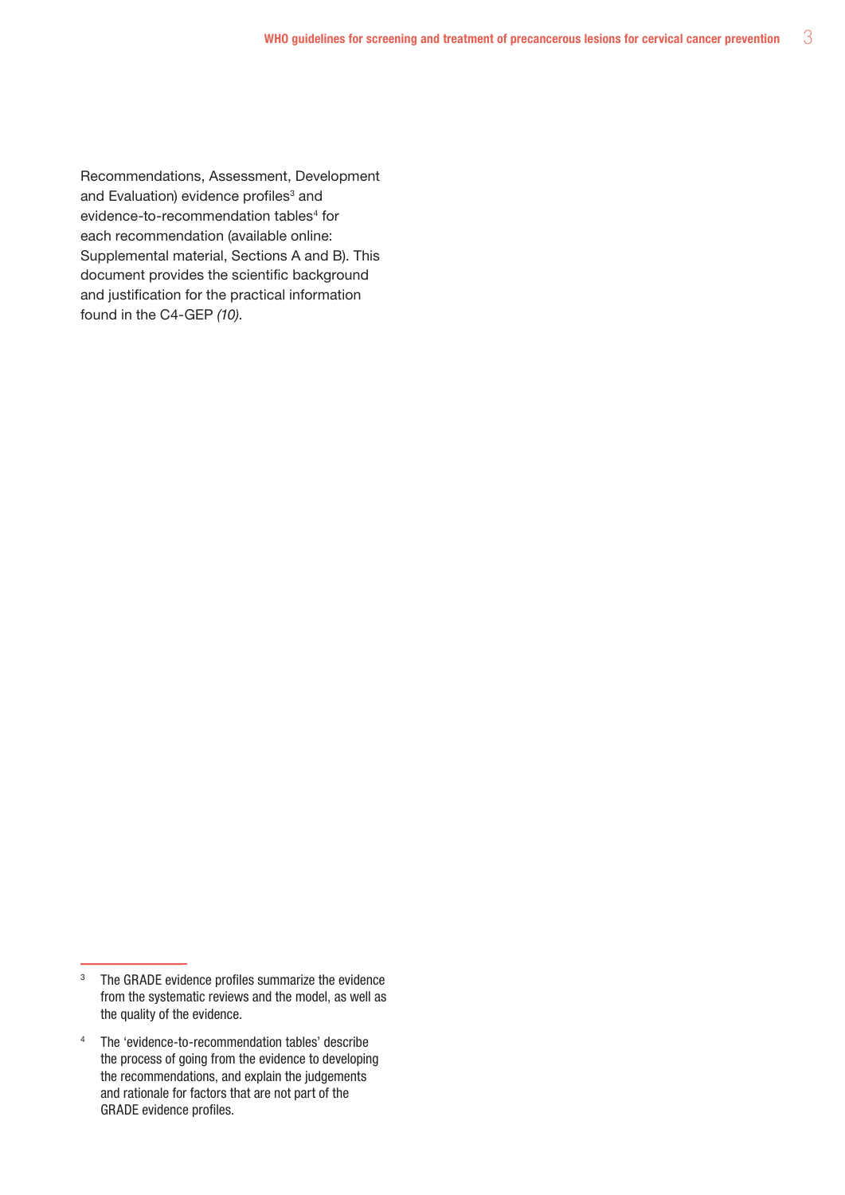Recommendations, Assessment, Development and Evaluation) evidence profiles[3] and evidence-to-recommendation tables[4] for each recommendation (available online: Supplemental material, Sections A and B). This document provides the scientific background and justification for the practical information found in the C4-GEP *(10)*.

---

[3] The GRADE evidence profiles summarize the evidence from the systematic reviews and the model, as well as the quality of the evidence.

[4] The 'evidence-to-recommendation tables' describe the process of going from the evidence to developing the recommendations, and explain the judgements and rationale for factors that are not part of the GRADE evidence profiles.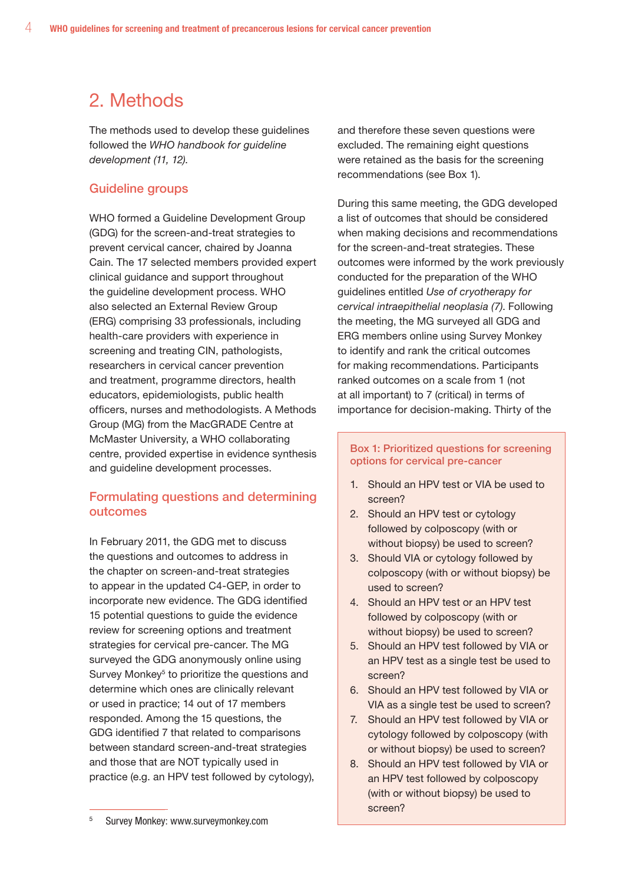## 2. Methods

The methods used to develop these guidelines followed the *WHO handbook for guideline development (11, 12)*.

### Guideline groups

WHO formed a Guideline Development Group (GDG) for the screen-and-treat strategies to prevent cervical cancer, chaired by Joanna Cain. The 17 selected members provided expert clinical guidance and support throughout the guideline development process. WHO also selected an External Review Group (ERG) comprising 33 professionals, including health-care providers with experience in screening and treating CIN, pathologists, researchers in cervical cancer prevention and treatment, programme directors, health educators, epidemiologists, public health officers, nurses and methodologists. A Methods Group (MG) from the MacGRADE Centre at McMaster University, a WHO collaborating centre, provided expertise in evidence synthesis and guideline development processes.

### Formulating questions and determining outcomes

In February 2011, the GDG met to discuss the questions and outcomes to address in the chapter on screen-and-treat strategies to appear in the updated C4-GEP, in order to incorporate new evidence. The GDG identified 15 potential questions to guide the evidence review for screening options and treatment strategies for cervical pre-cancer. The MG surveyed the GDG anonymously online using Survey Monkey[5] to prioritize the questions and determine which ones are clinically relevant or used in practice; 14 out of 17 members responded. Among the 15 questions, the GDG identified 7 that related to comparisons between standard screen-and-treat strategies and those that are NOT typically used in practice (e.g. an HPV test followed by cytology), and therefore these seven questions were excluded. The remaining eight questions were retained as the basis for the screening recommendations (see Box 1).

During this same meeting, the GDG developed a list of outcomes that should be considered when making decisions and recommendations for the screen-and-treat strategies. These outcomes were informed by the work previously conducted for the preparation of the WHO guidelines entitled *Use of cryotherapy for cervical intraepithelial neoplasia (7)*. Following the meeting, the MG surveyed all GDG and ERG members online using Survey Monkey to identify and rank the critical outcomes for making recommendations. Participants ranked outcomes on a scale from 1 (not at all important) to 7 (critical) in terms of importance for decision-making. Thirty of the

> **Box 1: Prioritized questions for screening options for cervical pre-cancer**
>
> 1. Should an HPV test or VIA be used to screen?
> 2. Should an HPV test or cytology followed by colposcopy (with or without biopsy) be used to screen?
> 3. Should VIA or cytology followed by colposcopy (with or without biopsy) be used to screen?
> 4. Should an HPV test or an HPV test followed by colposcopy (with or without biopsy) be used to screen?
> 5. Should an HPV test followed by VIA or an HPV test as a single test be used to screen?
> 6. Should an HPV test followed by VIA or VIA as a single test be used to screen?
> 7. Should an HPV test followed by VIA or cytology followed by colposcopy (with or without biopsy) be used to screen?
> 8. Should an HPV test followed by VIA or an HPV test followed by colposcopy (with or without biopsy) be used to screen?

[5] Survey Monkey: www.surveymonkey.com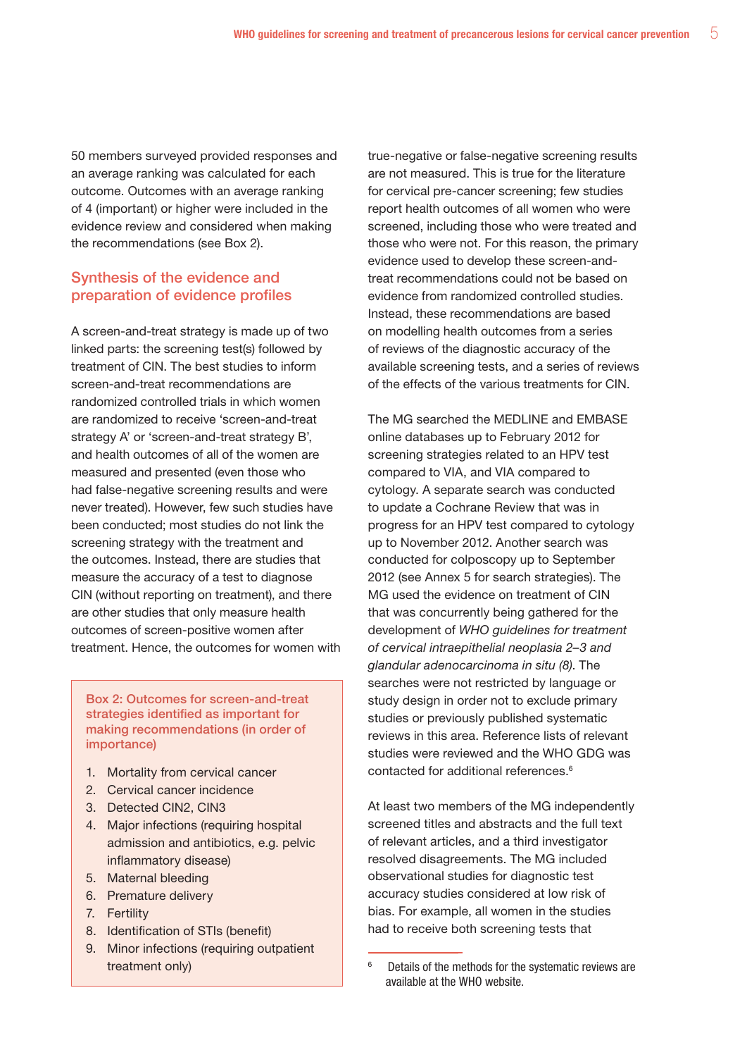50 members surveyed provided responses and an average ranking was calculated for each outcome. Outcomes with an average ranking of 4 (important) or higher were included in the evidence review and considered when making the recommendations (see Box 2).

## Synthesis of the evidence and preparation of evidence profiles

A screen-and-treat strategy is made up of two linked parts: the screening test(s) followed by treatment of CIN. The best studies to inform screen-and-treat recommendations are randomized controlled trials in which women are randomized to receive 'screen-and-treat strategy A' or 'screen-and-treat strategy B', and health outcomes of all of the women are measured and presented (even those who had false-negative screening results and were never treated). However, few such studies have been conducted; most studies do not link the screening strategy with the treatment and the outcomes. Instead, there are studies that measure the accuracy of a test to diagnose CIN (without reporting on treatment), and there are other studies that only measure health outcomes of screen-positive women after treatment. Hence, the outcomes for women with true-negative or false-negative screening results are not measured. This is true for the literature for cervical pre-cancer screening; few studies report health outcomes of all women who were screened, including those who were treated and those who were not. For this reason, the primary evidence used to develop these screen-and-treat recommendations could not be based on evidence from randomized controlled studies. Instead, these recommendations are based on modelling health outcomes from a series of reviews of the diagnostic accuracy of the available screening tests, and a series of reviews of the effects of the various treatments for CIN.

> **Box 2: Outcomes for screen-and-treat strategies identified as important for making recommendations (in order of importance)**
>
> 1. Mortality from cervical cancer
> 2. Cervical cancer incidence
> 3. Detected CIN2, CIN3
> 4. Major infections (requiring hospital admission and antibiotics, e.g. pelvic inflammatory disease)
> 5. Maternal bleeding
> 6. Premature delivery
> 7. Fertility
> 8. Identification of STIs (benefit)
> 9. Minor infections (requiring outpatient treatment only)

The MG searched the MEDLINE and EMBASE online databases up to February 2012 for screening strategies related to an HPV test compared to VIA, and VIA compared to cytology. A separate search was conducted to update a Cochrane Review that was in progress for an HPV test compared to cytology up to November 2012. Another search was conducted for colposcopy up to September 2012 (see Annex 5 for search strategies). The MG used the evidence on treatment of CIN that was concurrently being gathered for the development of *WHO guidelines for treatment of cervical intraepithelial neoplasia 2–3 and glandular adenocarcinoma in situ (8)*. The searches were not restricted by language or study design in order not to exclude primary studies or previously published systematic reviews in this area. Reference lists of relevant studies were reviewed and the WHO GDG was contacted for additional references.[6]

At least two members of the MG independently screened titles and abstracts and the full text of relevant articles, and a third investigator resolved disagreements. The MG included observational studies for diagnostic test accuracy studies considered at low risk of bias. For example, all women in the studies had to receive both screening tests that

[6] Details of the methods for the systematic reviews are available at the WHO website.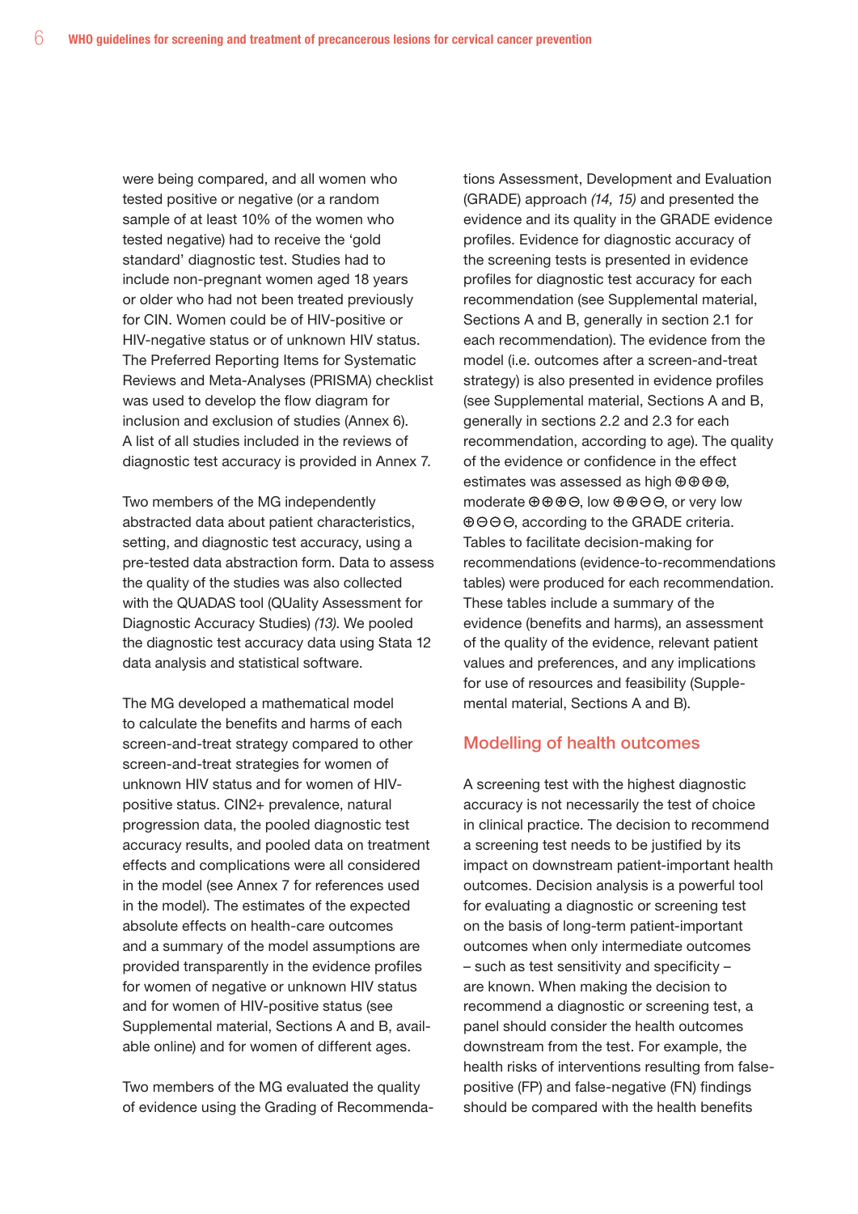were being compared, and all women who tested positive or negative (or a random sample of at least 10% of the women who tested negative) had to receive the 'gold standard' diagnostic test. Studies had to include non-pregnant women aged 18 years or older who had not been treated previously for CIN. Women could be of HIV-positive or HIV-negative status or of unknown HIV status. The Preferred Reporting Items for Systematic Reviews and Meta-Analyses (PRISMA) checklist was used to develop the flow diagram for inclusion and exclusion of studies (Annex 6). A list of all studies included in the reviews of diagnostic test accuracy is provided in Annex 7.

Two members of the MG independently abstracted data about patient characteristics, setting, and diagnostic test accuracy, using a pre-tested data abstraction form. Data to assess the quality of the studies was also collected with the QUADAS tool (QUality Assessment for Diagnostic Accuracy Studies) *(13)*. We pooled the diagnostic test accuracy data using Stata 12 data analysis and statistical software.

The MG developed a mathematical model to calculate the benefits and harms of each screen-and-treat strategy compared to other screen-and-treat strategies for women of unknown HIV status and for women of HIV-positive status. CIN2+ prevalence, natural progression data, the pooled diagnostic test accuracy results, and pooled data on treatment effects and complications were all considered in the model (see Annex 7 for references used in the model). The estimates of the expected absolute effects on health-care outcomes and a summary of the model assumptions are provided transparently in the evidence profiles for women of negative or unknown HIV status and for women of HIV-positive status (see Supplemental material, Sections A and B, available online) and for women of different ages.

Two members of the MG evaluated the quality of evidence using the Grading of Recommendations Assessment, Development and Evaluation (GRADE) approach *(14, 15)* and presented the evidence and its quality in the GRADE evidence profiles. Evidence for diagnostic accuracy of the screening tests is presented in evidence profiles for diagnostic test accuracy for each recommendation (see Supplemental material, Sections A and B, generally in section 2.1 for each recommendation). The evidence from the model (i.e. outcomes after a screen-and-treat strategy) is also presented in evidence profiles (see Supplemental material, Sections A and B, generally in sections 2.2 and 2.3 for each recommendation, according to age). The quality of the evidence or confidence in the effect estimates was assessed as high ⊕⊕⊕⊕, moderate ⊕⊕⊕⊖, low ⊕⊕⊖⊖, or very low ⊕⊖⊖⊖, according to the GRADE criteria. Tables to facilitate decision-making for recommendations (evidence-to-recommendations tables) were produced for each recommendation. These tables include a summary of the evidence (benefits and harms), an assessment of the quality of the evidence, relevant patient values and preferences, and any implications for use of resources and feasibility (Supplemental material, Sections A and B).

## Modelling of health outcomes

A screening test with the highest diagnostic accuracy is not necessarily the test of choice in clinical practice. The decision to recommend a screening test needs to be justified by its impact on downstream patient-important health outcomes. Decision analysis is a powerful tool for evaluating a diagnostic or screening test on the basis of long-term patient-important outcomes when only intermediate outcomes – such as test sensitivity and specificity – are known. When making the decision to recommend a diagnostic or screening test, a panel should consider the health outcomes downstream from the test. For example, the health risks of interventions resulting from false-positive (FP) and false-negative (FN) findings should be compared with the health benefits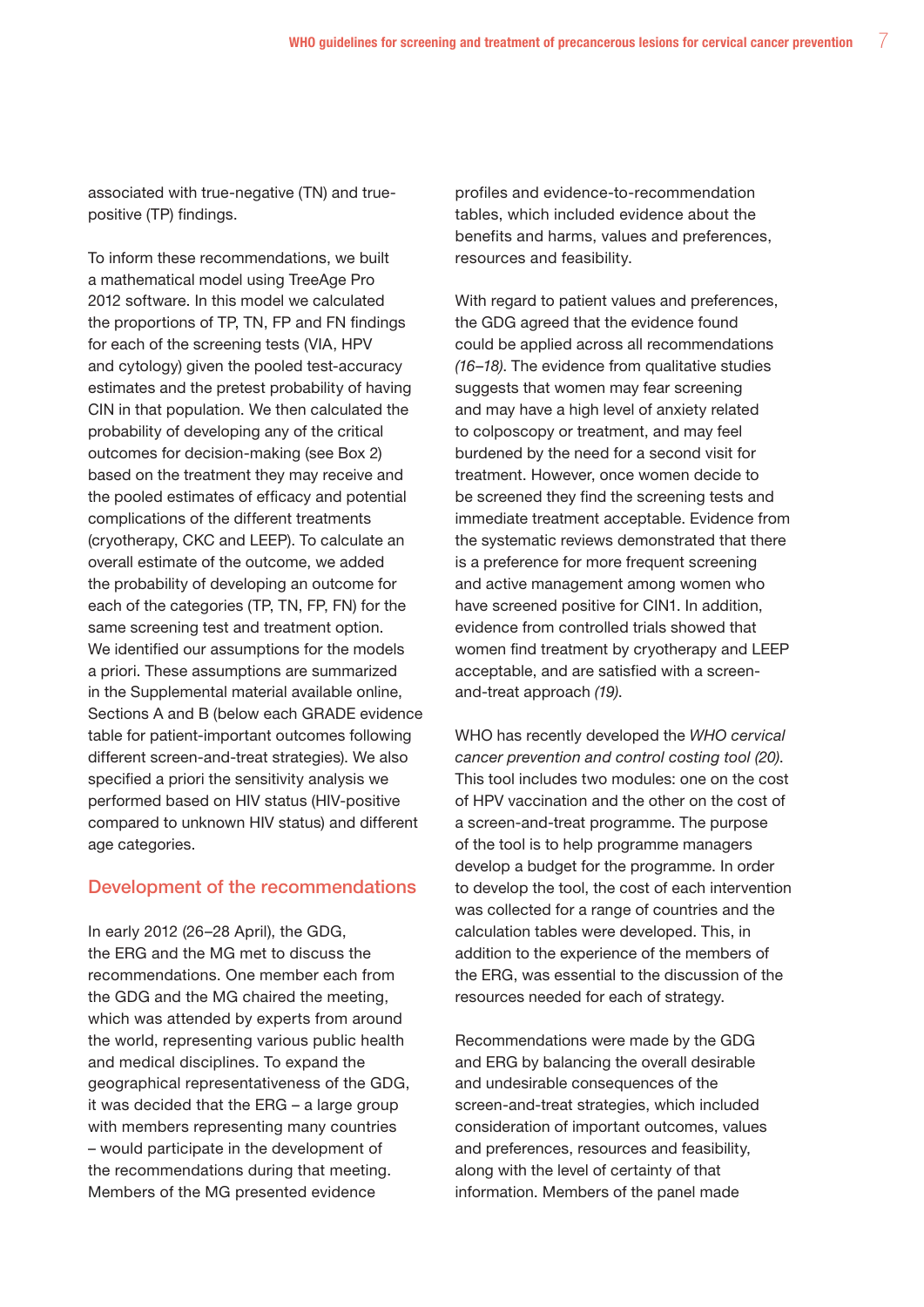associated with true-negative (TN) and true-positive (TP) findings.

To inform these recommendations, we built a mathematical model using TreeAge Pro 2012 software. In this model we calculated the proportions of TP, TN, FP and FN findings for each of the screening tests (VIA, HPV and cytology) given the pooled test-accuracy estimates and the pretest probability of having CIN in that population. We then calculated the probability of developing any of the critical outcomes for decision-making (see Box 2) based on the treatment they may receive and the pooled estimates of efficacy and potential complications of the different treatments (cryotherapy, CKC and LEEP). To calculate an overall estimate of the outcome, we added the probability of developing an outcome for each of the categories (TP, TN, FP, FN) for the same screening test and treatment option. We identified our assumptions for the models a priori. These assumptions are summarized in the Supplemental material available online, Sections A and B (below each GRADE evidence table for patient-important outcomes following different screen-and-treat strategies). We also specified a priori the sensitivity analysis we performed based on HIV status (HIV-positive compared to unknown HIV status) and different age categories.

## Development of the recommendations

In early 2012 (26–28 April), the GDG, the ERG and the MG met to discuss the recommendations. One member each from the GDG and the MG chaired the meeting, which was attended by experts from around the world, representing various public health and medical disciplines. To expand the geographical representativeness of the GDG, it was decided that the ERG – a large group with members representing many countries – would participate in the development of the recommendations during that meeting. Members of the MG presented evidence profiles and evidence-to-recommendation tables, which included evidence about the benefits and harms, values and preferences, resources and feasibility.

With regard to patient values and preferences, the GDG agreed that the evidence found could be applied across all recommendations *(16–18)*. The evidence from qualitative studies suggests that women may fear screening and may have a high level of anxiety related to colposcopy or treatment, and may feel burdened by the need for a second visit for treatment. However, once women decide to be screened they find the screening tests and immediate treatment acceptable. Evidence from the systematic reviews demonstrated that there is a preference for more frequent screening and active management among women who have screened positive for CIN1. In addition, evidence from controlled trials showed that women find treatment by cryotherapy and LEEP acceptable, and are satisfied with a screen-and-treat approach *(19)*.

WHO has recently developed the *WHO cervical cancer prevention and control costing tool (20)*. This tool includes two modules: one on the cost of HPV vaccination and the other on the cost of a screen-and-treat programme. The purpose of the tool is to help programme managers develop a budget for the programme. In order to develop the tool, the cost of each intervention was collected for a range of countries and the calculation tables were developed. This, in addition to the experience of the members of the ERG, was essential to the discussion of the resources needed for each of strategy.

Recommendations were made by the GDG and ERG by balancing the overall desirable and undesirable consequences of the screen-and-treat strategies, which included consideration of important outcomes, values and preferences, resources and feasibility, along with the level of certainty of that information. Members of the panel made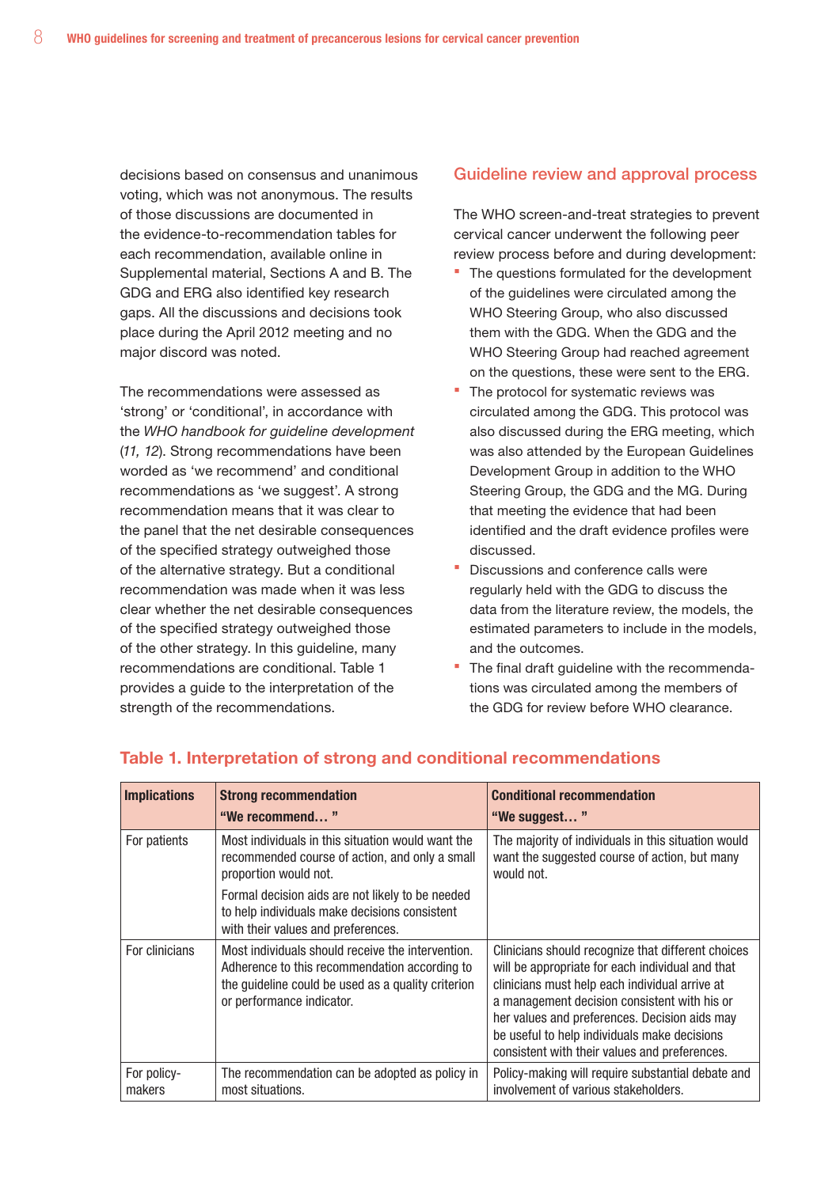decisions based on consensus and unanimous voting, which was not anonymous. The results of those discussions are documented in the evidence-to-recommendation tables for each recommendation, available online in Supplemental material, Sections A and B. The GDG and ERG also identified key research gaps. All the discussions and decisions took place during the April 2012 meeting and no major discord was noted.

The recommendations were assessed as 'strong' or 'conditional', in accordance with the *WHO handbook for guideline development* (*11, 12*). Strong recommendations have been worded as 'we recommend' and conditional recommendations as 'we suggest'. A strong recommendation means that it was clear to the panel that the net desirable consequences of the specified strategy outweighed those of the alternative strategy. But a conditional recommendation was made when it was less clear whether the net desirable consequences of the specified strategy outweighed those of the other strategy. In this guideline, many recommendations are conditional. Table 1 provides a guide to the interpretation of the strength of the recommendations.

## Guideline review and approval process

The WHO screen-and-treat strategies to prevent cervical cancer underwent the following peer review process before and during development:

- The questions formulated for the development of the guidelines were circulated among the WHO Steering Group, who also discussed them with the GDG. When the GDG and the WHO Steering Group had reached agreement on the questions, these were sent to the ERG.
- The protocol for systematic reviews was circulated among the GDG. This protocol was also discussed during the ERG meeting, which was also attended by the European Guidelines Development Group in addition to the WHO Steering Group, the GDG and the MG. During that meeting the evidence that had been identified and the draft evidence profiles were discussed.
- Discussions and conference calls were regularly held with the GDG to discuss the data from the literature review, the models, the estimated parameters to include in the models, and the outcomes.
- The final draft guideline with the recommendations was circulated among the members of the GDG for review before WHO clearance.

### Table 1. Interpretation of strong and conditional recommendations

| Implications | Strong recommendation "We recommend… " | Conditional recommendation "We suggest… " |
|---|---|---|
| For patients | Most individuals in this situation would want the recommended course of action, and only a small proportion would not. Formal decision aids are not likely to be needed to help individuals make decisions consistent with their values and preferences. | The majority of individuals in this situation would want the suggested course of action, but many would not. |
| For clinicians | Most individuals should receive the intervention. Adherence to this recommendation according to the guideline could be used as a quality criterion or performance indicator. | Clinicians should recognize that different choices will be appropriate for each individual and that clinicians must help each individual arrive at a management decision consistent with his or her values and preferences. Decision aids may be useful to help individuals make decisions consistent with their values and preferences. |
| For policy-makers | The recommendation can be adopted as policy in most situations. | Policy-making will require substantial debate and involvement of various stakeholders. |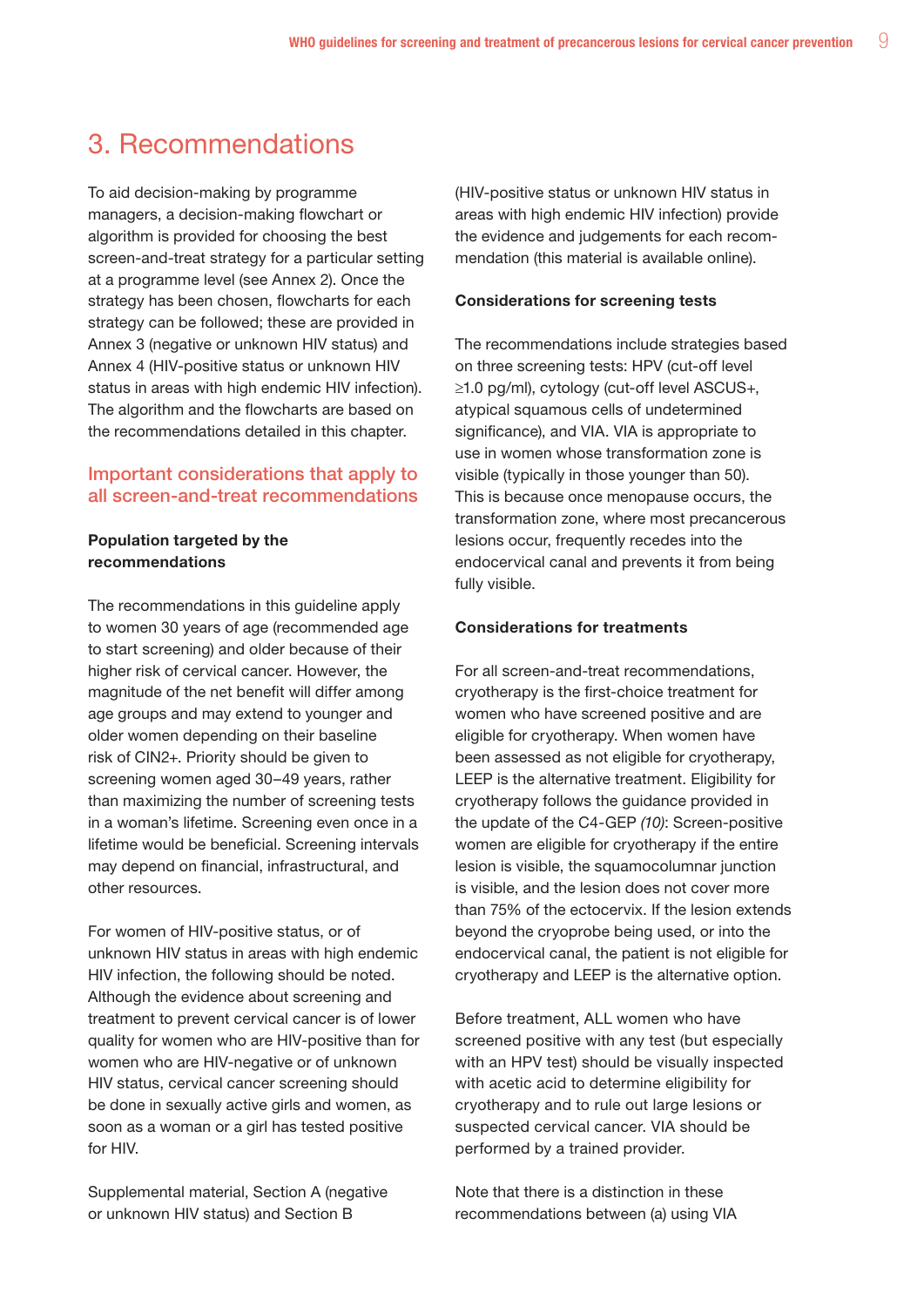# 3. Recommendations

To aid decision-making by programme managers, a decision-making flowchart or algorithm is provided for choosing the best screen-and-treat strategy for a particular setting at a programme level (see Annex 2). Once the strategy has been chosen, flowcharts for each strategy can be followed; these are provided in Annex 3 (negative or unknown HIV status) and Annex 4 (HIV-positive status or unknown HIV status in areas with high endemic HIV infection). The algorithm and the flowcharts are based on the recommendations detailed in this chapter.

## Important considerations that apply to all screen-and-treat recommendations

**Population targeted by the recommendations**

The recommendations in this guideline apply to women 30 years of age (recommended age to start screening) and older because of their higher risk of cervical cancer. However, the magnitude of the net benefit will differ among age groups and may extend to younger and older women depending on their baseline risk of CIN2+. Priority should be given to screening women aged 30–49 years, rather than maximizing the number of screening tests in a woman's lifetime. Screening even once in a lifetime would be beneficial. Screening intervals may depend on financial, infrastructural, and other resources.

For women of HIV-positive status, or of unknown HIV status in areas with high endemic HIV infection, the following should be noted. Although the evidence about screening and treatment to prevent cervical cancer is of lower quality for women who are HIV-positive than for women who are HIV-negative or of unknown HIV status, cervical cancer screening should be done in sexually active girls and women, as soon as a woman or a girl has tested positive for HIV.

Supplemental material, Section A (negative or unknown HIV status) and Section B (HIV-positive status or unknown HIV status in areas with high endemic HIV infection) provide the evidence and judgements for each recommendation (this material is available online).

**Considerations for screening tests**

The recommendations include strategies based on three screening tests: HPV (cut-off level ≥1.0 pg/ml), cytology (cut-off level ASCUS+, atypical squamous cells of undetermined significance), and VIA. VIA is appropriate to use in women whose transformation zone is visible (typically in those younger than 50). This is because once menopause occurs, the transformation zone, where most precancerous lesions occur, frequently recedes into the endocervical canal and prevents it from being fully visible.

**Considerations for treatments**

For all screen-and-treat recommendations, cryotherapy is the first-choice treatment for women who have screened positive and are eligible for cryotherapy. When women have been assessed as not eligible for cryotherapy, LEEP is the alternative treatment. Eligibility for cryotherapy follows the guidance provided in the update of the C4-GEP *(10)*: Screen-positive women are eligible for cryotherapy if the entire lesion is visible, the squamocolumnar junction is visible, and the lesion does not cover more than 75% of the ectocervix. If the lesion extends beyond the cryoprobe being used, or into the endocervical canal, the patient is not eligible for cryotherapy and LEEP is the alternative option.

Before treatment, ALL women who have screened positive with any test (but especially with an HPV test) should be visually inspected with acetic acid to determine eligibility for cryotherapy and to rule out large lesions or suspected cervical cancer. VIA should be performed by a trained provider.

Note that there is a distinction in these recommendations between (a) using VIA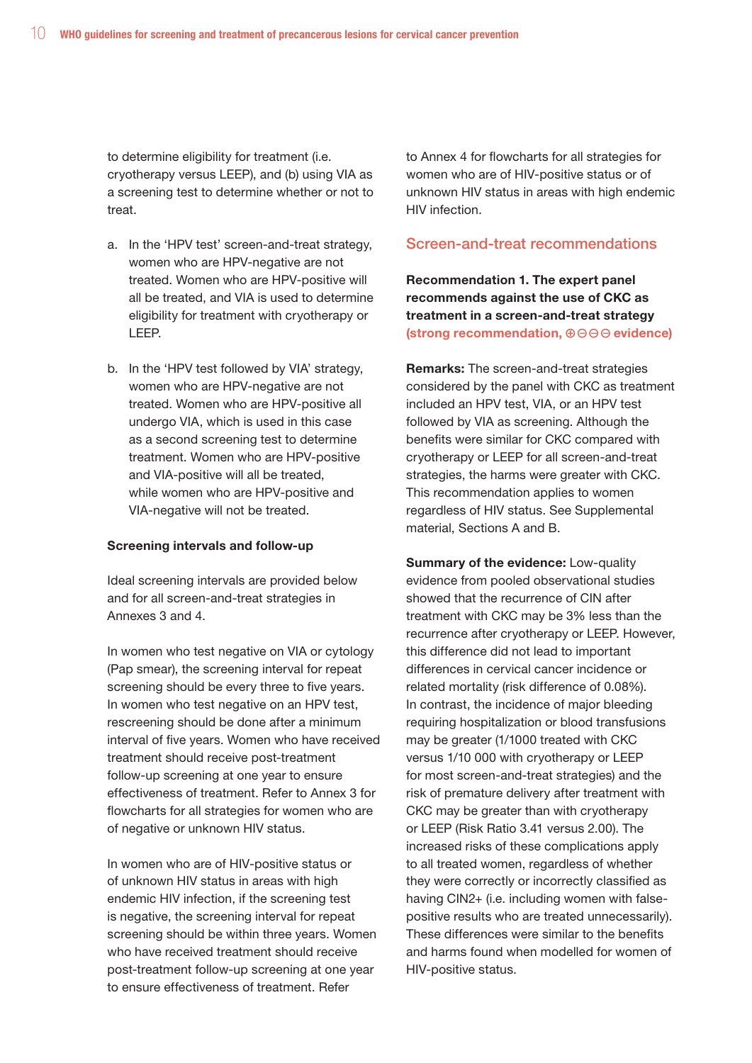to determine eligibility for treatment (i.e. cryotherapy versus LEEP), and (b) using VIA as a screening test to determine whether or not to treat.

a. In the 'HPV test' screen-and-treat strategy, women who are HPV-negative are not treated. Women who are HPV-positive will all be treated, and VIA is used to determine eligibility for treatment with cryotherapy or LEEP.

b. In the 'HPV test followed by VIA' strategy, women who are HPV-negative are not treated. Women who are HPV-positive all undergo VIA, which is used in this case as a second screening test to determine treatment. Women who are HPV-positive and VIA-positive will all be treated, while women who are HPV-positive and VIA-negative will not be treated.

#### Screening intervals and follow-up

Ideal screening intervals are provided below and for all screen-and-treat strategies in Annexes 3 and 4.

In women who test negative on VIA or cytology (Pap smear), the screening interval for repeat screening should be every three to five years. In women who test negative on an HPV test, rescreening should be done after a minimum interval of five years. Women who have received treatment should receive post-treatment follow-up screening at one year to ensure effectiveness of treatment. Refer to Annex 3 for flowcharts for all strategies for women who are of negative or unknown HIV status.

In women who are of HIV-positive status or of unknown HIV status in areas with high endemic HIV infection, if the screening test is negative, the screening interval for repeat screening should be within three years. Women who have received treatment should receive post-treatment follow-up screening at one year to ensure effectiveness of treatment. Refer to Annex 4 for flowcharts for all strategies for women who are of HIV-positive status or of unknown HIV status in areas with high endemic HIV infection.

## Screen-and-treat recommendations

**Recommendation 1. The expert panel recommends against the use of CKC as treatment in a screen-and-treat strategy (strong recommendation, ⊕⊖⊖⊖ evidence)**

**Remarks:** The screen-and-treat strategies considered by the panel with CKC as treatment included an HPV test, VIA, or an HPV test followed by VIA as screening. Although the benefits were similar for CKC compared with cryotherapy or LEEP for all screen-and-treat strategies, the harms were greater with CKC. This recommendation applies to women regardless of HIV status. See Supplemental material, Sections A and B.

**Summary of the evidence:** Low-quality evidence from pooled observational studies showed that the recurrence of CIN after treatment with CKC may be 3% less than the recurrence after cryotherapy or LEEP. However, this difference did not lead to important differences in cervical cancer incidence or related mortality (risk difference of 0.08%). In contrast, the incidence of major bleeding requiring hospitalization or blood transfusions may be greater (1/1000 treated with CKC versus 1/10 000 with cryotherapy or LEEP for most screen-and-treat strategies) and the risk of premature delivery after treatment with CKC may be greater than with cryotherapy or LEEP (Risk Ratio 3.41 versus 2.00). The increased risks of these complications apply to all treated women, regardless of whether they were correctly or incorrectly classified as having CIN2+ (i.e. including women with false-positive results who are treated unnecessarily). These differences were similar to the benefits and harms found when modelled for women of HIV-positive status.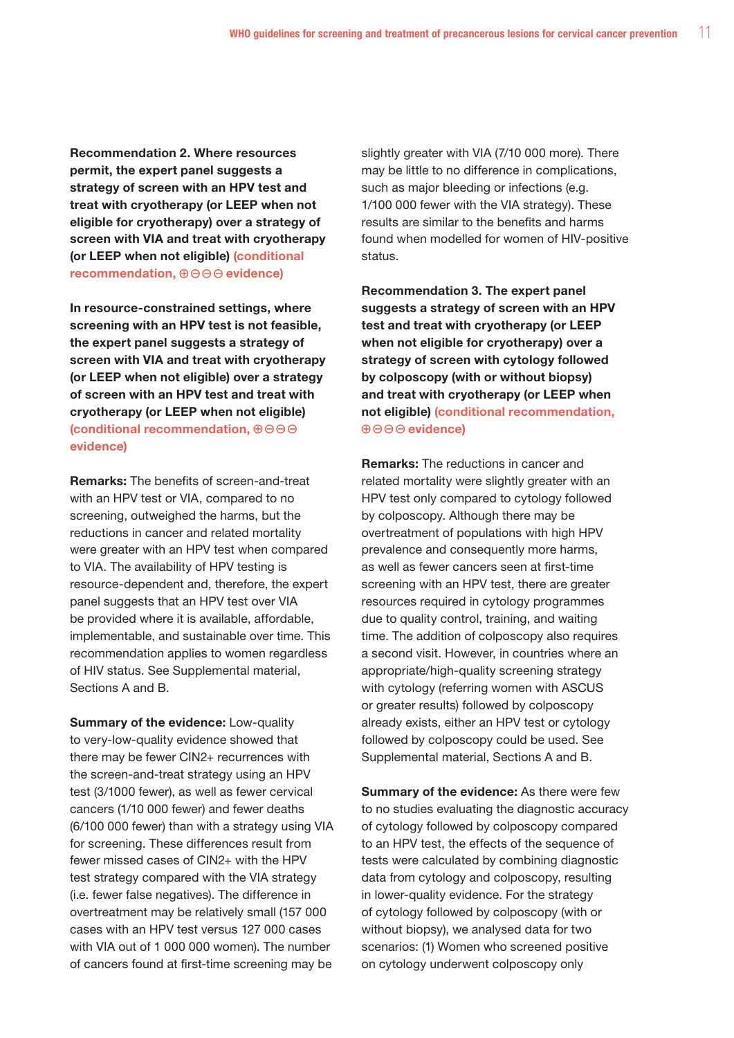**Recommendation 2. Where resources permit, the expert panel suggests a strategy of screen with an HPV test and treat with cryotherapy (or LEEP when not eligible for cryotherapy) over a strategy of screen with VIA and treat with cryotherapy (or LEEP when not eligible) (conditional recommendation, ⊕⊖⊖⊖ evidence)**

**In resource-constrained settings, where screening with an HPV test is not feasible, the expert panel suggests a strategy of screen with VIA and treat with cryotherapy (or LEEP when not eligible) over a strategy of screen with an HPV test and treat with cryotherapy (or LEEP when not eligible) (conditional recommendation, ⊕⊖⊖⊖ evidence)**

**Remarks:** The benefits of screen-and-treat with an HPV test or VIA, compared to no screening, outweighed the harms, but the reductions in cancer and related mortality were greater with an HPV test when compared to VIA. The availability of HPV testing is resource-dependent and, therefore, the expert panel suggests that an HPV test over VIA be provided where it is available, affordable, implementable, and sustainable over time. This recommendation applies to women regardless of HIV status. See Supplemental material, Sections A and B.

**Summary of the evidence:** Low-quality to very-low-quality evidence showed that there may be fewer CIN2+ recurrences with the screen-and-treat strategy using an HPV test (3/1000 fewer), as well as fewer cervical cancers (1/10 000 fewer) and fewer deaths (6/100 000 fewer) than with a strategy using VIA for screening. These differences result from fewer missed cases of CIN2+ with the HPV test strategy compared with the VIA strategy (i.e. fewer false negatives). The difference in overtreatment may be relatively small (157 000 cases with an HPV test versus 127 000 cases with VIA out of 1 000 000 women). The number of cancers found at first-time screening may be slightly greater with VIA (7/10 000 more). There may be little to no difference in complications, such as major bleeding or infections (e.g. 1/100 000 fewer with the VIA strategy). These results are similar to the benefits and harms found when modelled for women of HIV-positive status.

**Recommendation 3. The expert panel suggests a strategy of screen with an HPV test and treat with cryotherapy (or LEEP when not eligible for cryotherapy) over a strategy of screen with cytology followed by colposcopy (with or without biopsy) and treat with cryotherapy (or LEEP when not eligible) (conditional recommendation, ⊕⊖⊖⊖ evidence)**

**Remarks:** The reductions in cancer and related mortality were slightly greater with an HPV test only compared to cytology followed by colposcopy. Although there may be overtreatment of populations with high HPV prevalence and consequently more harms, as well as fewer cancers seen at first-time screening with an HPV test, there are greater resources required in cytology programmes due to quality control, training, and waiting time. The addition of colposcopy also requires a second visit. However, in countries where an appropriate/high-quality screening strategy with cytology (referring women with ASCUS or greater results) followed by colposcopy already exists, either an HPV test or cytology followed by colposcopy could be used. See Supplemental material, Sections A and B.

**Summary of the evidence:** As there were few to no studies evaluating the diagnostic accuracy of cytology followed by colposcopy compared to an HPV test, the effects of the sequence of tests were calculated by combining diagnostic data from cytology and colposcopy, resulting in lower-quality evidence. For the strategy of cytology followed by colposcopy (with or without biopsy), we analysed data for two scenarios: (1) Women who screened positive on cytology underwent colposcopy only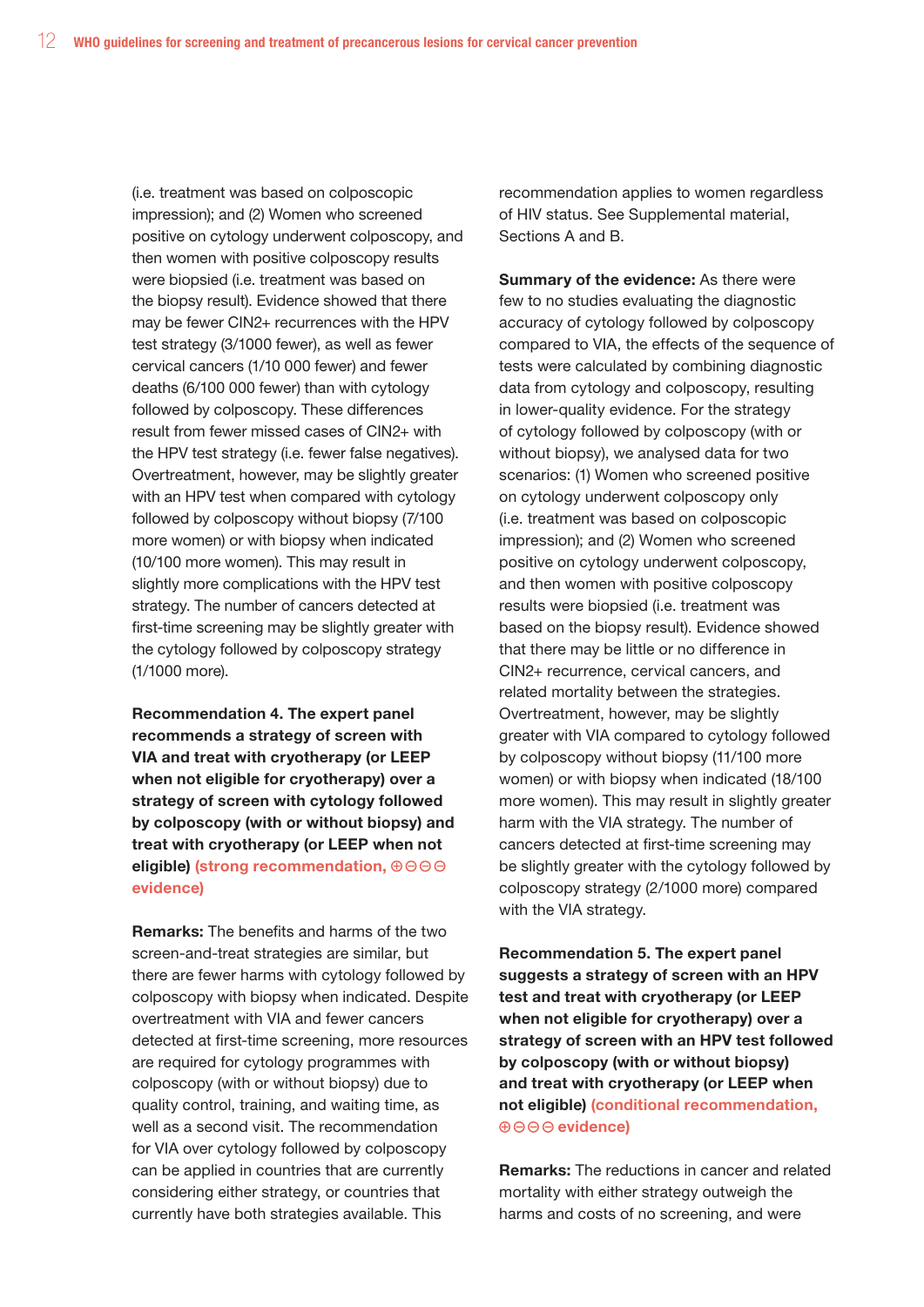(i.e. treatment was based on colposcopic impression); and (2) Women who screened positive on cytology underwent colposcopy, and then women with positive colposcopy results were biopsied (i.e. treatment was based on the biopsy result). Evidence showed that there may be fewer CIN2+ recurrences with the HPV test strategy (3/1000 fewer), as well as fewer cervical cancers (1/10 000 fewer) and fewer deaths (6/100 000 fewer) than with cytology followed by colposcopy. These differences result from fewer missed cases of CIN2+ with the HPV test strategy (i.e. fewer false negatives). Overtreatment, however, may be slightly greater with an HPV test when compared with cytology followed by colposcopy without biopsy (7/100 more women) or with biopsy when indicated (10/100 more women). This may result in slightly more complications with the HPV test strategy. The number of cancers detected at first-time screening may be slightly greater with the cytology followed by colposcopy strategy (1/1000 more).

**Recommendation 4. The expert panel recommends a strategy of screen with VIA and treat with cryotherapy (or LEEP when not eligible for cryotherapy) over a strategy of screen with cytology followed by colposcopy (with or without biopsy) and treat with cryotherapy (or LEEP when not eligible) (strong recommendation, ⊕⊖⊖⊖ evidence)**

**Remarks:** The benefits and harms of the two screen-and-treat strategies are similar, but there are fewer harms with cytology followed by colposcopy with biopsy when indicated. Despite overtreatment with VIA and fewer cancers detected at first-time screening, more resources are required for cytology programmes with colposcopy (with or without biopsy) due to quality control, training, and waiting time, as well as a second visit. The recommendation for VIA over cytology followed by colposcopy can be applied in countries that are currently considering either strategy, or countries that currently have both strategies available. This recommendation applies to women regardless of HIV status. See Supplemental material, Sections A and B.

**Summary of the evidence:** As there were few to no studies evaluating the diagnostic accuracy of cytology followed by colposcopy compared to VIA, the effects of the sequence of tests were calculated by combining diagnostic data from cytology and colposcopy, resulting in lower-quality evidence. For the strategy of cytology followed by colposcopy (with or without biopsy), we analysed data for two scenarios: (1) Women who screened positive on cytology underwent colposcopy only (i.e. treatment was based on colposcopic impression); and (2) Women who screened positive on cytology underwent colposcopy, and then women with positive colposcopy results were biopsied (i.e. treatment was based on the biopsy result). Evidence showed that there may be little or no difference in CIN2+ recurrence, cervical cancers, and related mortality between the strategies. Overtreatment, however, may be slightly greater with VIA compared to cytology followed by colposcopy without biopsy (11/100 more women) or with biopsy when indicated (18/100 more women). This may result in slightly greater harm with the VIA strategy. The number of cancers detected at first-time screening may be slightly greater with the cytology followed by colposcopy strategy (2/1000 more) compared with the VIA strategy.

**Recommendation 5. The expert panel suggests a strategy of screen with an HPV test and treat with cryotherapy (or LEEP when not eligible for cryotherapy) over a strategy of screen with an HPV test followed by colposcopy (with or without biopsy) and treat with cryotherapy (or LEEP when not eligible) (conditional recommendation, ⊕⊖⊖⊖ evidence)**

**Remarks:** The reductions in cancer and related mortality with either strategy outweigh the harms and costs of no screening, and were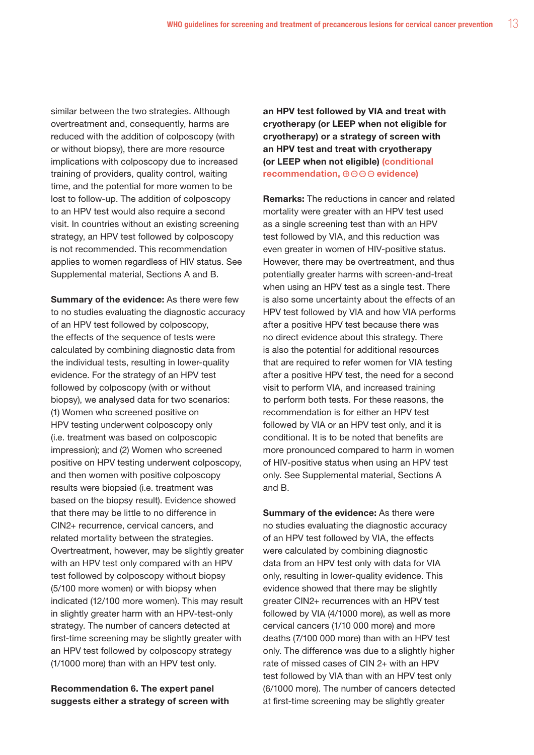similar between the two strategies. Although overtreatment and, consequently, harms are reduced with the addition of colposcopy (with or without biopsy), there are more resource implications with colposcopy due to increased training of providers, quality control, waiting time, and the potential for more women to be lost to follow-up. The addition of colposcopy to an HPV test would also require a second visit. In countries without an existing screening strategy, an HPV test followed by colposcopy is not recommended. This recommendation applies to women regardless of HIV status. See Supplemental material, Sections A and B.

**Summary of the evidence:** As there were few to no studies evaluating the diagnostic accuracy of an HPV test followed by colposcopy, the effects of the sequence of tests were calculated by combining diagnostic data from the individual tests, resulting in lower-quality evidence. For the strategy of an HPV test followed by colposcopy (with or without biopsy), we analysed data for two scenarios: (1) Women who screened positive on HPV testing underwent colposcopy only (i.e. treatment was based on colposcopic impression); and (2) Women who screened positive on HPV testing underwent colposcopy, and then women with positive colposcopy results were biopsied (i.e. treatment was based on the biopsy result). Evidence showed that there may be little to no difference in CIN2+ recurrence, cervical cancers, and related mortality between the strategies. Overtreatment, however, may be slightly greater with an HPV test only compared with an HPV test followed by colposcopy without biopsy (5/100 more women) or with biopsy when indicated (12/100 more women). This may result in slightly greater harm with an HPV-test-only strategy. The number of cancers detected at first-time screening may be slightly greater with an HPV test followed by colposcopy strategy (1/1000 more) than with an HPV test only.

**Recommendation 6. The expert panel suggests either a strategy of screen with an HPV test followed by VIA and treat with cryotherapy (or LEEP when not eligible for cryotherapy) or a strategy of screen with an HPV test and treat with cryotherapy (or LEEP when not eligible) (conditional recommendation, ⊕⊖⊖⊖ evidence)**

**Remarks:** The reductions in cancer and related mortality were greater with an HPV test used as a single screening test than with an HPV test followed by VIA, and this reduction was even greater in women of HIV-positive status. However, there may be overtreatment, and thus potentially greater harms with screen-and-treat when using an HPV test as a single test. There is also some uncertainty about the effects of an HPV test followed by VIA and how VIA performs after a positive HPV test because there was no direct evidence about this strategy. There is also the potential for additional resources that are required to refer women for VIA testing after a positive HPV test, the need for a second visit to perform VIA, and increased training to perform both tests. For these reasons, the recommendation is for either an HPV test followed by VIA or an HPV test only, and it is conditional. It is to be noted that benefits are more pronounced compared to harm in women of HIV-positive status when using an HPV test only. See Supplemental material, Sections A and B.

**Summary of the evidence:** As there were no studies evaluating the diagnostic accuracy of an HPV test followed by VIA, the effects were calculated by combining diagnostic data from an HPV test only with data for VIA only, resulting in lower-quality evidence. This evidence showed that there may be slightly greater CIN2+ recurrences with an HPV test followed by VIA (4/1000 more), as well as more cervical cancers (1/10 000 more) and more deaths (7/100 000 more) than with an HPV test only. The difference was due to a slightly higher rate of missed cases of CIN 2+ with an HPV test followed by VIA than with an HPV test only (6/1000 more). The number of cancers detected at first-time screening may be slightly greater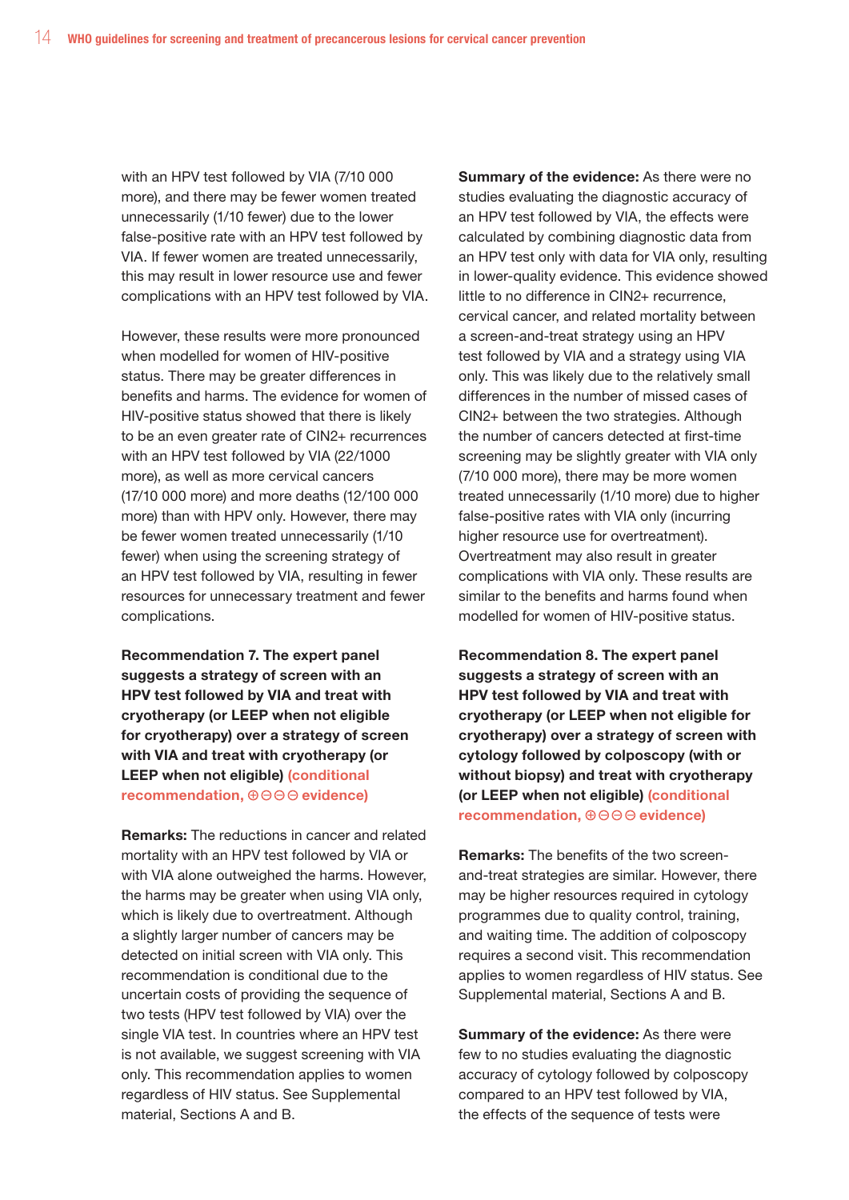with an HPV test followed by VIA (7/10 000 more), and there may be fewer women treated unnecessarily (1/10 fewer) due to the lower false-positive rate with an HPV test followed by VIA. If fewer women are treated unnecessarily, this may result in lower resource use and fewer complications with an HPV test followed by VIA.

However, these results were more pronounced when modelled for women of HIV-positive status. There may be greater differences in benefits and harms. The evidence for women of HIV-positive status showed that there is likely to be an even greater rate of CIN2+ recurrences with an HPV test followed by VIA (22/1000 more), as well as more cervical cancers (17/10 000 more) and more deaths (12/100 000 more) than with HPV only. However, there may be fewer women treated unnecessarily (1/10 fewer) when using the screening strategy of an HPV test followed by VIA, resulting in fewer resources for unnecessary treatment and fewer complications.

**Recommendation 7. The expert panel suggests a strategy of screen with an HPV test followed by VIA and treat with cryotherapy (or LEEP when not eligible for cryotherapy) over a strategy of screen with VIA and treat with cryotherapy (or LEEP when not eligible) (conditional recommendation, ⊕⊖⊖⊖ evidence)**

**Remarks:** The reductions in cancer and related mortality with an HPV test followed by VIA or with VIA alone outweighed the harms. However, the harms may be greater when using VIA only, which is likely due to overtreatment. Although a slightly larger number of cancers may be detected on initial screen with VIA only. This recommendation is conditional due to the uncertain costs of providing the sequence of two tests (HPV test followed by VIA) over the single VIA test. In countries where an HPV test is not available, we suggest screening with VIA only. This recommendation applies to women regardless of HIV status. See Supplemental material, Sections A and B.

**Summary of the evidence:** As there were no studies evaluating the diagnostic accuracy of an HPV test followed by VIA, the effects were calculated by combining diagnostic data from an HPV test only with data for VIA only, resulting in lower-quality evidence. This evidence showed little to no difference in CIN2+ recurrence, cervical cancer, and related mortality between a screen-and-treat strategy using an HPV test followed by VIA and a strategy using VIA only. This was likely due to the relatively small differences in the number of missed cases of CIN2+ between the two strategies. Although the number of cancers detected at first-time screening may be slightly greater with VIA only (7/10 000 more), there may be more women treated unnecessarily (1/10 more) due to higher false-positive rates with VIA only (incurring higher resource use for overtreatment). Overtreatment may also result in greater complications with VIA only. These results are similar to the benefits and harms found when modelled for women of HIV-positive status.

**Recommendation 8. The expert panel suggests a strategy of screen with an HPV test followed by VIA and treat with cryotherapy (or LEEP when not eligible for cryotherapy) over a strategy of screen with cytology followed by colposcopy (with or without biopsy) and treat with cryotherapy (or LEEP when not eligible) (conditional recommendation, ⊕⊖⊖⊖ evidence)**

**Remarks:** The benefits of the two screen-and-treat strategies are similar. However, there may be higher resources required in cytology programmes due to quality control, training, and waiting time. The addition of colposcopy requires a second visit. This recommendation applies to women regardless of HIV status. See Supplemental material, Sections A and B.

**Summary of the evidence:** As there were few to no studies evaluating the diagnostic accuracy of cytology followed by colposcopy compared to an HPV test followed by VIA, the effects of the sequence of tests were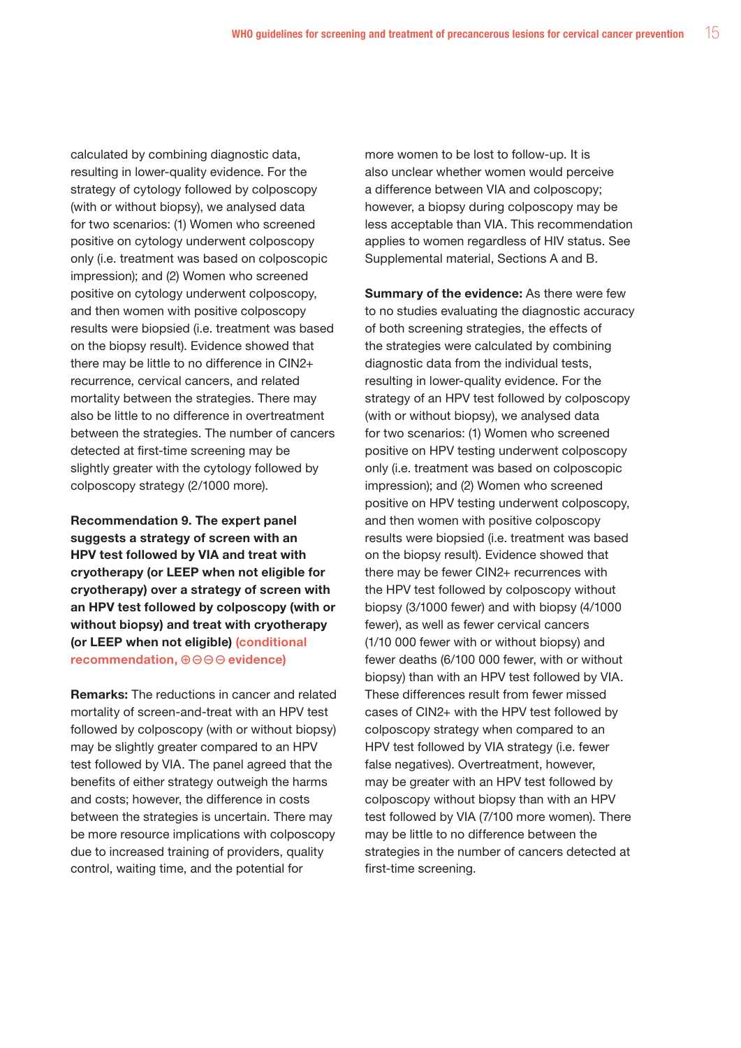calculated by combining diagnostic data, resulting in lower-quality evidence. For the strategy of cytology followed by colposcopy (with or without biopsy), we analysed data for two scenarios: (1) Women who screened positive on cytology underwent colposcopy only (i.e. treatment was based on colposcopic impression); and (2) Women who screened positive on cytology underwent colposcopy, and then women with positive colposcopy results were biopsied (i.e. treatment was based on the biopsy result). Evidence showed that there may be little to no difference in CIN2+ recurrence, cervical cancers, and related mortality between the strategies. There may also be little to no difference in overtreatment between the strategies. The number of cancers detected at first-time screening may be slightly greater with the cytology followed by colposcopy strategy (2/1000 more).

**Recommendation 9. The expert panel suggests a strategy of screen with an HPV test followed by VIA and treat with cryotherapy (or LEEP when not eligible for cryotherapy) over a strategy of screen with an HPV test followed by colposcopy (with or without biopsy) and treat with cryotherapy (or LEEP when not eligible) (conditional recommendation, ⊕⊖⊖⊖ evidence)**

**Remarks:** The reductions in cancer and related mortality of screen-and-treat with an HPV test followed by colposcopy (with or without biopsy) may be slightly greater compared to an HPV test followed by VIA. The panel agreed that the benefits of either strategy outweigh the harms and costs; however, the difference in costs between the strategies is uncertain. There may be more resource implications with colposcopy due to increased training of providers, quality control, waiting time, and the potential for more women to be lost to follow-up. It is also unclear whether women would perceive a difference between VIA and colposcopy; however, a biopsy during colposcopy may be less acceptable than VIA. This recommendation applies to women regardless of HIV status. See Supplemental material, Sections A and B.

**Summary of the evidence:** As there were few to no studies evaluating the diagnostic accuracy of both screening strategies, the effects of the strategies were calculated by combining diagnostic data from the individual tests, resulting in lower-quality evidence. For the strategy of an HPV test followed by colposcopy (with or without biopsy), we analysed data for two scenarios: (1) Women who screened positive on HPV testing underwent colposcopy only (i.e. treatment was based on colposcopic impression); and (2) Women who screened positive on HPV testing underwent colposcopy, and then women with positive colposcopy results were biopsied (i.e. treatment was based on the biopsy result). Evidence showed that there may be fewer CIN2+ recurrences with the HPV test followed by colposcopy without biopsy (3/1000 fewer) and with biopsy (4/1000 fewer), as well as fewer cervical cancers (1/10 000 fewer with or without biopsy) and fewer deaths (6/100 000 fewer, with or without biopsy) than with an HPV test followed by VIA. These differences result from fewer missed cases of CIN2+ with the HPV test followed by colposcopy strategy when compared to an HPV test followed by VIA strategy (i.e. fewer false negatives). Overtreatment, however, may be greater with an HPV test followed by colposcopy without biopsy than with an HPV test followed by VIA (7/100 more women). There may be little to no difference between the strategies in the number of cancers detected at first-time screening.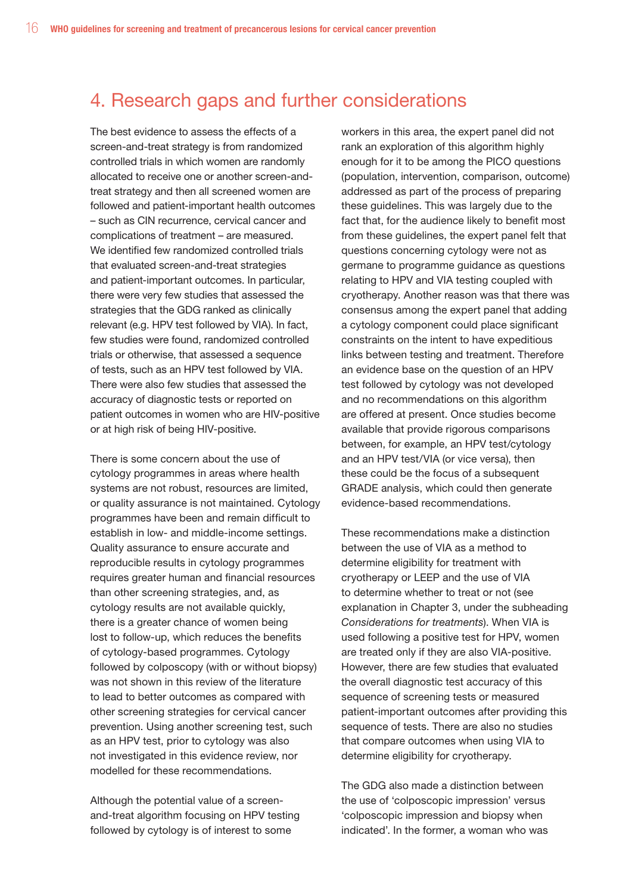# 4. Research gaps and further considerations

The best evidence to assess the effects of a screen-and-treat strategy is from randomized controlled trials in which women are randomly allocated to receive one or another screen-and-treat strategy and then all screened women are followed and patient-important health outcomes – such as CIN recurrence, cervical cancer and complications of treatment – are measured. We identified few randomized controlled trials that evaluated screen-and-treat strategies and patient-important outcomes. In particular, there were very few studies that assessed the strategies that the GDG ranked as clinically relevant (e.g. HPV test followed by VIA). In fact, few studies were found, randomized controlled trials or otherwise, that assessed a sequence of tests, such as an HPV test followed by VIA. There were also few studies that assessed the accuracy of diagnostic tests or reported on patient outcomes in women who are HIV-positive or at high risk of being HIV-positive.

There is some concern about the use of cytology programmes in areas where health systems are not robust, resources are limited, or quality assurance is not maintained. Cytology programmes have been and remain difficult to establish in low- and middle-income settings. Quality assurance to ensure accurate and reproducible results in cytology programmes requires greater human and financial resources than other screening strategies, and, as cytology results are not available quickly, there is a greater chance of women being lost to follow-up, which reduces the benefits of cytology-based programmes. Cytology followed by colposcopy (with or without biopsy) was not shown in this review of the literature to lead to better outcomes as compared with other screening strategies for cervical cancer prevention. Using another screening test, such as an HPV test, prior to cytology was also not investigated in this evidence review, nor modelled for these recommendations.

Although the potential value of a screen-and-treat algorithm focusing on HPV testing followed by cytology is of interest to some workers in this area, the expert panel did not rank an exploration of this algorithm highly enough for it to be among the PICO questions (population, intervention, comparison, outcome) addressed as part of the process of preparing these guidelines. This was largely due to the fact that, for the audience likely to benefit most from these guidelines, the expert panel felt that questions concerning cytology were not as germane to programme guidance as questions relating to HPV and VIA testing coupled with cryotherapy. Another reason was that there was consensus among the expert panel that adding a cytology component could place significant constraints on the intent to have expeditious links between testing and treatment. Therefore an evidence base on the question of an HPV test followed by cytology was not developed and no recommendations on this algorithm are offered at present. Once studies become available that provide rigorous comparisons between, for example, an HPV test/cytology and an HPV test/VIA (or vice versa), then these could be the focus of a subsequent GRADE analysis, which could then generate evidence-based recommendations.

These recommendations make a distinction between the use of VIA as a method to determine eligibility for treatment with cryotherapy or LEEP and the use of VIA to determine whether to treat or not (see explanation in Chapter 3, under the subheading *Considerations for treatments*). When VIA is used following a positive test for HPV, women are treated only if they are also VIA-positive. However, there are few studies that evaluated the overall diagnostic test accuracy of this sequence of screening tests or measured patient-important outcomes after providing this sequence of tests. There are also no studies that compare outcomes when using VIA to determine eligibility for cryotherapy.

The GDG also made a distinction between the use of 'colposcopic impression' versus 'colposcopic impression and biopsy when indicated'. In the former, a woman who was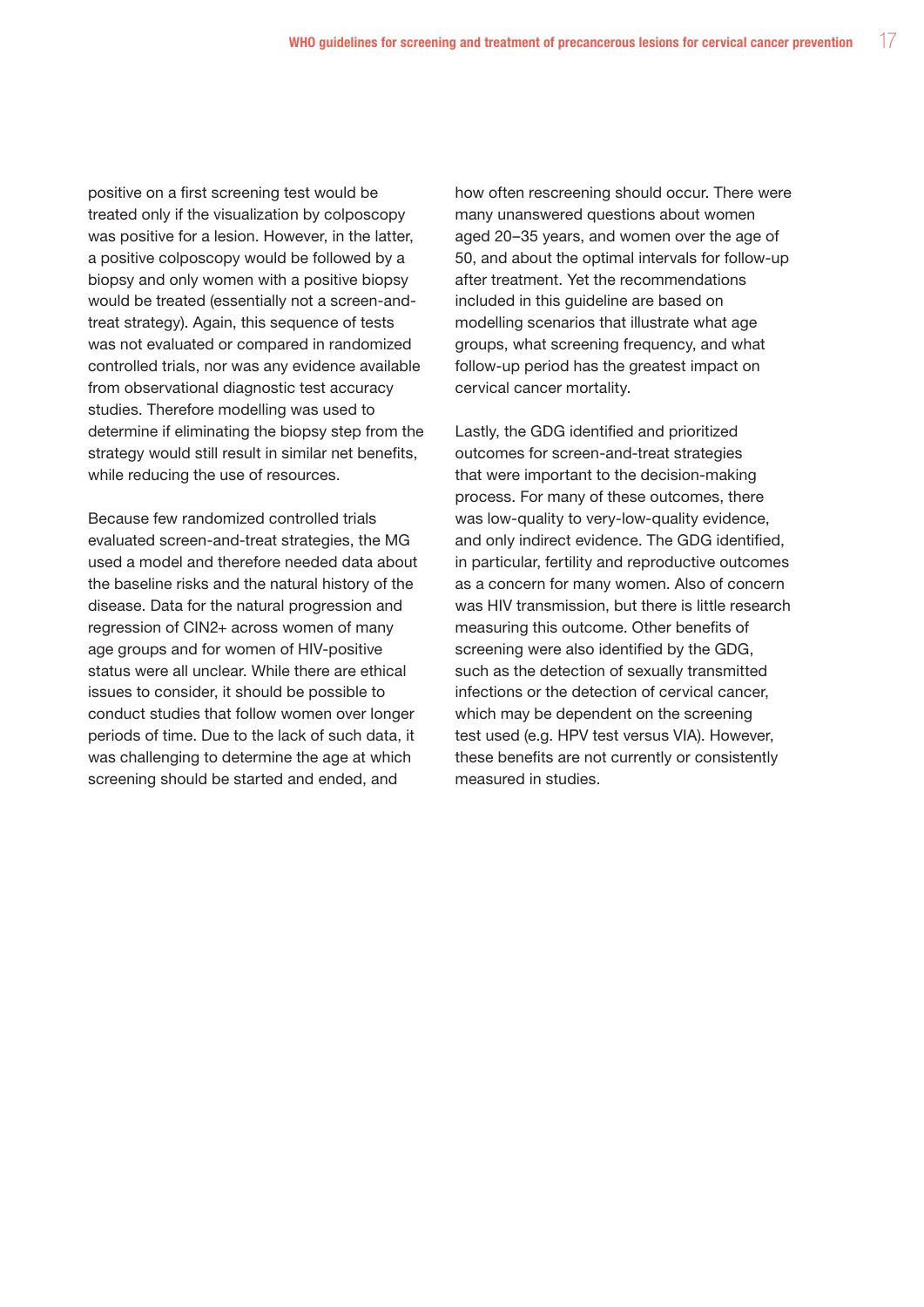positive on a first screening test would be treated only if the visualization by colposcopy was positive for a lesion. However, in the latter, a positive colposcopy would be followed by a biopsy and only women with a positive biopsy would be treated (essentially not a screen-and-treat strategy). Again, this sequence of tests was not evaluated or compared in randomized controlled trials, nor was any evidence available from observational diagnostic test accuracy studies. Therefore modelling was used to determine if eliminating the biopsy step from the strategy would still result in similar net benefits, while reducing the use of resources.

Because few randomized controlled trials evaluated screen-and-treat strategies, the MG used a model and therefore needed data about the baseline risks and the natural history of the disease. Data for the natural progression and regression of CIN2+ across women of many age groups and for women of HIV-positive status were all unclear. While there are ethical issues to consider, it should be possible to conduct studies that follow women over longer periods of time. Due to the lack of such data, it was challenging to determine the age at which screening should be started and ended, and how often rescreening should occur. There were many unanswered questions about women aged 20–35 years, and women over the age of 50, and about the optimal intervals for follow-up after treatment. Yet the recommendations included in this guideline are based on modelling scenarios that illustrate what age groups, what screening frequency, and what follow-up period has the greatest impact on cervical cancer mortality.

Lastly, the GDG identified and prioritized outcomes for screen-and-treat strategies that were important to the decision-making process. For many of these outcomes, there was low-quality to very-low-quality evidence, and only indirect evidence. The GDG identified, in particular, fertility and reproductive outcomes as a concern for many women. Also of concern was HIV transmission, but there is little research measuring this outcome. Other benefits of screening were also identified by the GDG, such as the detection of sexually transmitted infections or the detection of cervical cancer, which may be dependent on the screening test used (e.g. HPV test versus VIA). However, these benefits are not currently or consistently measured in studies.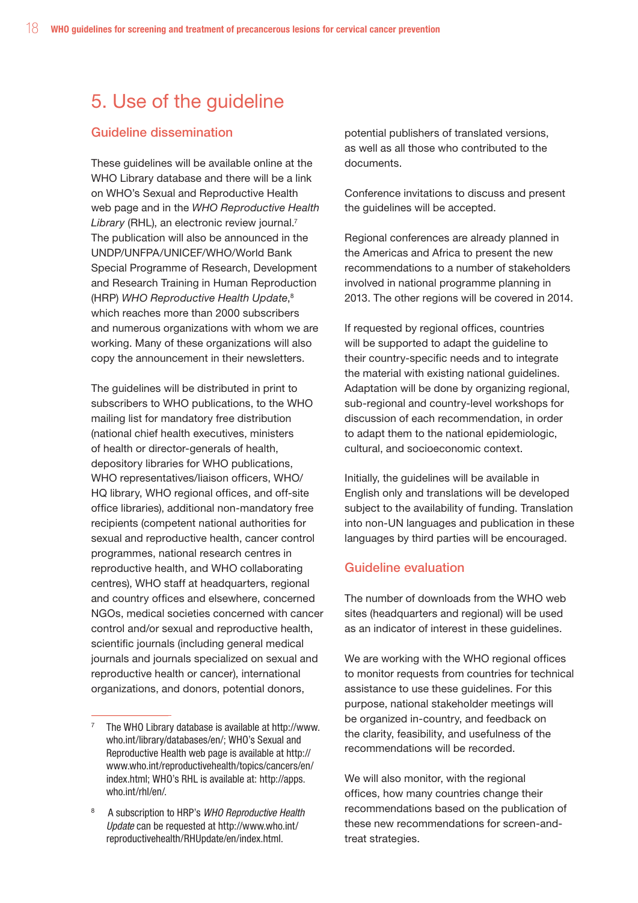# 5. Use of the guideline

## Guideline dissemination

These guidelines will be available online at the WHO Library database and there will be a link on WHO's Sexual and Reproductive Health web page and in the *WHO Reproductive Health Library* (RHL), an electronic review journal.[7] The publication will also be announced in the UNDP/UNFPA/UNICEF/WHO/World Bank Special Programme of Research, Development and Research Training in Human Reproduction (HRP) *WHO Reproductive Health Update*,[8] which reaches more than 2000 subscribers and numerous organizations with whom we are working. Many of these organizations will also copy the announcement in their newsletters.

The guidelines will be distributed in print to subscribers to WHO publications, to the WHO mailing list for mandatory free distribution (national chief health executives, ministers of health or director-generals of health, depository libraries for WHO publications, WHO representatives/liaison officers, WHO/HQ library, WHO regional offices, and off-site office libraries), additional non-mandatory free recipients (competent national authorities for sexual and reproductive health, cancer control programmes, national research centres in reproductive health, and WHO collaborating centres), WHO staff at headquarters, regional and country offices and elsewhere, concerned NGOs, medical societies concerned with cancer control and/or sexual and reproductive health, scientific journals (including general medical journals and journals specialized on sexual and reproductive health or cancer), international organizations, and donors, potential donors, potential publishers of translated versions, as well as all those who contributed to the documents.

Conference invitations to discuss and present the guidelines will be accepted.

Regional conferences are already planned in the Americas and Africa to present the new recommendations to a number of stakeholders involved in national programme planning in 2013. The other regions will be covered in 2014.

If requested by regional offices, countries will be supported to adapt the guideline to their country-specific needs and to integrate the material with existing national guidelines. Adaptation will be done by organizing regional, sub-regional and country-level workshops for discussion of each recommendation, in order to adapt them to the national epidemiologic, cultural, and socioeconomic context.

Initially, the guidelines will be available in English only and translations will be developed subject to the availability of funding. Translation into non-UN languages and publication in these languages by third parties will be encouraged.

## Guideline evaluation

The number of downloads from the WHO web sites (headquarters and regional) will be used as an indicator of interest in these guidelines.

We are working with the WHO regional offices to monitor requests from countries for technical assistance to use these guidelines. For this purpose, national stakeholder meetings will be organized in-country, and feedback on the clarity, feasibility, and usefulness of the recommendations will be recorded.

We will also monitor, with the regional offices, how many countries change their recommendations based on the publication of these new recommendations for screen-and-treat strategies.

---

[7] The WHO Library database is available at http://www.who.int/library/databases/en/; WHO's Sexual and Reproductive Health web page is available at http://www.who.int/reproductivehealth/topics/cancers/en/index.html; WHO's RHL is available at: http://apps.who.int/rhl/en/.

[8] A subscription to HRP's *WHO Reproductive Health Update* can be requested at http://www.who.int/reproductivehealth/RHUpdate/en/index.html.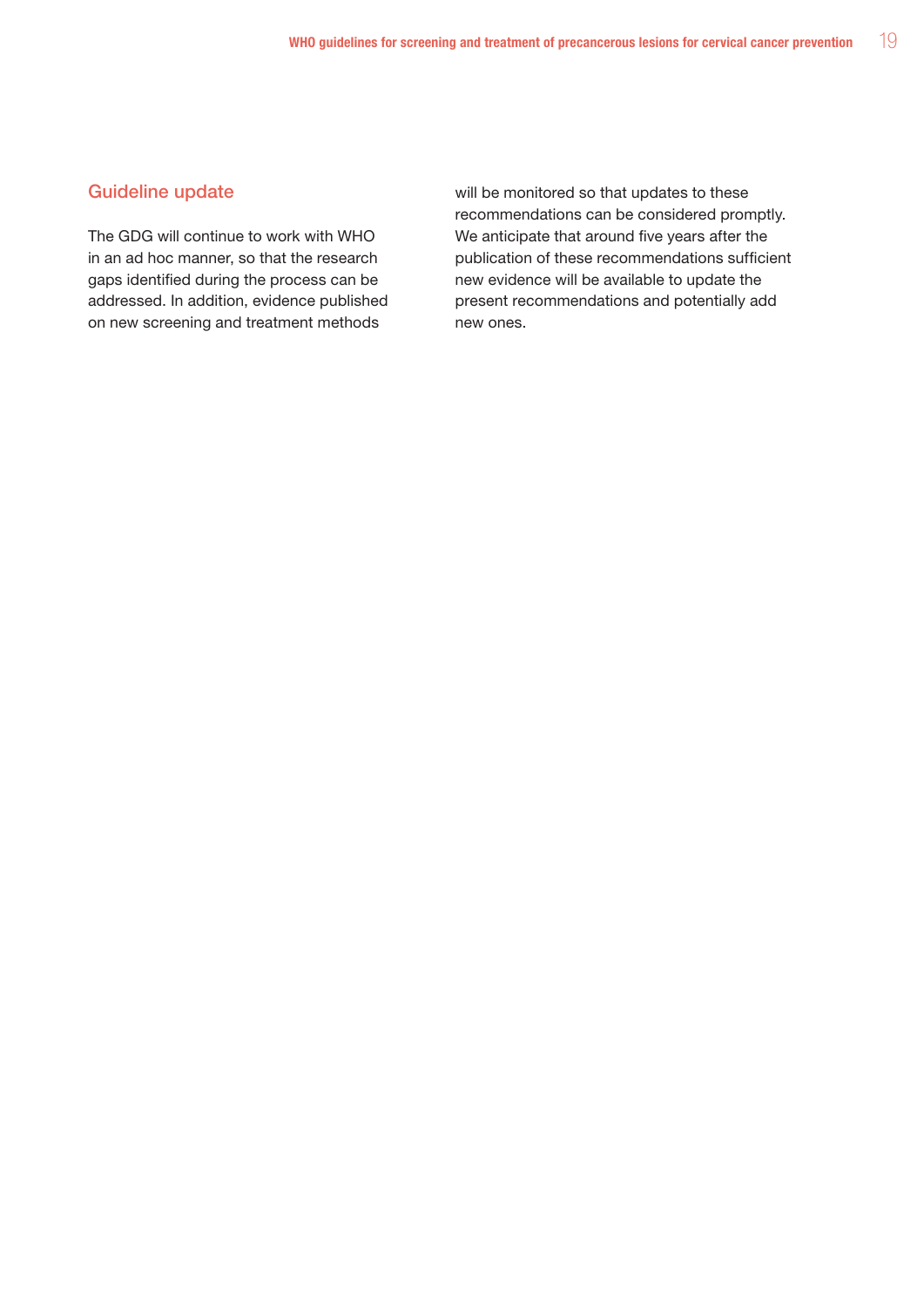## Guideline update

The GDG will continue to work with WHO in an ad hoc manner, so that the research gaps identified during the process can be addressed. In addition, evidence published on new screening and treatment methods will be monitored so that updates to these recommendations can be considered promptly. We anticipate that around five years after the publication of these recommendations sufficient new evidence will be available to update the present recommendations and potentially add new ones.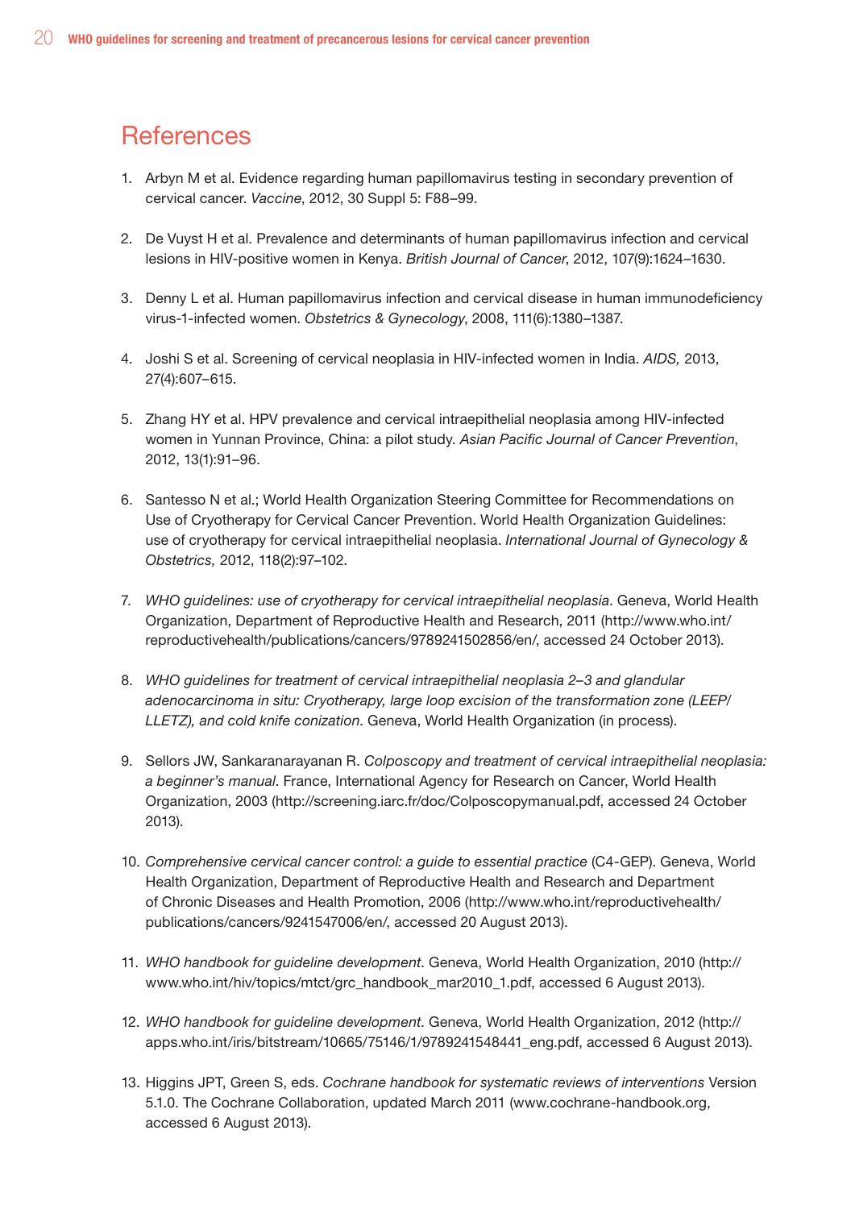## References

1. Arbyn M et al. Evidence regarding human papillomavirus testing in secondary prevention of cervical cancer. *Vaccine*, 2012, 30 Suppl 5: F88–99.

2. De Vuyst H et al. Prevalence and determinants of human papillomavirus infection and cervical lesions in HIV-positive women in Kenya. *British Journal of Cancer*, 2012, 107(9):1624–1630.

3. Denny L et al. Human papillomavirus infection and cervical disease in human immunodeficiency virus-1-infected women. *Obstetrics & Gynecology*, 2008, 111(6):1380–1387.

4. Joshi S et al. Screening of cervical neoplasia in HIV-infected women in India. *AIDS,* 2013, 27(4):607–615.

5. Zhang HY et al. HPV prevalence and cervical intraepithelial neoplasia among HIV-infected women in Yunnan Province, China: a pilot study. *Asian Pacific Journal of Cancer Prevention*, 2012, 13(1):91–96.

6. Santesso N et al.; World Health Organization Steering Committee for Recommendations on Use of Cryotherapy for Cervical Cancer Prevention. World Health Organization Guidelines: use of cryotherapy for cervical intraepithelial neoplasia. *International Journal of Gynecology & Obstetrics,* 2012, 118(2):97–102.

7. *WHO guidelines: use of cryotherapy for cervical intraepithelial neoplasia*. Geneva, World Health Organization, Department of Reproductive Health and Research, 2011 (http://www.who.int/reproductivehealth/publications/cancers/9789241502856/en/, accessed 24 October 2013).

8. *WHO guidelines for treatment of cervical intraepithelial neoplasia 2–3 and glandular adenocarcinoma in situ: Cryotherapy, large loop excision of the transformation zone (LEEP/LLETZ), and cold knife conization*. Geneva, World Health Organization (in process).

9. Sellors JW, Sankaranarayanan R. *Colposcopy and treatment of cervical intraepithelial neoplasia: a beginner's manual*. France, International Agency for Research on Cancer, World Health Organization, 2003 (http://screening.iarc.fr/doc/Colposcopymanual.pdf, accessed 24 October 2013).

10. *Comprehensive cervical cancer control: a guide to essential practice* (C4-GEP). Geneva, World Health Organization, Department of Reproductive Health and Research and Department of Chronic Diseases and Health Promotion, 2006 (http://www.who.int/reproductivehealth/publications/cancers/9241547006/en/, accessed 20 August 2013).

11. *WHO handbook for guideline development*. Geneva, World Health Organization, 2010 (http://www.who.int/hiv/topics/mtct/grc_handbook_mar2010_1.pdf, accessed 6 August 2013).

12. *WHO handbook for guideline development*. Geneva, World Health Organization, 2012 (http://apps.who.int/iris/bitstream/10665/75146/1/9789241548441_eng.pdf, accessed 6 August 2013).

13. Higgins JPT, Green S, eds. *Cochrane handbook for systematic reviews of interventions* Version 5.1.0. The Cochrane Collaboration, updated March 2011 (www.cochrane-handbook.org, accessed 6 August 2013).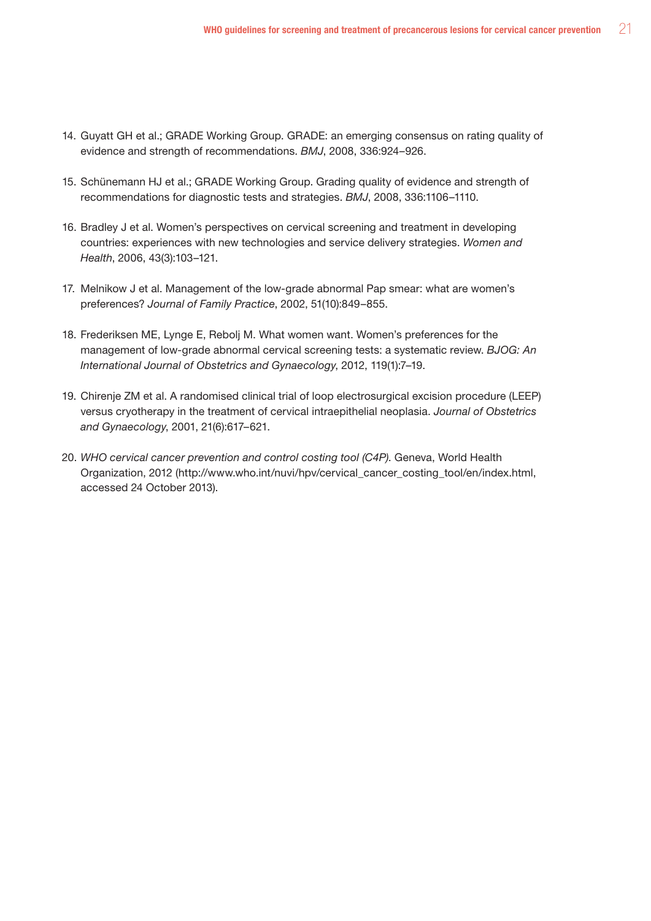14. Guyatt GH et al.; GRADE Working Group. GRADE: an emerging consensus on rating quality of evidence and strength of recommendations. *BMJ*, 2008, 336:924–926.

15. Schünemann HJ et al.; GRADE Working Group. Grading quality of evidence and strength of recommendations for diagnostic tests and strategies. *BMJ*, 2008, 336:1106–1110.

16. Bradley J et al. Women's perspectives on cervical screening and treatment in developing countries: experiences with new technologies and service delivery strategies. *Women and Health*, 2006, 43(3):103–121.

17. Melnikow J et al. Management of the low-grade abnormal Pap smear: what are women's preferences? *Journal of Family Practice*, 2002, 51(10):849–855.

18. Frederiksen ME, Lynge E, Rebolj M. What women want. Women's preferences for the management of low-grade abnormal cervical screening tests: a systematic review. *BJOG: An International Journal of Obstetrics and Gynaecology*, 2012, 119(1):7–19.

19. Chirenje ZM et al. A randomised clinical trial of loop electrosurgical excision procedure (LEEP) versus cryotherapy in the treatment of cervical intraepithelial neoplasia. *Journal of Obstetrics and Gynaecology*, 2001, 21(6):617–621.

20. *WHO cervical cancer prevention and control costing tool (C4P).* Geneva, World Health Organization, 2012 (http://www.who.int/nuvi/hpv/cervical_cancer_costing_tool/en/index.html, accessed 24 October 2013).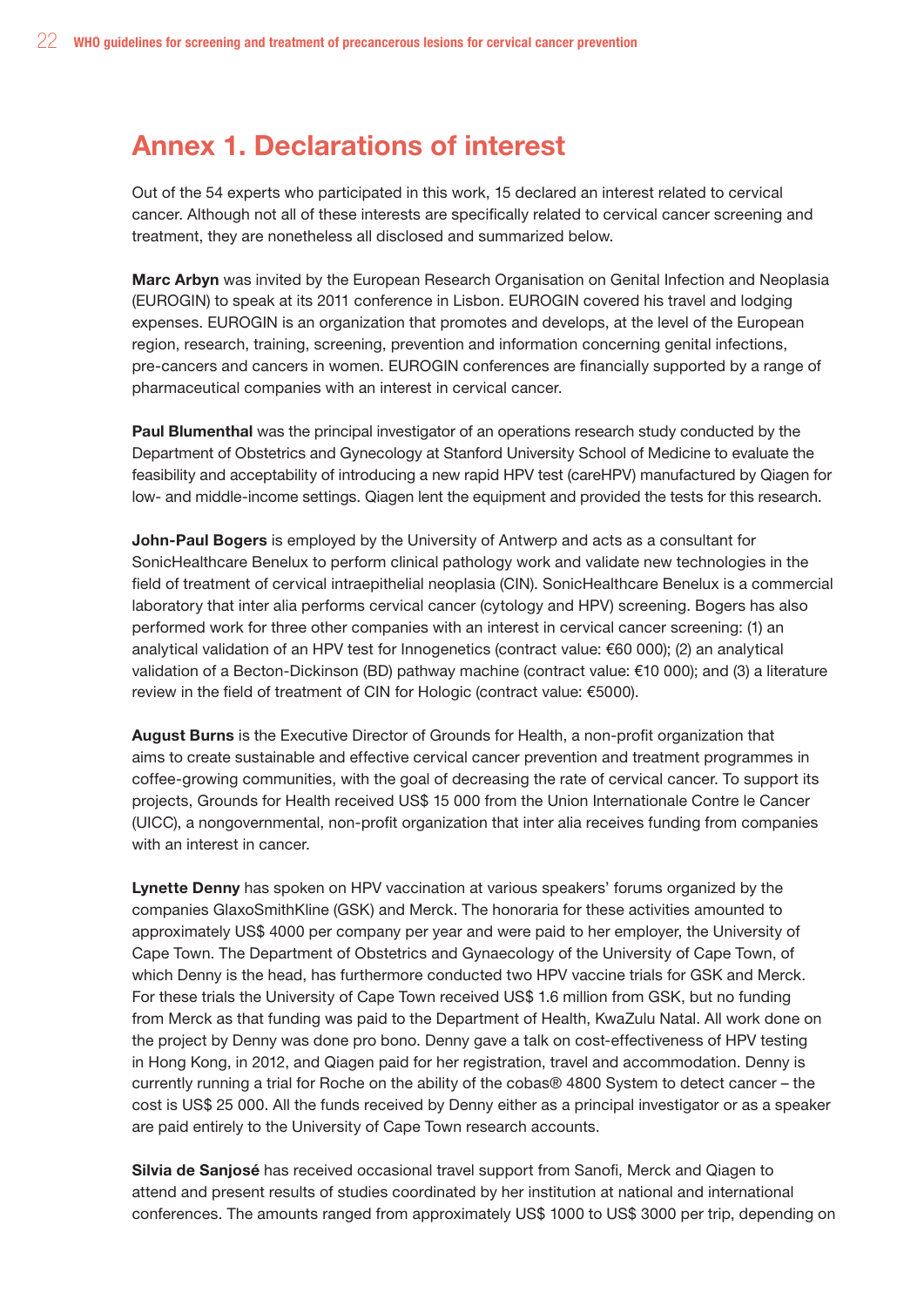# Annex 1. Declarations of interest

Out of the 54 experts who participated in this work, 15 declared an interest related to cervical cancer. Although not all of these interests are specifically related to cervical cancer screening and treatment, they are nonetheless all disclosed and summarized below.

**Marc Arbyn** was invited by the European Research Organisation on Genital Infection and Neoplasia (EUROGIN) to speak at its 2011 conference in Lisbon. EUROGIN covered his travel and lodging expenses. EUROGIN is an organization that promotes and develops, at the level of the European region, research, training, screening, prevention and information concerning genital infections, pre-cancers and cancers in women. EUROGIN conferences are financially supported by a range of pharmaceutical companies with an interest in cervical cancer.

**Paul Blumenthal** was the principal investigator of an operations research study conducted by the Department of Obstetrics and Gynecology at Stanford University School of Medicine to evaluate the feasibility and acceptability of introducing a new rapid HPV test (careHPV) manufactured by Qiagen for low- and middle-income settings. Qiagen lent the equipment and provided the tests for this research.

**John-Paul Bogers** is employed by the University of Antwerp and acts as a consultant for SonicHealthcare Benelux to perform clinical pathology work and validate new technologies in the field of treatment of cervical intraepithelial neoplasia (CIN). SonicHealthcare Benelux is a commercial laboratory that inter alia performs cervical cancer (cytology and HPV) screening. Bogers has also performed work for three other companies with an interest in cervical cancer screening: (1) an analytical validation of an HPV test for Innogenetics (contract value: €60 000); (2) an analytical validation of a Becton-Dickinson (BD) pathway machine (contract value: €10 000); and (3) a literature review in the field of treatment of CIN for Hologic (contract value: €5000).

**August Burns** is the Executive Director of Grounds for Health, a non-profit organization that aims to create sustainable and effective cervical cancer prevention and treatment programmes in coffee-growing communities, with the goal of decreasing the rate of cervical cancer. To support its projects, Grounds for Health received US$ 15 000 from the Union Internationale Contre le Cancer (UICC), a nongovernmental, non-profit organization that inter alia receives funding from companies with an interest in cancer.

**Lynette Denny** has spoken on HPV vaccination at various speakers' forums organized by the companies GlaxoSmithKline (GSK) and Merck. The honoraria for these activities amounted to approximately US$ 4000 per company per year and were paid to her employer, the University of Cape Town. The Department of Obstetrics and Gynaecology of the University of Cape Town, of which Denny is the head, has furthermore conducted two HPV vaccine trials for GSK and Merck. For these trials the University of Cape Town received US$ 1.6 million from GSK, but no funding from Merck as that funding was paid to the Department of Health, KwaZulu Natal. All work done on the project by Denny was done pro bono. Denny gave a talk on cost-effectiveness of HPV testing in Hong Kong, in 2012, and Qiagen paid for her registration, travel and accommodation. Denny is currently running a trial for Roche on the ability of the cobas® 4800 System to detect cancer – the cost is US$ 25 000. All the funds received by Denny either as a principal investigator or as a speaker are paid entirely to the University of Cape Town research accounts.

**Silvia de Sanjosé** has received occasional travel support from Sanofi, Merck and Qiagen to attend and present results of studies coordinated by her institution at national and international conferences. The amounts ranged from approximately US$ 1000 to US$ 3000 per trip, depending on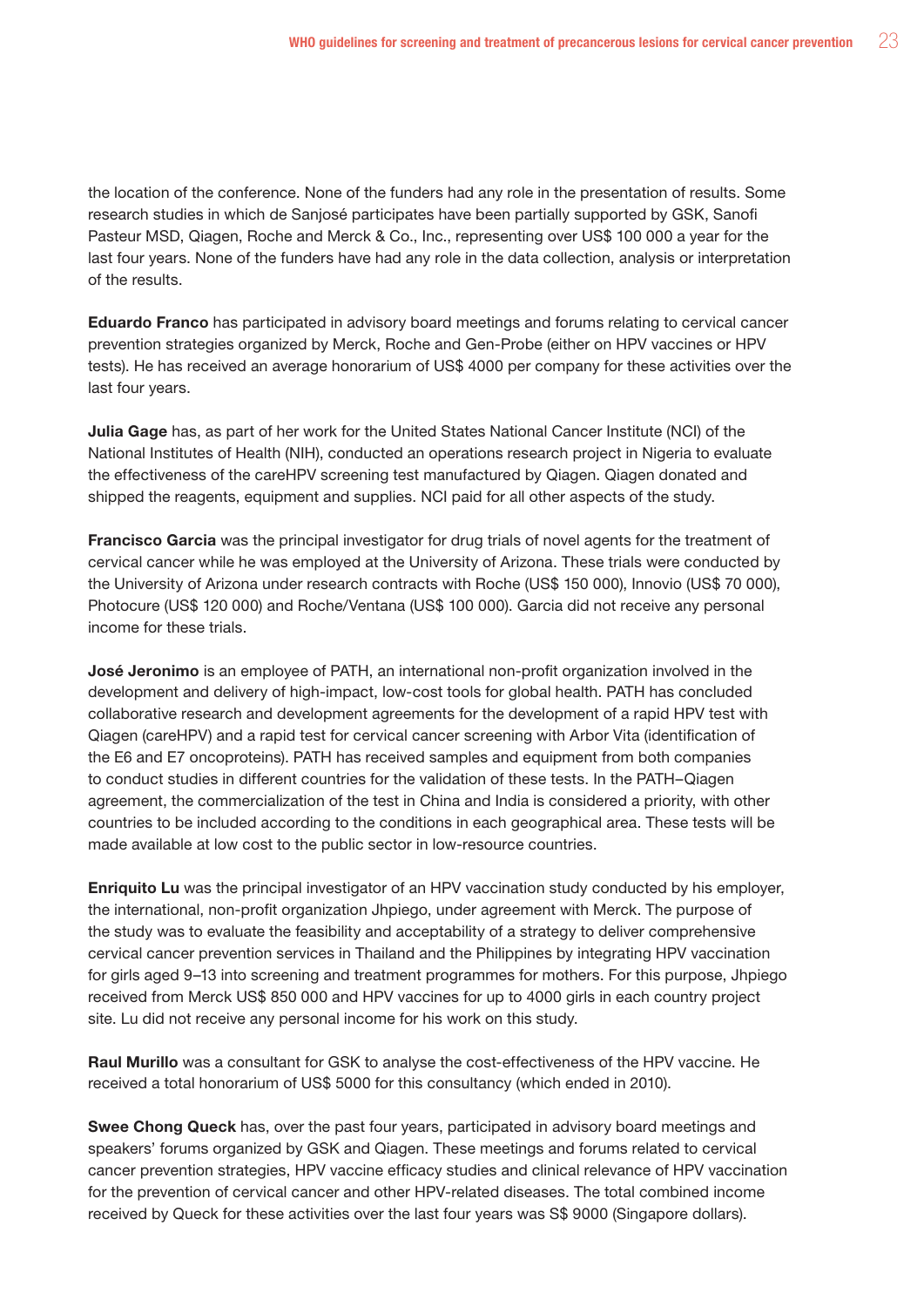the location of the conference. None of the funders had any role in the presentation of results. Some research studies in which de Sanjosé participates have been partially supported by GSK, Sanofi Pasteur MSD, Qiagen, Roche and Merck & Co., Inc., representing over US$ 100 000 a year for the last four years. None of the funders have had any role in the data collection, analysis or interpretation of the results.

**Eduardo Franco** has participated in advisory board meetings and forums relating to cervical cancer prevention strategies organized by Merck, Roche and Gen-Probe (either on HPV vaccines or HPV tests). He has received an average honorarium of US$ 4000 per company for these activities over the last four years.

**Julia Gage** has, as part of her work for the United States National Cancer Institute (NCI) of the National Institutes of Health (NIH), conducted an operations research project in Nigeria to evaluate the effectiveness of the careHPV screening test manufactured by Qiagen. Qiagen donated and shipped the reagents, equipment and supplies. NCI paid for all other aspects of the study.

**Francisco Garcia** was the principal investigator for drug trials of novel agents for the treatment of cervical cancer while he was employed at the University of Arizona. These trials were conducted by the University of Arizona under research contracts with Roche (US$ 150 000), Innovio (US$ 70 000), Photocure (US$ 120 000) and Roche/Ventana (US$ 100 000). Garcia did not receive any personal income for these trials.

**José Jeronimo** is an employee of PATH, an international non-profit organization involved in the development and delivery of high-impact, low-cost tools for global health. PATH has concluded collaborative research and development agreements for the development of a rapid HPV test with Qiagen (careHPV) and a rapid test for cervical cancer screening with Arbor Vita (identification of the E6 and E7 oncoproteins). PATH has received samples and equipment from both companies to conduct studies in different countries for the validation of these tests. In the PATH–Qiagen agreement, the commercialization of the test in China and India is considered a priority, with other countries to be included according to the conditions in each geographical area. These tests will be made available at low cost to the public sector in low-resource countries.

**Enriquito Lu** was the principal investigator of an HPV vaccination study conducted by his employer, the international, non-profit organization Jhpiego, under agreement with Merck. The purpose of the study was to evaluate the feasibility and acceptability of a strategy to deliver comprehensive cervical cancer prevention services in Thailand and the Philippines by integrating HPV vaccination for girls aged 9–13 into screening and treatment programmes for mothers. For this purpose, Jhpiego received from Merck US$ 850 000 and HPV vaccines for up to 4000 girls in each country project site. Lu did not receive any personal income for his work on this study.

**Raul Murillo** was a consultant for GSK to analyse the cost-effectiveness of the HPV vaccine. He received a total honorarium of US$ 5000 for this consultancy (which ended in 2010).

**Swee Chong Queck** has, over the past four years, participated in advisory board meetings and speakers' forums organized by GSK and Qiagen. These meetings and forums related to cervical cancer prevention strategies, HPV vaccine efficacy studies and clinical relevance of HPV vaccination for the prevention of cervical cancer and other HPV-related diseases. The total combined income received by Queck for these activities over the last four years was S$ 9000 (Singapore dollars).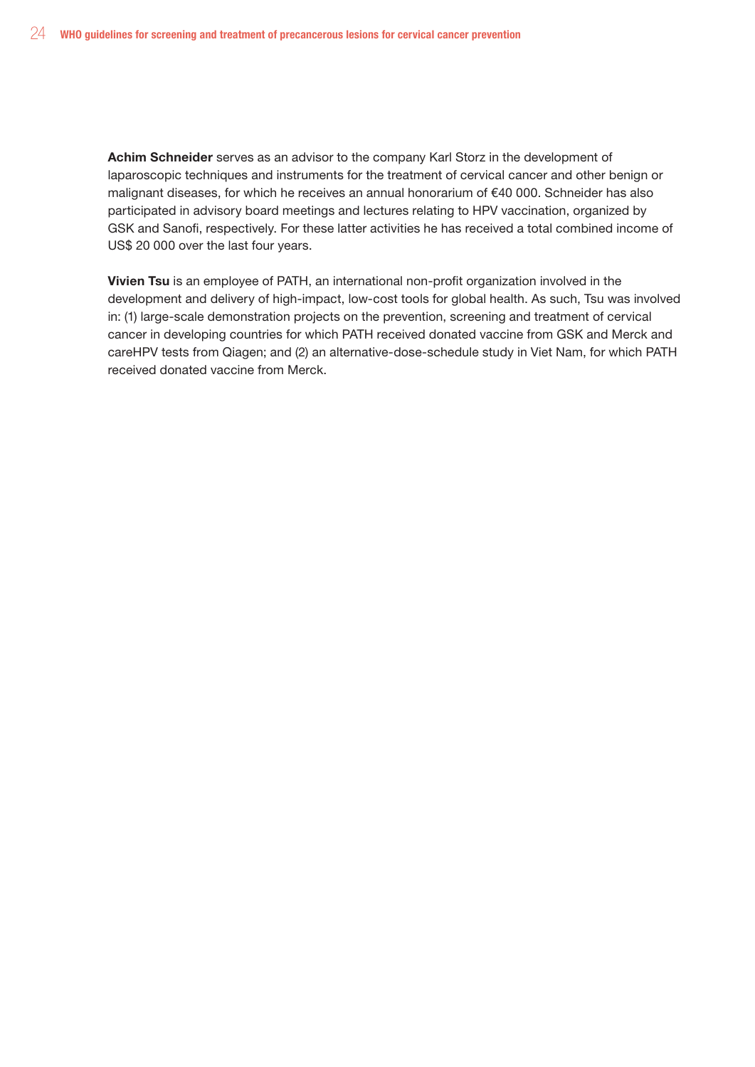**Achim Schneider** serves as an advisor to the company Karl Storz in the development of laparoscopic techniques and instruments for the treatment of cervical cancer and other benign or malignant diseases, for which he receives an annual honorarium of €40 000. Schneider has also participated in advisory board meetings and lectures relating to HPV vaccination, organized by GSK and Sanofi, respectively. For these latter activities he has received a total combined income of US$ 20 000 over the last four years.

**Vivien Tsu** is an employee of PATH, an international non-profit organization involved in the development and delivery of high-impact, low-cost tools for global health. As such, Tsu was involved in: (1) large-scale demonstration projects on the prevention, screening and treatment of cervical cancer in developing countries for which PATH received donated vaccine from GSK and Merck and careHPV tests from Qiagen; and (2) an alternative-dose-schedule study in Viet Nam, for which PATH received donated vaccine from Merck.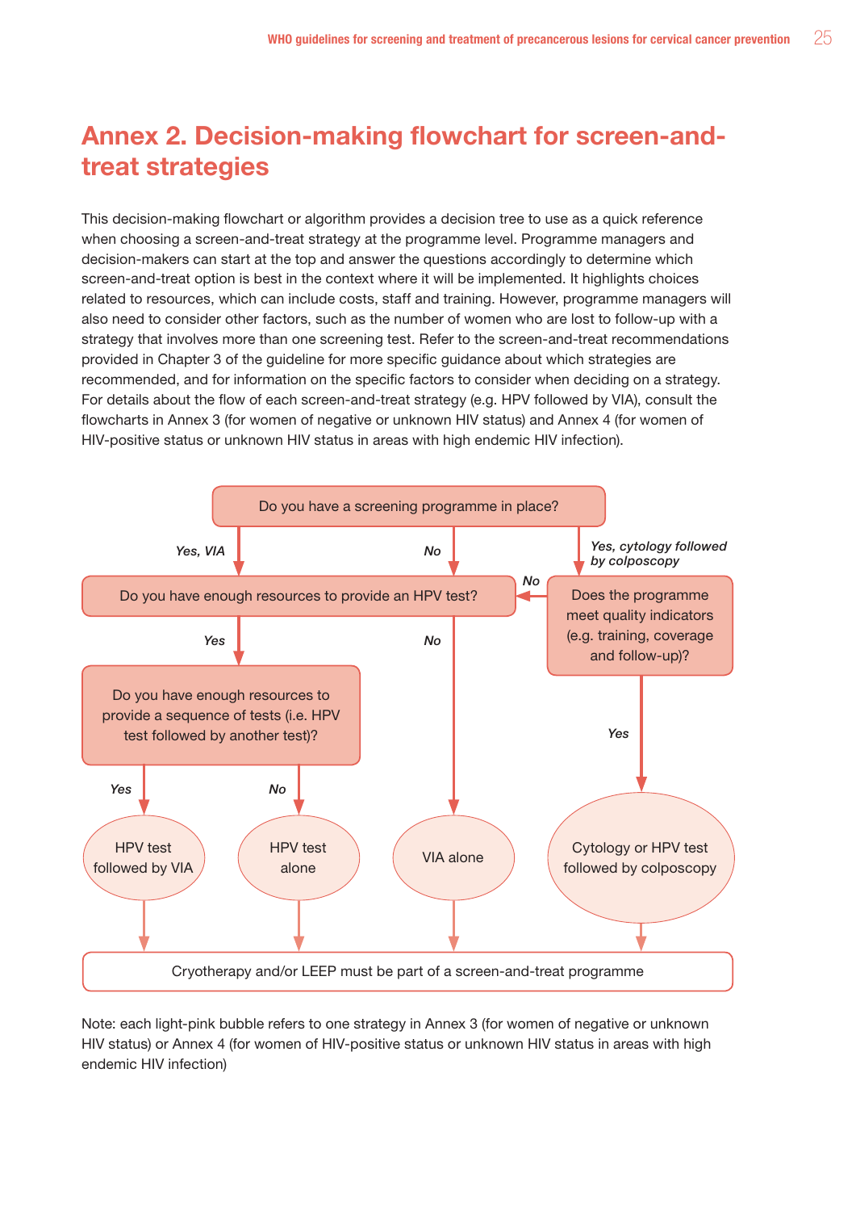# Annex 2. Decision-making flowchart for screen-and-treat strategies

This decision-making flowchart or algorithm provides a decision tree to use as a quick reference when choosing a screen-and-treat strategy at the programme level. Programme managers and decision-makers can start at the top and answer the questions accordingly to determine which screen-and-treat option is best in the context where it will be implemented. It highlights choices related to resources, which can include costs, staff and training. However, programme managers will also need to consider other factors, such as the number of women who are lost to follow-up with a strategy that involves more than one screening test. Refer to the screen-and-treat recommendations provided in Chapter 3 of the guideline for more specific guidance about which strategies are recommended, and for information on the specific factors to consider when deciding on a strategy. For details about the flow of each screen-and-treat strategy (e.g. HPV followed by VIA), consult the flowcharts in Annex 3 (for women of negative or unknown HIV status) and Annex 4 (for women of HIV-positive status or unknown HIV status in areas with high endemic HIV infection).

Do you have a screening programme in place?

- *Yes, VIA* → Do you have enough resources to provide an HPV test?
- *No* → Do you have enough resources to provide an HPV test?
- *Yes, cytology followed by colposcopy* → Does the programme meet quality indicators (e.g. training, coverage and follow-up)?
  - *No* → Do you have enough resources to provide an HPV test?
  - *Yes* → **Cytology or HPV test followed by colposcopy**

Do you have enough resources to provide an HPV test?

- *Yes* → Do you have enough resources to provide a sequence of tests (i.e. HPV test followed by another test)?
  - *Yes* → **HPV test followed by VIA**
  - *No* → **HPV test alone**
- *No* → **VIA alone**

All strategies → Cryotherapy and/or LEEP must be part of a screen-and-treat programme

Note: each light-pink bubble refers to one strategy in Annex 3 (for women of negative or unknown HIV status) or Annex 4 (for women of HIV-positive status or unknown HIV status in areas with high endemic HIV infection)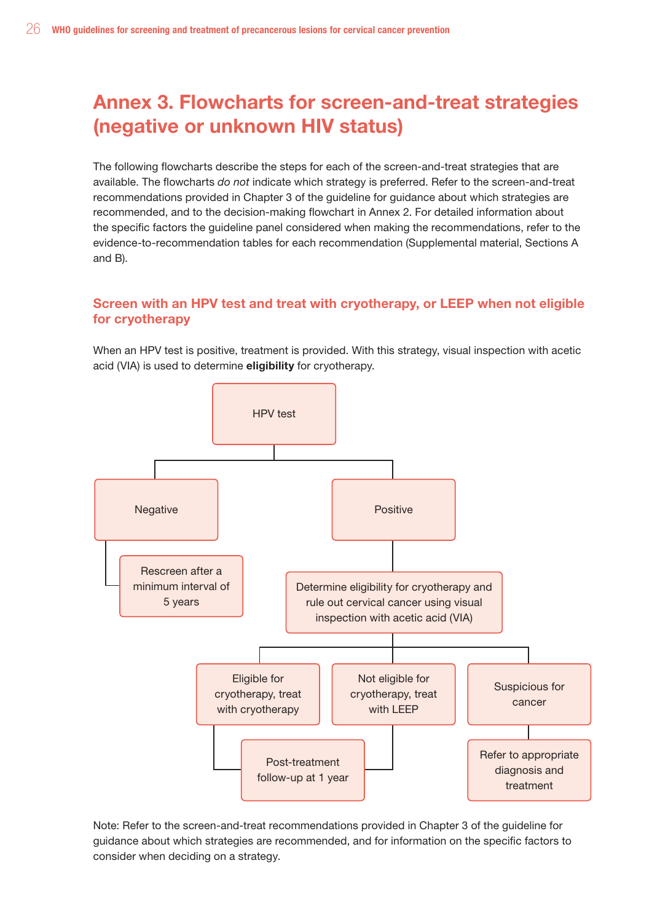# Annex 3. Flowcharts for screen-and-treat strategies (negative or unknown HIV status)

The following flowcharts describe the steps for each of the screen-and-treat strategies that are available. The flowcharts *do not* indicate which strategy is preferred. Refer to the screen-and-treat recommendations provided in Chapter 3 of the guideline for guidance about which strategies are recommended, and to the decision-making flowchart in Annex 2. For detailed information about the specific factors the guideline panel considered when making the recommendations, refer to the evidence-to-recommendation tables for each recommendation (Supplemental material, Sections A and B).

## Screen with an HPV test and treat with cryotherapy, or LEEP when not eligible for cryotherapy

When an HPV test is positive, treatment is provided. With this strategy, visual inspection with acetic acid (VIA) is used to determine **eligibility** for cryotherapy.

- HPV test
  - Negative
    - Rescreen after a minimum interval of 5 years
  - Positive
    - Determine eligibility for cryotherapy and rule out cervical cancer using visual inspection with acetic acid (VIA)
      - Eligible for cryotherapy, treat with cryotherapy
        - Post-treatment follow-up at 1 year
      - Not eligible for cryotherapy, treat with LEEP
        - Post-treatment follow-up at 1 year
      - Suspicious for cancer
        - Refer to appropriate diagnosis and treatment

Note: Refer to the screen-and-treat recommendations provided in Chapter 3 of the guideline for guidance about which strategies are recommended, and for information on the specific factors to consider when deciding on a strategy.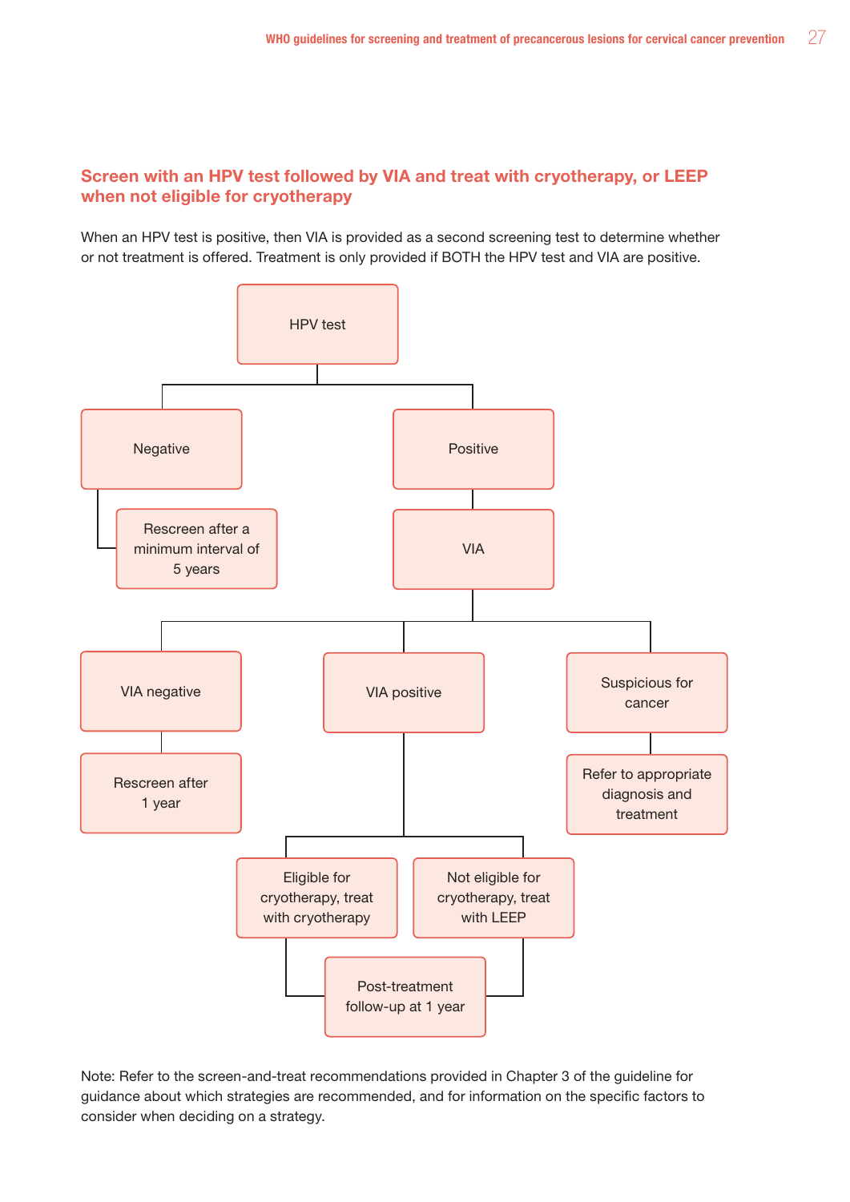## Screen with an HPV test followed by VIA and treat with cryotherapy, or LEEP when not eligible for cryotherapy

When an HPV test is positive, then VIA is provided as a second screening test to determine whether or not treatment is offered. Treatment is only provided if BOTH the HPV test and VIA are positive.

- HPV test
  - Negative
    - Rescreen after a minimum interval of 5 years
  - Positive
    - VIA
      - VIA negative
        - Rescreen after 1 year
      - VIA positive
        - Eligible for cryotherapy, treat with cryotherapy
          - Post-treatment follow-up at 1 year
        - Not eligible for cryotherapy, treat with LEEP
          - Post-treatment follow-up at 1 year
      - Suspicious for cancer
        - Refer to appropriate diagnosis and treatment

Note: Refer to the screen-and-treat recommendations provided in Chapter 3 of the guideline for guidance about which strategies are recommended, and for information on the specific factors to consider when deciding on a strategy.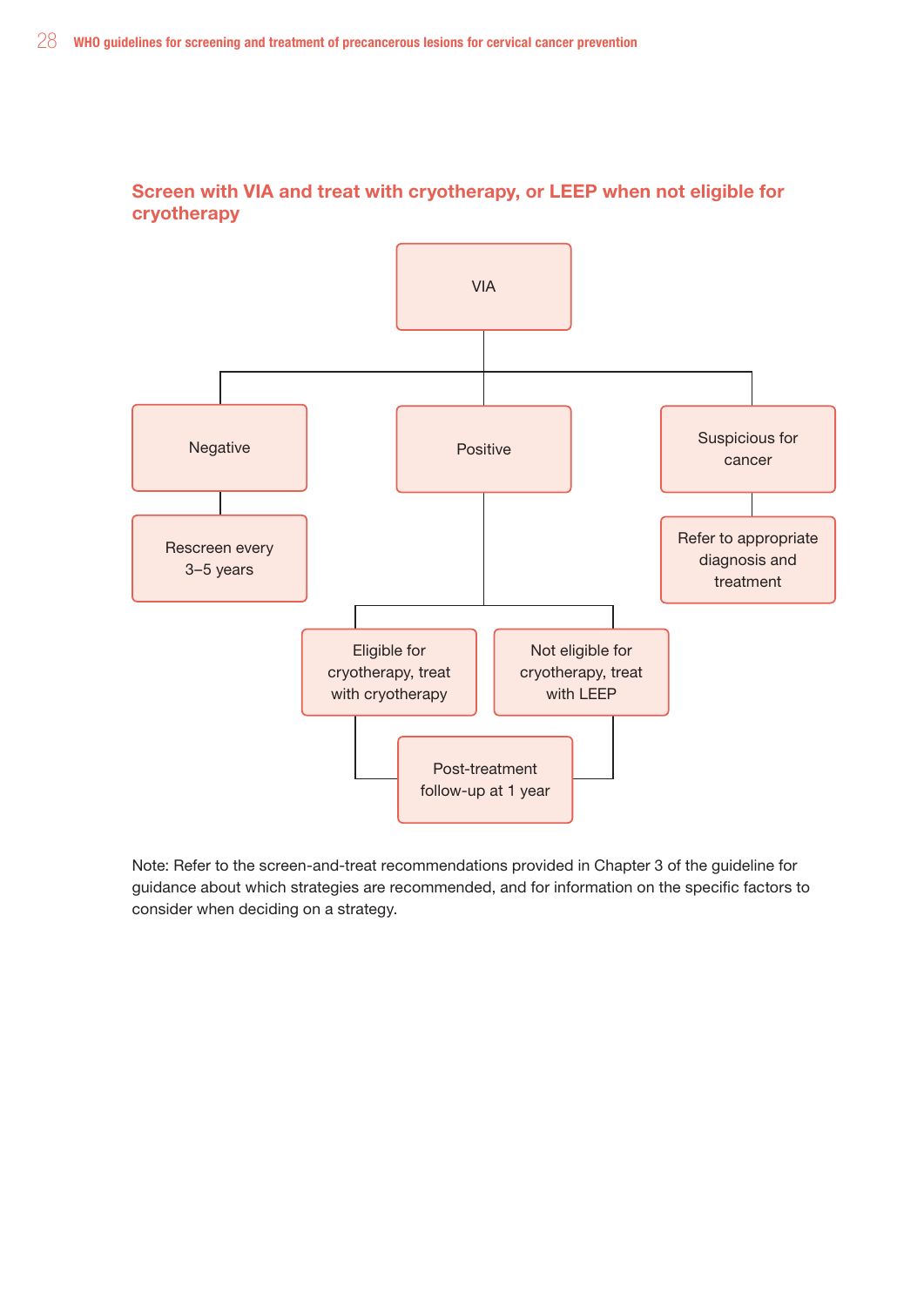## Screen with VIA and treat with cryotherapy, or LEEP when not eligible for cryotherapy

VIA

- Negative
  - Rescreen every 3–5 years
- Positive
  - Eligible for cryotherapy, treat with cryotherapy
  - Not eligible for cryotherapy, treat with LEEP
    - Post-treatment follow-up at 1 year
- Suspicious for cancer
  - Refer to appropriate diagnosis and treatment

Note: Refer to the screen-and-treat recommendations provided in Chapter 3 of the guideline for guidance about which strategies are recommended, and for information on the specific factors to consider when deciding on a strategy.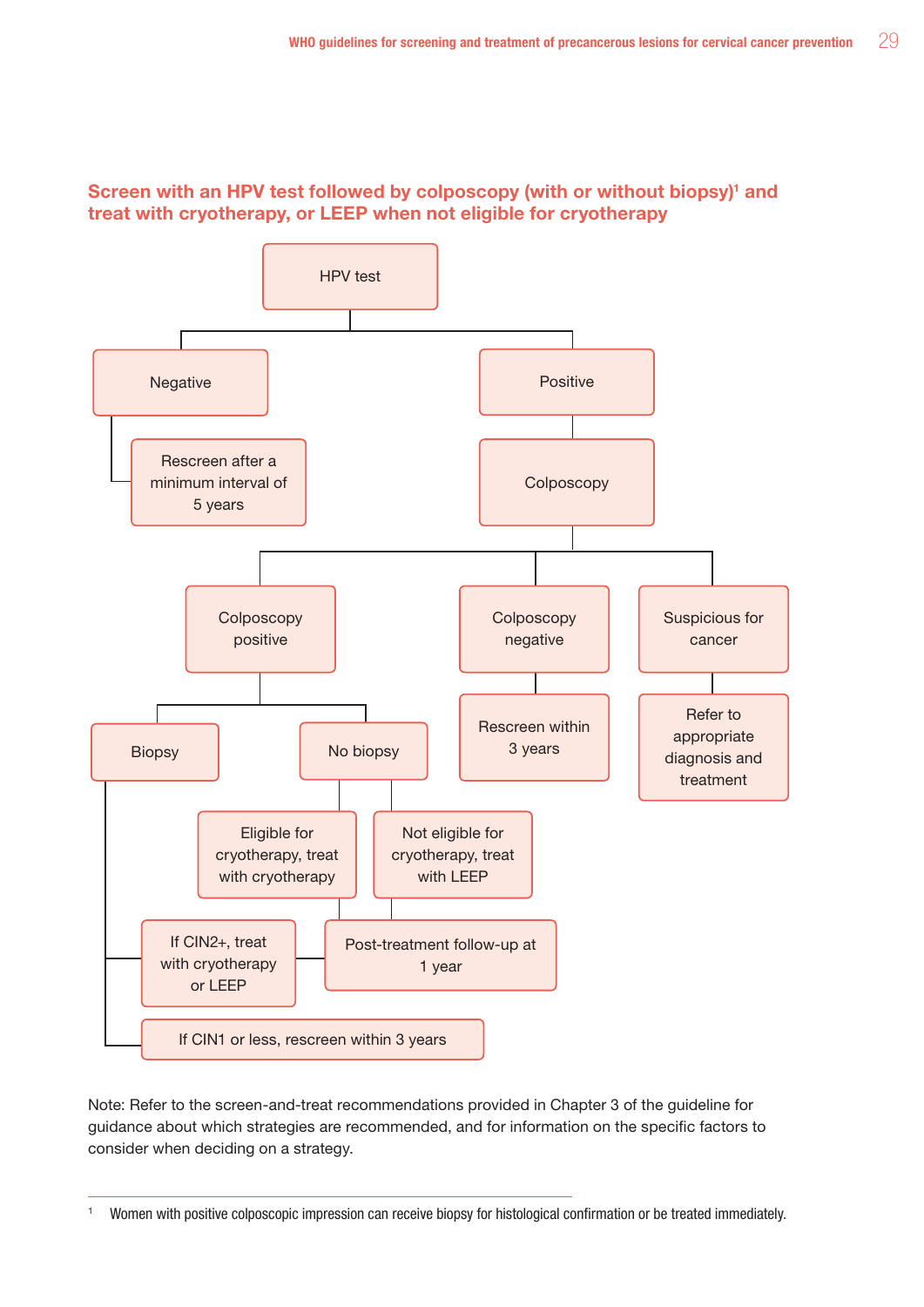## Screen with an HPV test followed by colposcopy (with or without biopsy)[1] and treat with cryotherapy, or LEEP when not eligible for cryotherapy

HPV test

- Negative
  - Rescreen after a minimum interval of 5 years
- Positive
  - Colposcopy
    - Colposcopy positive
      - Biopsy
        - If CIN2+, treat with cryotherapy or LEEP
          - Post-treatment follow-up at 1 year
        - If CIN1 or less, rescreen within 3 years
      - No biopsy
        - Eligible for cryotherapy, treat with cryotherapy
          - Post-treatment follow-up at 1 year
        - Not eligible for cryotherapy, treat with LEEP
          - Post-treatment follow-up at 1 year
    - Colposcopy negative
      - Rescreen within 3 years
    - Suspicious for cancer
      - Refer to appropriate diagnosis and treatment

Note: Refer to the screen-and-treat recommendations provided in Chapter 3 of the guideline for guidance about which strategies are recommended, and for information on the specific factors to consider when deciding on a strategy.

[1] Women with positive colposcopic impression can receive biopsy for histological confirmation or be treated immediately.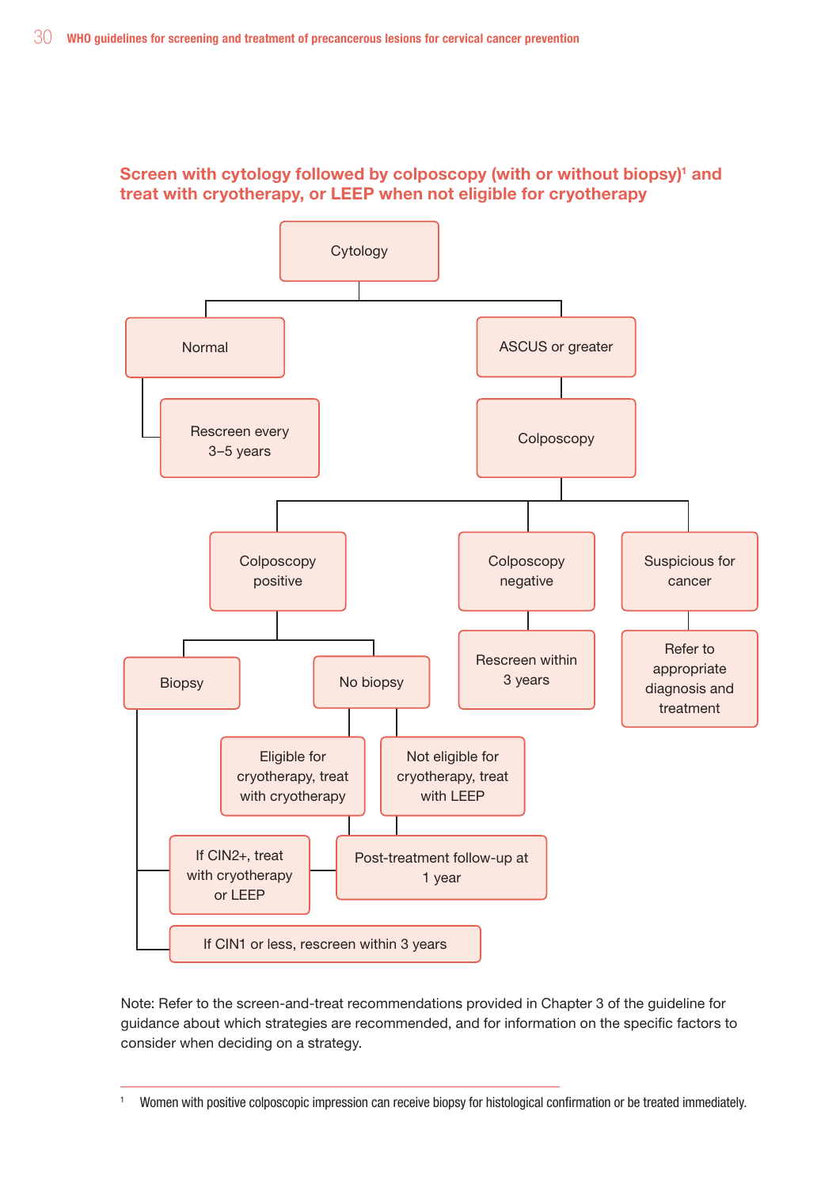## Screen with cytology followed by colposcopy (with or without biopsy)[1] and treat with cryotherapy, or LEEP when not eligible for cryotherapy

- Cytology
  - Normal
    - Rescreen every 3–5 years
  - ASCUS or greater
    - Colposcopy
      - Colposcopy positive
        - Biopsy
          - If CIN2+, treat with cryotherapy or LEEP
            - Post-treatment follow-up at 1 year
          - If CIN1 or less, rescreen within 3 years
        - No biopsy
          - Eligible for cryotherapy, treat with cryotherapy
            - Post-treatment follow-up at 1 year
          - Not eligible for cryotherapy, treat with LEEP
            - Post-treatment follow-up at 1 year
      - Colposcopy negative
        - Rescreen within 3 years
      - Suspicious for cancer
        - Refer to appropriate diagnosis and treatment

Note: Refer to the screen-and-treat recommendations provided in Chapter 3 of the guideline for guidance about which strategies are recommended, and for information on the specific factors to consider when deciding on a strategy.

[1] Women with positive colposcopic impression can receive biopsy for histological confirmation or be treated immediately.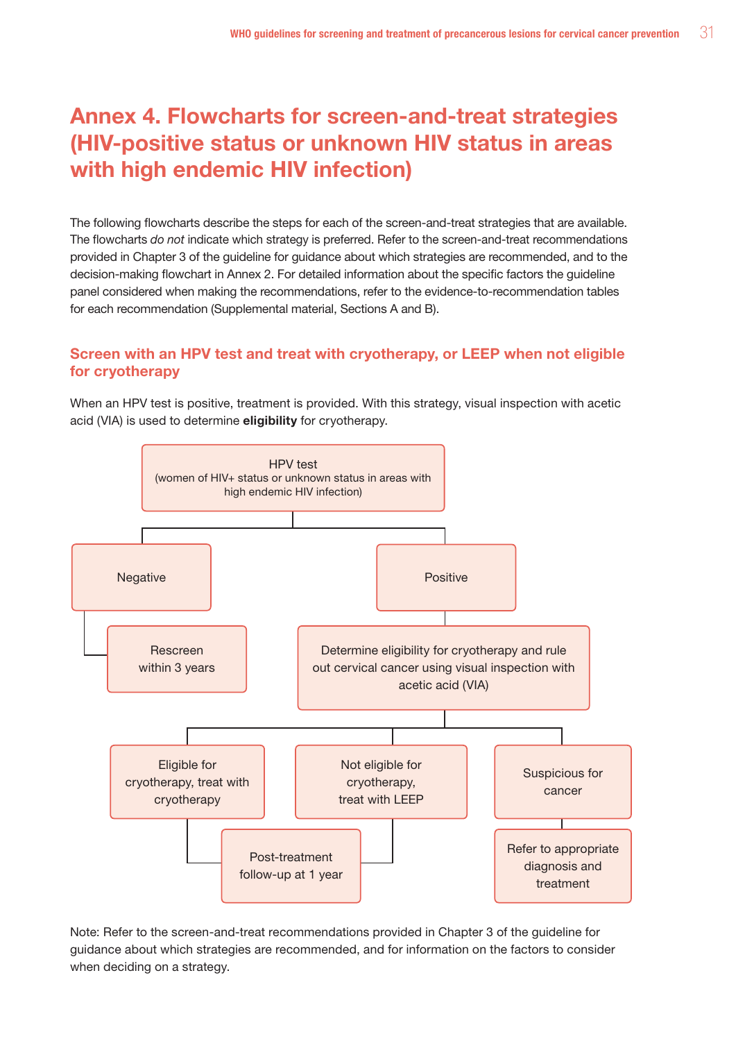# Annex 4. Flowcharts for screen-and-treat strategies (HIV-positive status or unknown HIV status in areas with high endemic HIV infection)

The following flowcharts describe the steps for each of the screen-and-treat strategies that are available. The flowcharts *do not* indicate which strategy is preferred. Refer to the screen-and-treat recommendations provided in Chapter 3 of the guideline for guidance about which strategies are recommended, and to the decision-making flowchart in Annex 2. For detailed information about the specific factors the guideline panel considered when making the recommendations, refer to the evidence-to-recommendation tables for each recommendation (Supplemental material, Sections A and B).

## Screen with an HPV test and treat with cryotherapy, or LEEP when not eligible for cryotherapy

When an HPV test is positive, treatment is provided. With this strategy, visual inspection with acetic acid (VIA) is used to determine **eligibility** for cryotherapy.

- **HPV test** (women of HIV+ status or unknown status in areas with high endemic HIV infection)
  - **Negative**
    - Rescreen within 3 years
  - **Positive**
    - Determine eligibility for cryotherapy and rule out cervical cancer using visual inspection with acetic acid (VIA)
      - Eligible for cryotherapy, treat with cryotherapy
        - Post-treatment follow-up at 1 year
      - Not eligible for cryotherapy, treat with LEEP
        - Post-treatment follow-up at 1 year
      - Suspicious for cancer
        - Refer to appropriate diagnosis and treatment

Note: Refer to the screen-and-treat recommendations provided in Chapter 3 of the guideline for guidance about which strategies are recommended, and for information on the factors to consider when deciding on a strategy.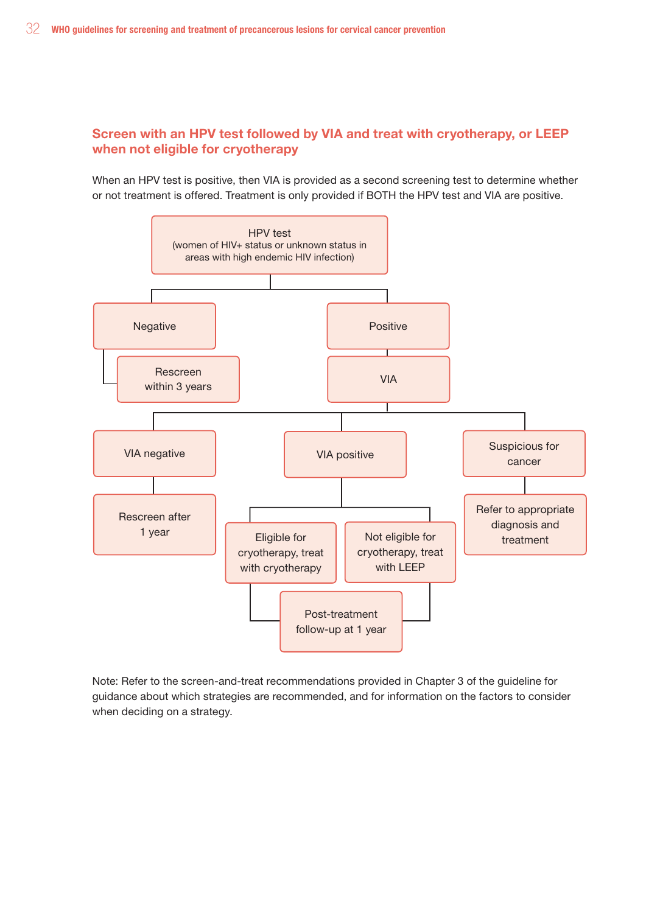## Screen with an HPV test followed by VIA and treat with cryotherapy, or LEEP when not eligible for cryotherapy

When an HPV test is positive, then VIA is provided as a second screening test to determine whether or not treatment is offered. Treatment is only provided if BOTH the HPV test and VIA are positive.

- **HPV test** (women of HIV+ status or unknown status in areas with high endemic HIV infection)
  - **Negative**
    - Rescreen within 3 years
  - **Positive**
    - **VIA**
      - **VIA negative**
        - Rescreen after 1 year
      - **VIA positive**
        - Eligible for cryotherapy, treat with cryotherapy
          - Post-treatment follow-up at 1 year
        - Not eligible for cryotherapy, treat with LEEP
          - Post-treatment follow-up at 1 year
      - **Suspicious for cancer**
        - Refer to appropriate diagnosis and treatment

Note: Refer to the screen-and-treat recommendations provided in Chapter 3 of the guideline for guidance about which strategies are recommended, and for information on the factors to consider when deciding on a strategy.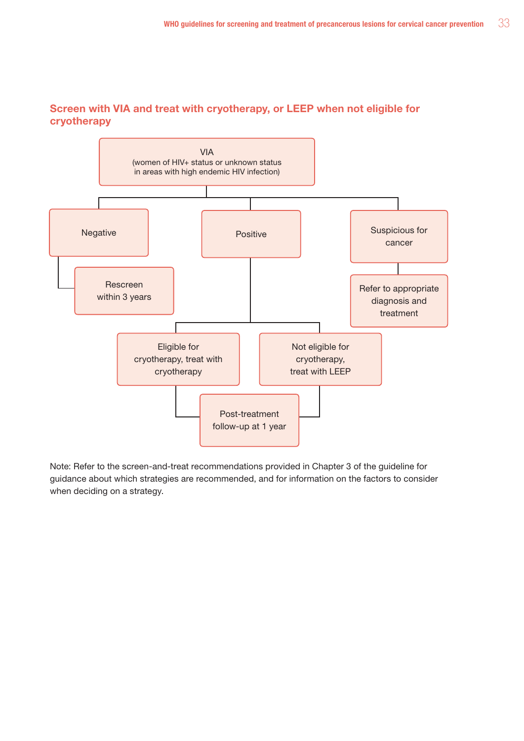## Screen with VIA and treat with cryotherapy, or LEEP when not eligible for cryotherapy

VIA
(women of HIV+ status or unknown status in areas with high endemic HIV infection)

- Negative
  - Rescreen within 3 years
- Positive
  - Eligible for cryotherapy, treat with cryotherapy
    - Post-treatment follow-up at 1 year
  - Not eligible for cryotherapy, treat with LEEP
    - Post-treatment follow-up at 1 year
- Suspicious for cancer
  - Refer to appropriate diagnosis and treatment

Note: Refer to the screen-and-treat recommendations provided in Chapter 3 of the guideline for guidance about which strategies are recommended, and for information on the factors to consider when deciding on a strategy.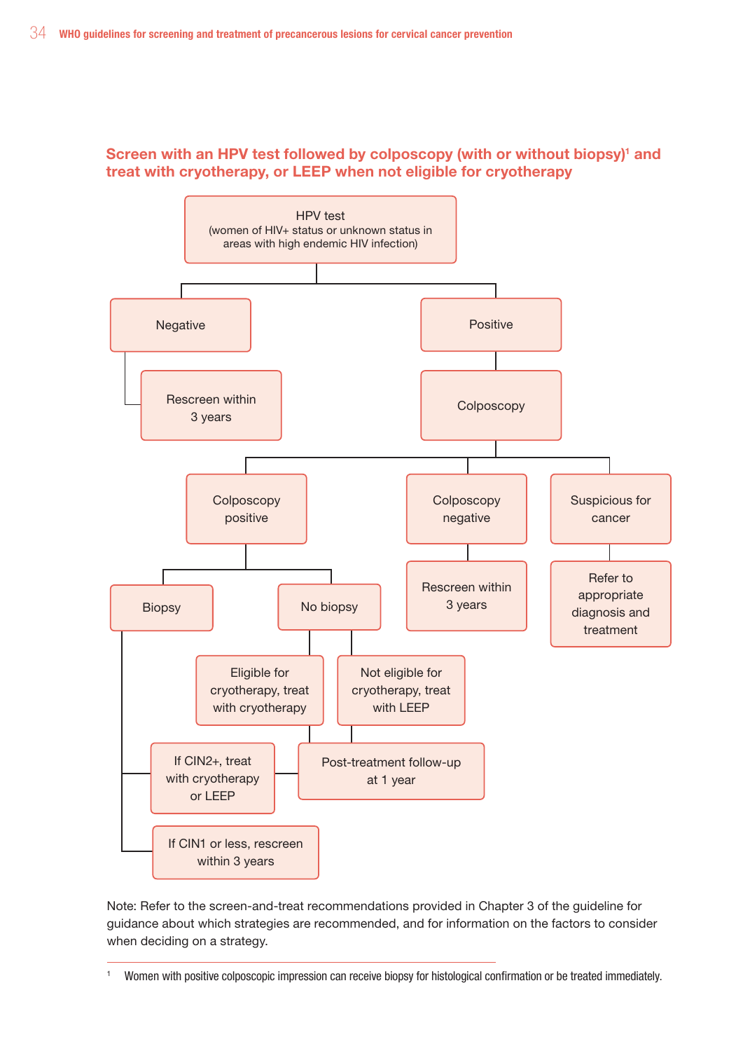## Screen with an HPV test followed by colposcopy (with or without biopsy)[1] and treat with cryotherapy, or LEEP when not eligible for cryotherapy

- **HPV test** (women of HIV+ status or unknown status in areas with high endemic HIV infection)
  - **Negative**
    - Rescreen within 3 years
  - **Positive**
    - **Colposcopy**
      - **Colposcopy positive**
        - **Biopsy**
          - If CIN2+, treat with cryotherapy or LEEP
            - Post-treatment follow-up at 1 year
          - If CIN1 or less, rescreen within 3 years
        - **No biopsy**
          - Eligible for cryotherapy, treat with cryotherapy
            - Post-treatment follow-up at 1 year
          - Not eligible for cryotherapy, treat with LEEP
            - Post-treatment follow-up at 1 year
      - **Colposcopy negative**
        - Rescreen within 3 years
      - **Suspicious for cancer**
        - Refer to appropriate diagnosis and treatment

Note: Refer to the screen-and-treat recommendations provided in Chapter 3 of the guideline for guidance about which strategies are recommended, and for information on the factors to consider when deciding on a strategy.

[1] Women with positive colposcopic impression can receive biopsy for histological confirmation or be treated immediately.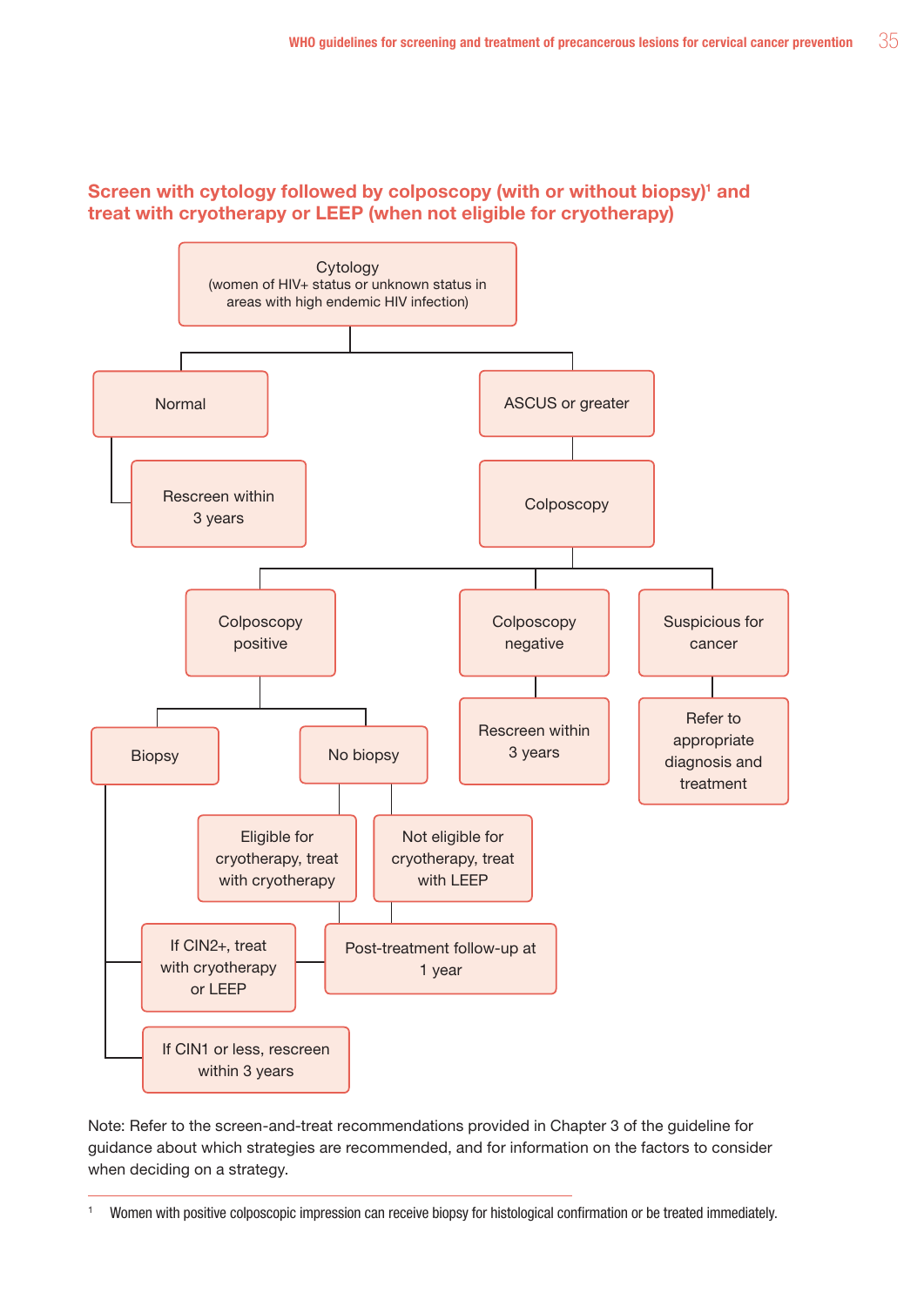## Screen with cytology followed by colposcopy (with or without biopsy)[1] and treat with cryotherapy or LEEP (when not eligible for cryotherapy)

- Cytology (women of HIV+ status or unknown status in areas with high endemic HIV infection)
  - Normal
    - Rescreen within 3 years
  - ASCUS or greater
    - Colposcopy
      - Colposcopy positive
        - Biopsy
          - If CIN2+, treat with cryotherapy or LEEP
            - Post-treatment follow-up at 1 year
          - If CIN1 or less, rescreen within 3 years
        - No biopsy
          - Eligible for cryotherapy, treat with cryotherapy
            - Post-treatment follow-up at 1 year
          - Not eligible for cryotherapy, treat with LEEP
            - Post-treatment follow-up at 1 year
      - Colposcopy negative
        - Rescreen within 3 years
      - Suspicious for cancer
        - Refer to appropriate diagnosis and treatment

Note: Refer to the screen-and-treat recommendations provided in Chapter 3 of the guideline for guidance about which strategies are recommended, and for information on the factors to consider when deciding on a strategy.

[1] Women with positive colposcopic impression can receive biopsy for histological confirmation or be treated immediately.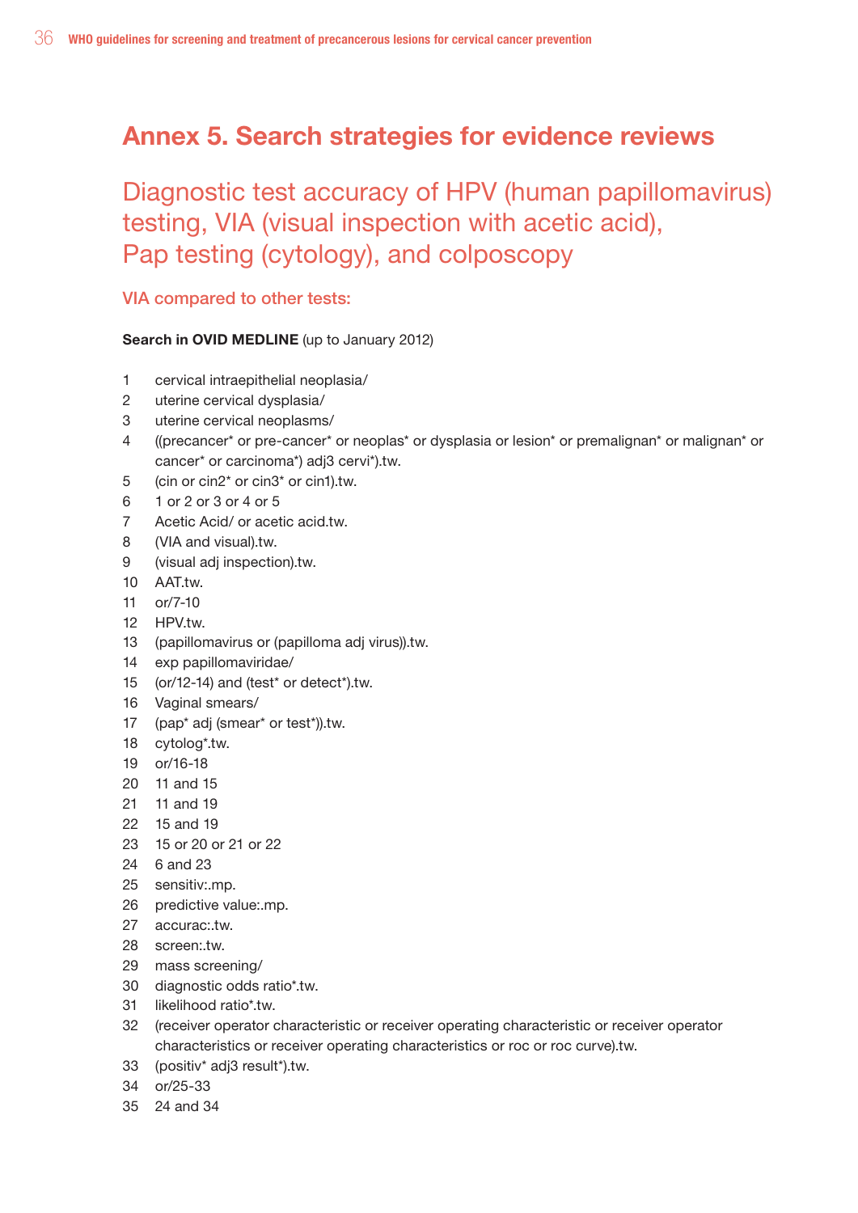# Annex 5. Search strategies for evidence reviews

## Diagnostic test accuracy of HPV (human papillomavirus) testing, VIA (visual inspection with acetic acid), Pap testing (cytology), and colposcopy

### VIA compared to other tests:

**Search in OVID MEDLINE** (up to January 2012)

1 cervical intraepithelial neoplasia/
2 uterine cervical dysplasia/
3 uterine cervical neoplasms/
4 ((precancer* or pre-cancer* or neoplas* or dysplasia or lesion* or premalignan* or malignan* or cancer* or carcinoma*) adj3 cervi*).tw.
5 (cin or cin2* or cin3* or cin1).tw.
6 1 or 2 or 3 or 4 or 5
7 Acetic Acid/ or acetic acid.tw.
8 (VIA and visual).tw.
9 (visual adj inspection).tw.
10 AAT.tw.
11 or/7-10
12 HPV.tw.
13 (papillomavirus or (papilloma adj virus)).tw.
14 exp papillomaviridae/
15 (or/12-14) and (test* or detect*).tw.
16 Vaginal smears/
17 (pap* adj (smear* or test*)).tw.
18 cytolog*.tw.
19 or/16-18
20 11 and 15
21 11 and 19
22 15 and 19
23 15 or 20 or 21 or 22
24 6 and 23
25 sensitiv:.mp.
26 predictive value:.mp.
27 accurac:.tw.
28 screen:.tw.
29 mass screening/
30 diagnostic odds ratio*.tw.
31 likelihood ratio*.tw.
32 (receiver operator characteristic or receiver operating characteristic or receiver operator characteristics or receiver operating characteristics or roc or roc curve).tw.
33 (positiv* adj3 result*).tw.
34 or/25-33
35 24 and 34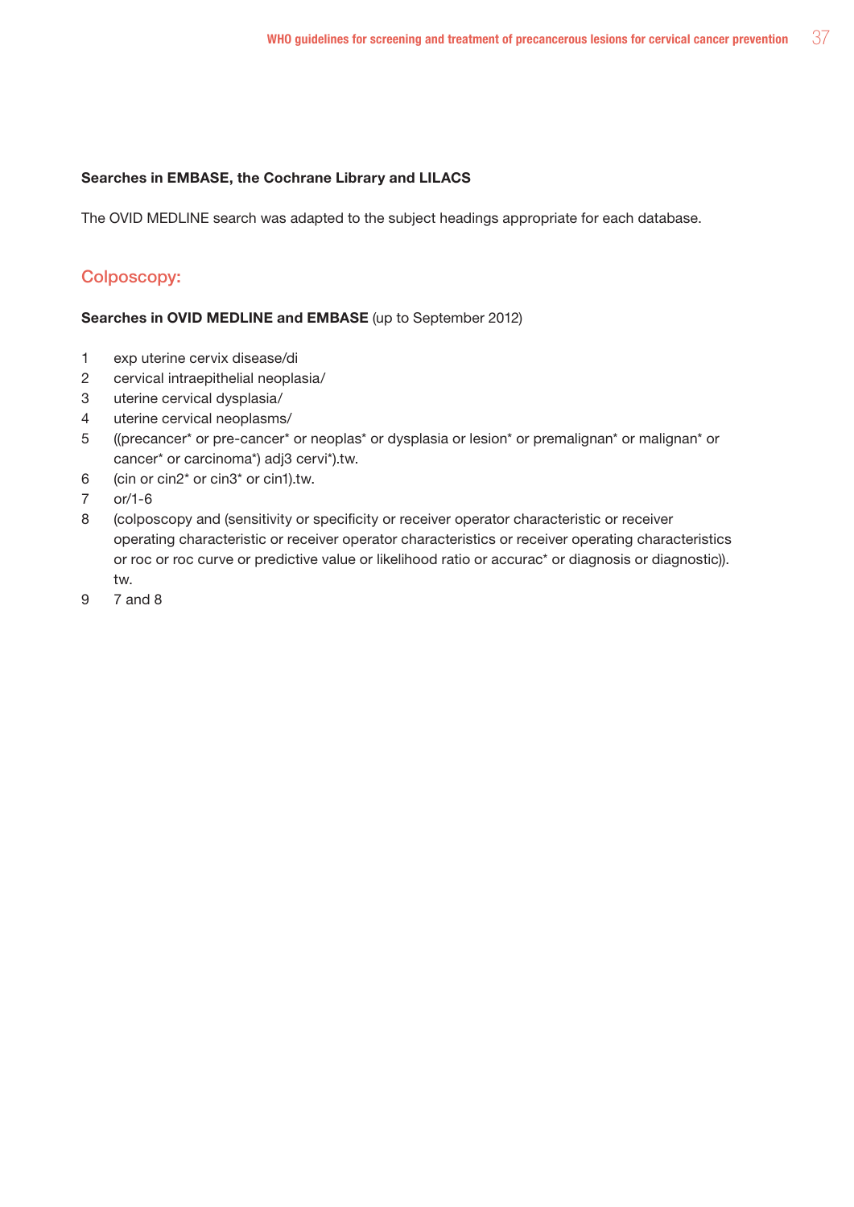**Searches in EMBASE, the Cochrane Library and LILACS**

The OVID MEDLINE search was adapted to the subject headings appropriate for each database.

## Colposcopy:

**Searches in OVID MEDLINE and EMBASE** (up to September 2012)

1 exp uterine cervix disease/di
2 cervical intraepithelial neoplasia/
3 uterine cervical dysplasia/
4 uterine cervical neoplasms/
5 ((precancer* or pre-cancer* or neoplas* or dysplasia or lesion* or premalignan* or malignan* or cancer* or carcinoma*) adj3 cervi*).tw.
6 (cin or cin2* or cin3* or cin1).tw.
7 or/1-6
8 (colposcopy and (sensitivity or specificity or receiver operator characteristic or receiver operating characteristic or receiver operator characteristics or receiver operating characteristics or roc or roc curve or predictive value or likelihood ratio or accurac* or diagnosis or diagnostic)).tw.
9 7 and 8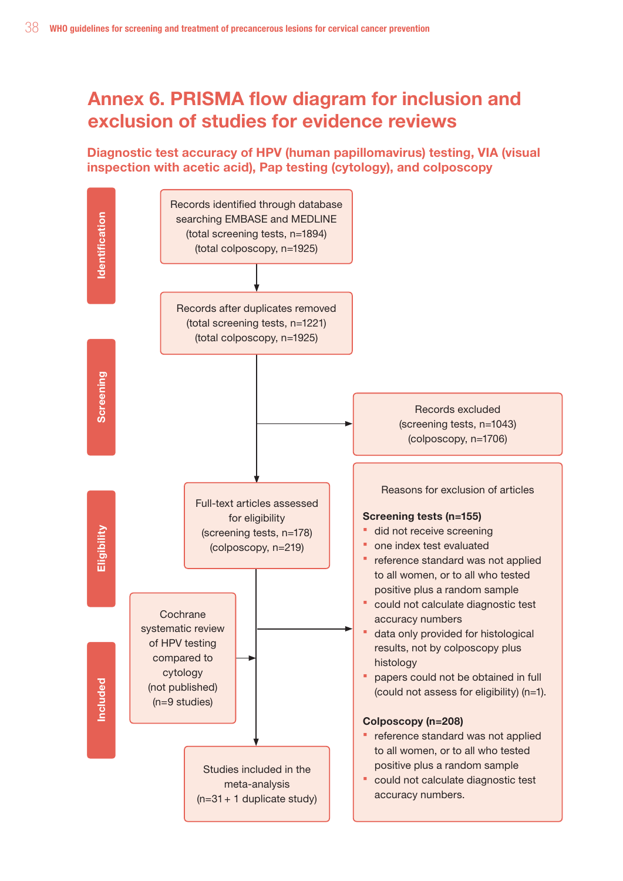# Annex 6. PRISMA flow diagram for inclusion and exclusion of studies for evidence reviews

## Diagnostic test accuracy of HPV (human papillomavirus) testing, VIA (visual inspection with acetic acid), Pap testing (cytology), and colposcopy

**Identification**

Records identified through database searching EMBASE and MEDLINE
(total screening tests, n=1894)
(total colposcopy, n=1925)

Records after duplicates removed
(total screening tests, n=1221)
(total colposcopy, n=1925)

**Screening**

Records excluded
(screening tests, n=1043)
(colposcopy, n=1706)

**Eligibility**

Full-text articles assessed for eligibility
(screening tests, n=178)
(colposcopy, n=219)

Reasons for exclusion of articles

**Screening tests (n=155)**

- did not receive screening
- one index test evaluated
- reference standard was not applied to all women, or to all who tested positive plus a random sample
- could not calculate diagnostic test accuracy numbers
- data only provided for histological results, not by colposcopy plus histology
- papers could not be obtained in full (could not assess for eligibility) (n=1).

**Colposcopy (n=208)**

- reference standard was not applied to all women, or to all who tested positive plus a random sample
- could not calculate diagnostic test accuracy numbers.

**Included**

Cochrane systematic review of HPV testing compared to cytology
(not published)
(n=9 studies)

Studies included in the meta-analysis
(n=31 + 1 duplicate study)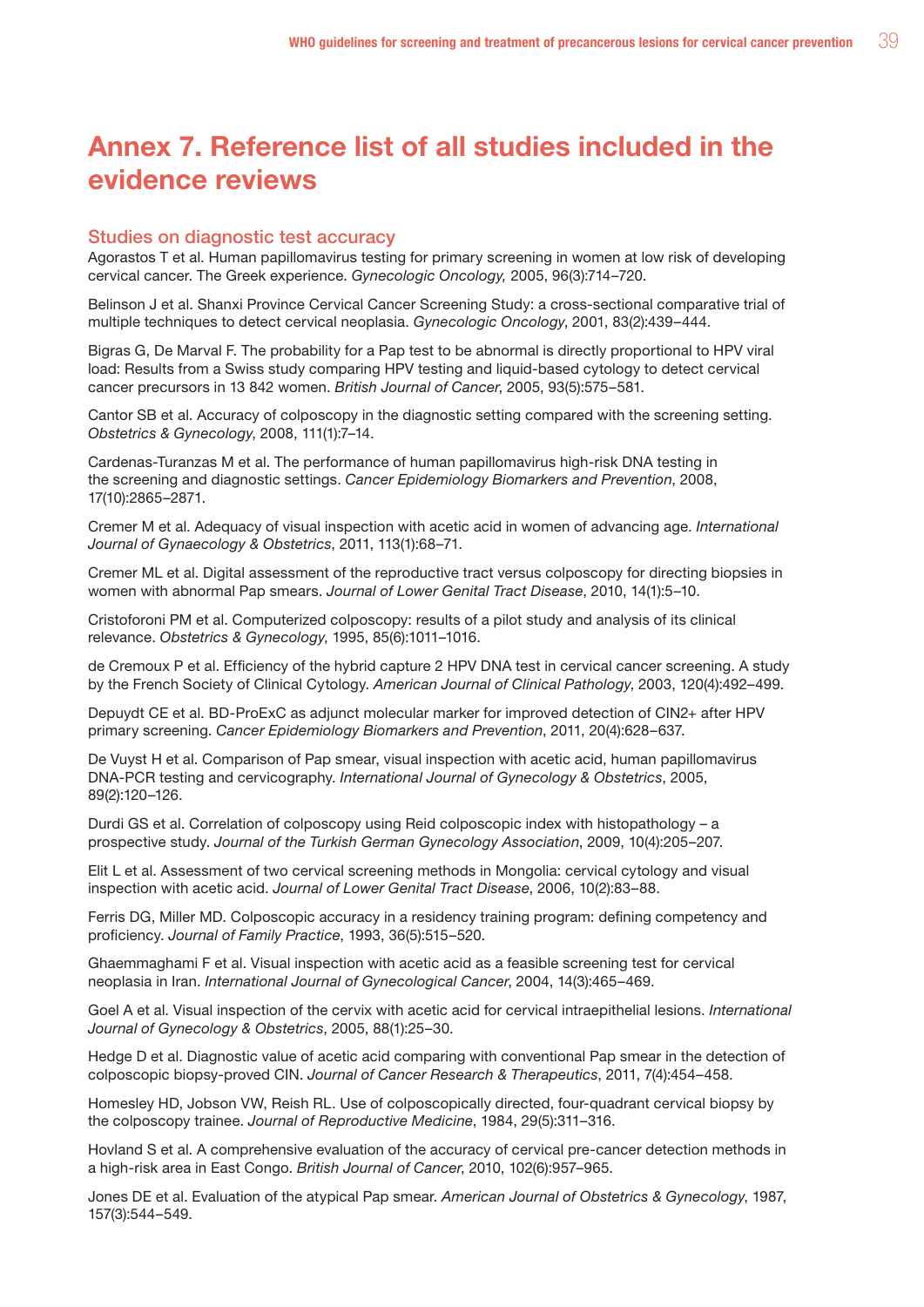# Annex 7. Reference list of all studies included in the evidence reviews

## Studies on diagnostic test accuracy

Agorastos T et al. Human papillomavirus testing for primary screening in women at low risk of developing cervical cancer. The Greek experience. *Gynecologic Oncology,* 2005, 96(3):714–720.

Belinson J et al. Shanxi Province Cervical Cancer Screening Study: a cross-sectional comparative trial of multiple techniques to detect cervical neoplasia. *Gynecologic Oncology*, 2001, 83(2):439–444.

Bigras G, De Marval F. The probability for a Pap test to be abnormal is directly proportional to HPV viral load: Results from a Swiss study comparing HPV testing and liquid-based cytology to detect cervical cancer precursors in 13 842 women. *British Journal of Cancer*, 2005, 93(5):575–581.

Cantor SB et al. Accuracy of colposcopy in the diagnostic setting compared with the screening setting. *Obstetrics & Gynecology*, 2008, 111(1):7–14.

Cardenas-Turanzas M et al. The performance of human papillomavirus high-risk DNA testing in the screening and diagnostic settings. *Cancer Epidemiology Biomarkers and Prevention*, 2008, 17(10):2865–2871.

Cremer M et al. Adequacy of visual inspection with acetic acid in women of advancing age. *International Journal of Gynaecology & Obstetrics*, 2011, 113(1):68–71.

Cremer ML et al. Digital assessment of the reproductive tract versus colposcopy for directing biopsies in women with abnormal Pap smears. *Journal of Lower Genital Tract Disease*, 2010, 14(1):5–10.

Cristoforoni PM et al. Computerized colposcopy: results of a pilot study and analysis of its clinical relevance. *Obstetrics & Gynecology*, 1995, 85(6):1011–1016.

de Cremoux P et al. Efficiency of the hybrid capture 2 HPV DNA test in cervical cancer screening. A study by the French Society of Clinical Cytology. *American Journal of Clinical Pathology*, 2003, 120(4):492–499.

Depuydt CE et al. BD-ProExC as adjunct molecular marker for improved detection of CIN2+ after HPV primary screening. *Cancer Epidemiology Biomarkers and Prevention*, 2011, 20(4):628–637.

De Vuyst H et al. Comparison of Pap smear, visual inspection with acetic acid, human papillomavirus DNA-PCR testing and cervicography. *International Journal of Gynecology & Obstetrics*, 2005, 89(2):120–126.

Durdi GS et al. Correlation of colposcopy using Reid colposcopic index with histopathology – a prospective study. *Journal of the Turkish German Gynecology Association*, 2009, 10(4):205–207.

Elit L et al. Assessment of two cervical screening methods in Mongolia: cervical cytology and visual inspection with acetic acid. *Journal of Lower Genital Tract Disease*, 2006, 10(2):83–88.

Ferris DG, Miller MD. Colposcopic accuracy in a residency training program: defining competency and proficiency. *Journal of Family Practice*, 1993, 36(5):515–520.

Ghaemmaghami F et al. Visual inspection with acetic acid as a feasible screening test for cervical neoplasia in Iran. *International Journal of Gynecological Cancer*, 2004, 14(3):465–469.

Goel A et al. Visual inspection of the cervix with acetic acid for cervical intraepithelial lesions. *International Journal of Gynecology & Obstetrics*, 2005, 88(1):25–30.

Hedge D et al. Diagnostic value of acetic acid comparing with conventional Pap smear in the detection of colposcopic biopsy-proved CIN. *Journal of Cancer Research & Therapeutics*, 2011, 7(4):454–458.

Homesley HD, Jobson VW, Reish RL. Use of colposcopically directed, four-quadrant cervical biopsy by the colposcopy trainee. *Journal of Reproductive Medicine*, 1984, 29(5):311–316.

Hovland S et al. A comprehensive evaluation of the accuracy of cervical pre-cancer detection methods in a high-risk area in East Congo. *British Journal of Cancer*, 2010, 102(6):957–965.

Jones DE et al. Evaluation of the atypical Pap smear. *American Journal of Obstetrics & Gynecology*, 1987, 157(3):544–549.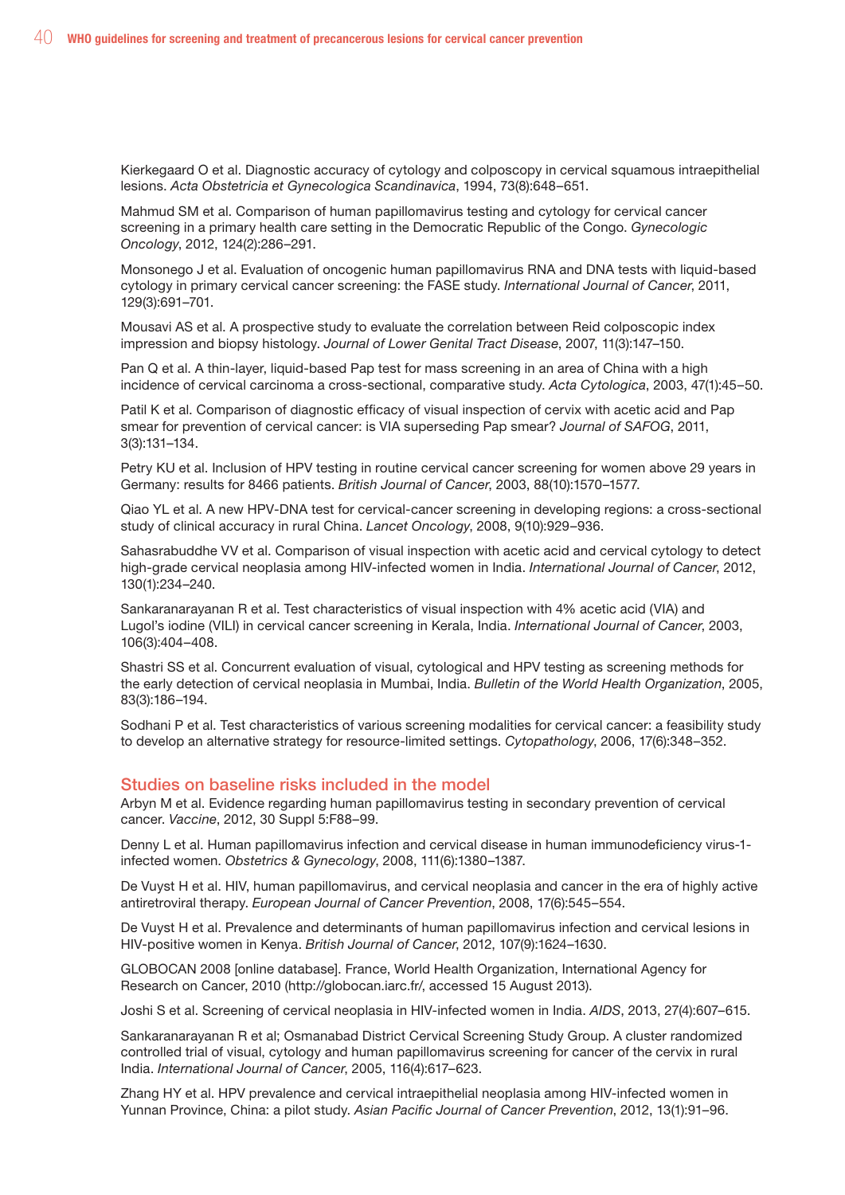Kierkegaard O et al. Diagnostic accuracy of cytology and colposcopy in cervical squamous intraepithelial lesions. *Acta Obstetricia et Gynecologica Scandinavica*, 1994, 73(8):648–651.

Mahmud SM et al. Comparison of human papillomavirus testing and cytology for cervical cancer screening in a primary health care setting in the Democratic Republic of the Congo. *Gynecologic Oncology*, 2012, 124(2):286–291.

Monsonego J et al. Evaluation of oncogenic human papillomavirus RNA and DNA tests with liquid-based cytology in primary cervical cancer screening: the FASE study. *International Journal of Cancer*, 2011, 129(3):691–701.

Mousavi AS et al. A prospective study to evaluate the correlation between Reid colposcopic index impression and biopsy histology. *Journal of Lower Genital Tract Disease*, 2007, 11(3):147–150.

Pan Q et al. A thin-layer, liquid-based Pap test for mass screening in an area of China with a high incidence of cervical carcinoma a cross-sectional, comparative study. *Acta Cytologica*, 2003, 47(1):45–50.

Patil K et al. Comparison of diagnostic efficacy of visual inspection of cervix with acetic acid and Pap smear for prevention of cervical cancer: is VIA superseding Pap smear? *Journal of SAFOG*, 2011, 3(3):131–134.

Petry KU et al. Inclusion of HPV testing in routine cervical cancer screening for women above 29 years in Germany: results for 8466 patients. *British Journal of Cancer*, 2003, 88(10):1570–1577.

Qiao YL et al. A new HPV-DNA test for cervical-cancer screening in developing regions: a cross-sectional study of clinical accuracy in rural China. *Lancet Oncology*, 2008, 9(10):929–936.

Sahasrabuddhe VV et al. Comparison of visual inspection with acetic acid and cervical cytology to detect high-grade cervical neoplasia among HIV-infected women in India. *International Journal of Cancer*, 2012, 130(1):234–240.

Sankaranarayanan R et al. Test characteristics of visual inspection with 4% acetic acid (VIA) and Lugol's iodine (VILI) in cervical cancer screening in Kerala, India. *International Journal of Cancer*, 2003, 106(3):404–408.

Shastri SS et al. Concurrent evaluation of visual, cytological and HPV testing as screening methods for the early detection of cervical neoplasia in Mumbai, India. *Bulletin of the World Health Organization*, 2005, 83(3):186–194.

Sodhani P et al. Test characteristics of various screening modalities for cervical cancer: a feasibility study to develop an alternative strategy for resource-limited settings. *Cytopathology*, 2006, 17(6):348–352.

## Studies on baseline risks included in the model

Arbyn M et al. Evidence regarding human papillomavirus testing in secondary prevention of cervical cancer. *Vaccine*, 2012, 30 Suppl 5:F88–99.

Denny L et al. Human papillomavirus infection and cervical disease in human immunodeficiency virus-1-infected women. *Obstetrics & Gynecology*, 2008, 111(6):1380–1387.

De Vuyst H et al. HIV, human papillomavirus, and cervical neoplasia and cancer in the era of highly active antiretroviral therapy. *European Journal of Cancer Prevention*, 2008, 17(6):545–554.

De Vuyst H et al. Prevalence and determinants of human papillomavirus infection and cervical lesions in HIV-positive women in Kenya. *British Journal of Cancer*, 2012, 107(9):1624–1630.

GLOBOCAN 2008 [online database]. France, World Health Organization, International Agency for Research on Cancer, 2010 (http://globocan.iarc.fr/, accessed 15 August 2013).

Joshi S et al. Screening of cervical neoplasia in HIV-infected women in India. *AIDS*, 2013, 27(4):607–615.

Sankaranarayanan R et al; Osmanabad District Cervical Screening Study Group. A cluster randomized controlled trial of visual, cytology and human papillomavirus screening for cancer of the cervix in rural India. *International Journal of Cancer*, 2005, 116(4):617–623.

Zhang HY et al. HPV prevalence and cervical intraepithelial neoplasia among HIV-infected women in Yunnan Province, China: a pilot study. *Asian Pacific Journal of Cancer Prevention*, 2012, 13(1):91–96.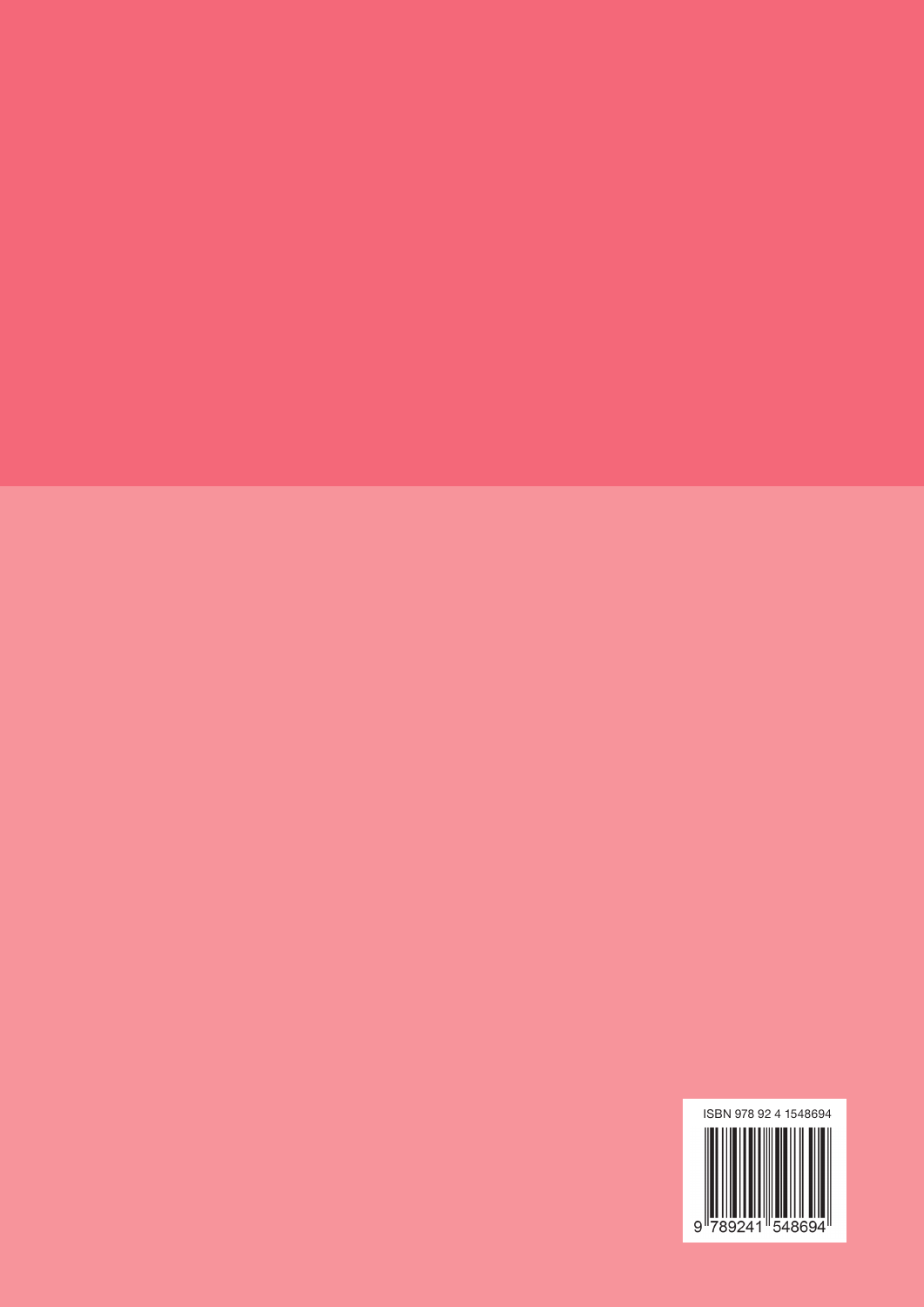ISBN 978 92 4 1548694

9 789241 548694